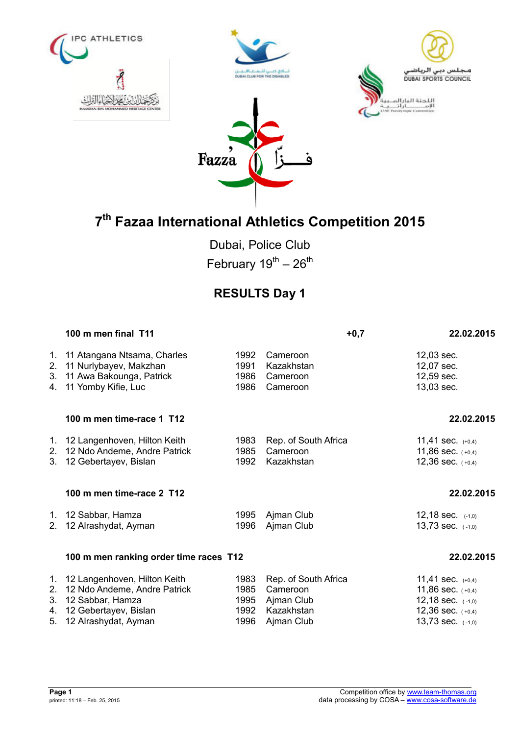# 7th Fazaa International Athletics Competition 2015

Dubai, Police Club

February 19th – 26th

## RESULTS Day 1

### 100 m men final T11 — +0,7 — 22.02.2015

| | | | | |
|---|---|---|---|---|
| 1. | 11 Atangana Ntsama, Charles | 1992 | Cameroon | 12,03 sec. |
| 2. | 11 Nurlybayev, Makzhan | 1991 | Kazakhstan | 12,07 sec. |
| 3. | 11 Awa Bakounga, Patrick | 1986 | Cameroon | 12,59 sec. |
| 4. | 11 Yomby Kifie, Luc | 1986 | Cameroon | 13,03 sec. |

### 100 m men time-race 1 T12 — 22.02.2015

| | | | | |
|---|---|---|---|---|
| 1. | 12 Langenhoven, Hilton Keith | 1983 | Rep. of South Africa | 11,41 sec. (+0,4) |
| 2. | 12 Ndo Andeme, Andre Patrick | 1985 | Cameroon | 11,86 sec. ( +0,4) |
| 3. | 12 Gebertayev, Bislan | 1992 | Kazakhstan | 12,36 sec. ( +0,4) |

### 100 m men time-race 2 T12 — 22.02.2015

| | | | | |
|---|---|---|---|---|
| 1. | 12 Sabbar, Hamza | 1995 | Ajman Club | 12,18 sec. (-1,0) |
| 2. | 12 Alrashydat, Ayman | 1996 | Ajman Club | 13,73 sec. ( -1,0) |

### 100 m men ranking order time races T12 — 22.02.2015

| | | | | |
|---|---|---|---|---|
| 1. | 12 Langenhoven, Hilton Keith | 1983 | Rep. of South Africa | 11,41 sec. (+0,4) |
| 2. | 12 Ndo Andeme, Andre Patrick | 1985 | Cameroon | 11,86 sec. ( +0,4) |
| 3. | 12 Sabbar, Hamza | 1995 | Ajman Club | 12,18 sec. ( -1,0) |
| 4. | 12 Gebertayev, Bislan | 1992 | Kazakhstan | 12,36 sec. ( +0,4) |
| 5. | 12 Alrashydat, Ayman | 1996 | Ajman Club | 13,73 sec. ( -1,0) |

printed: 11:18 – Feb. 25, 2015

Competition office by www.team-thomas.org
data processing by COSA – www.cosa-software.de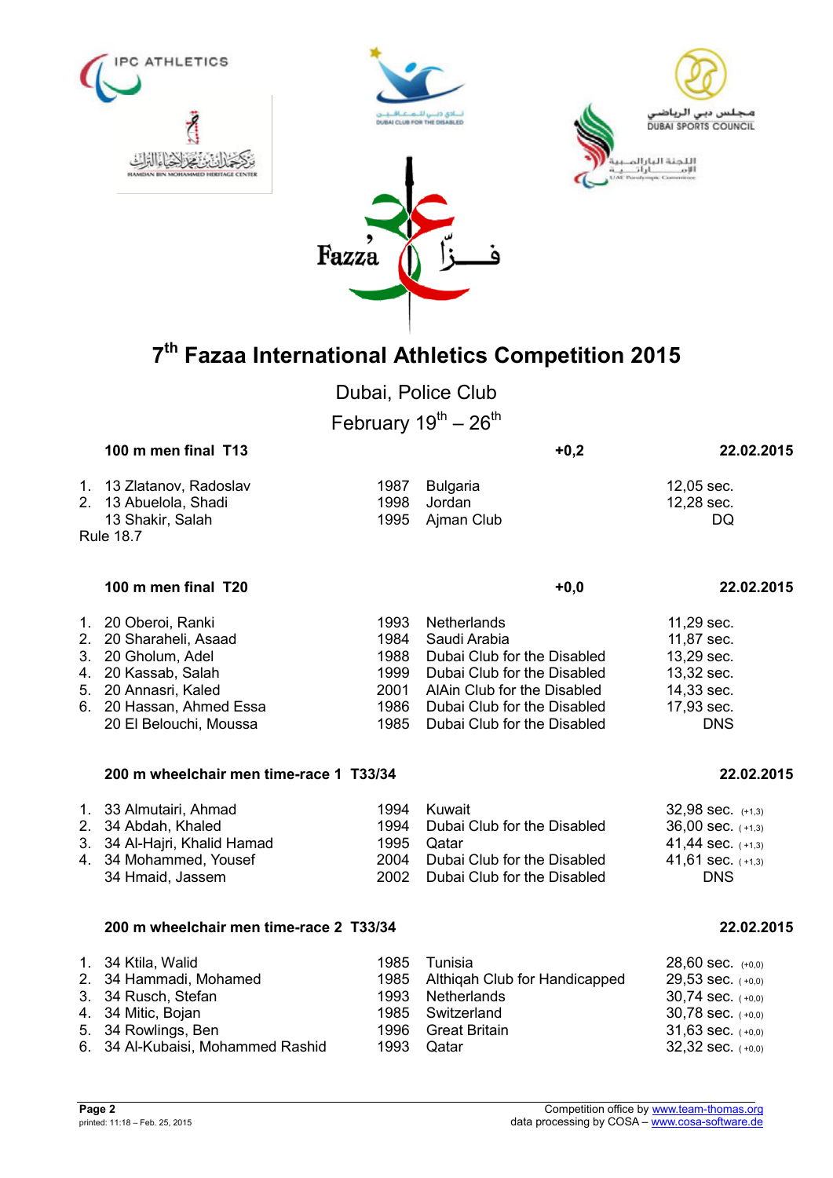# 7th Fazaa International Athletics Competition 2015

Dubai, Police Club

February 19th – 26th

### 100 m men final T13 — +0,2 — 22.02.2015

| | | Name | Year | Country/Club | Result |
|---|---|---|---|---|---|
| 1. | 13 | Zlatanov, Radoslav | 1987 | Bulgaria | 12,05 sec. |
| 2. | 13 | Abuelola, Shadi | 1998 | Jordan | 12,28 sec. |
| | 13 | Shakir, Salah | 1995 | Ajman Club | DQ |

Rule 18.7

### 100 m men final T20 — +0,0 — 22.02.2015

| | | Name | Year | Country/Club | Result |
|---|---|---|---|---|---|
| 1. | 20 | Oberoi, Ranki | 1993 | Netherlands | 11,29 sec. |
| 2. | 20 | Sharaheli, Asaad | 1984 | Saudi Arabia | 11,87 sec. |
| 3. | 20 | Gholum, Adel | 1988 | Dubai Club for the Disabled | 13,29 sec. |
| 4. | 20 | Kassab, Salah | 1999 | Dubai Club for the Disabled | 13,32 sec. |
| 5. | 20 | Annasri, Kaled | 2001 | AlAin Club for the Disabled | 14,33 sec. |
| 6. | 20 | Hassan, Ahmed Essa | 1986 | Dubai Club for the Disabled | 17,93 sec. |
| | 20 | El Belouchi, Moussa | 1985 | Dubai Club for the Disabled | DNS |

### 200 m wheelchair men time-race 1 T33/34 — 22.02.2015

| | | Name | Year | Country/Club | Result |
|---|---|---|---|---|---|
| 1. | 33 | Almutairi, Ahmad | 1994 | Kuwait | 32,98 sec. (+1,3) |
| 2. | 34 | Abdah, Khaled | 1994 | Dubai Club for the Disabled | 36,00 sec. (+1,3) |
| 3. | 34 | Al-Hajri, Khalid Hamad | 1995 | Qatar | 41,44 sec. (+1,3) |
| 4. | 34 | Mohammed, Yousef | 2004 | Dubai Club for the Disabled | 41,61 sec. (+1,3) |
| | 34 | Hmaid, Jassem | 2002 | Dubai Club for the Disabled | DNS |

### 200 m wheelchair men time-race 2 T33/34 — 22.02.2015

| | | Name | Year | Country/Club | Result |
|---|---|---|---|---|---|
| 1. | 34 | Ktila, Walid | 1985 | Tunisia | 28,60 sec. (+0,0) |
| 2. | 34 | Hammadi, Mohamed | 1985 | Althiqah Club for Handicapped | 29,53 sec. (+0,0) |
| 3. | 34 | Rusch, Stefan | 1993 | Netherlands | 30,74 sec. (+0,0) |
| 4. | 34 | Mitic, Bojan | 1985 | Switzerland | 30,78 sec. (+0,0) |
| 5. | 34 | Rowlings, Ben | 1996 | Great Britain | 31,63 sec. (+0,0) |
| 6. | 34 | Al-Kubaisi, Mohammed Rashid | 1993 | Qatar | 32,32 sec. (+0,0) |

printed: 11:18 – Feb. 25, 2015

Competition office by www.team-thomas.org
data processing by COSA – www.cosa-software.de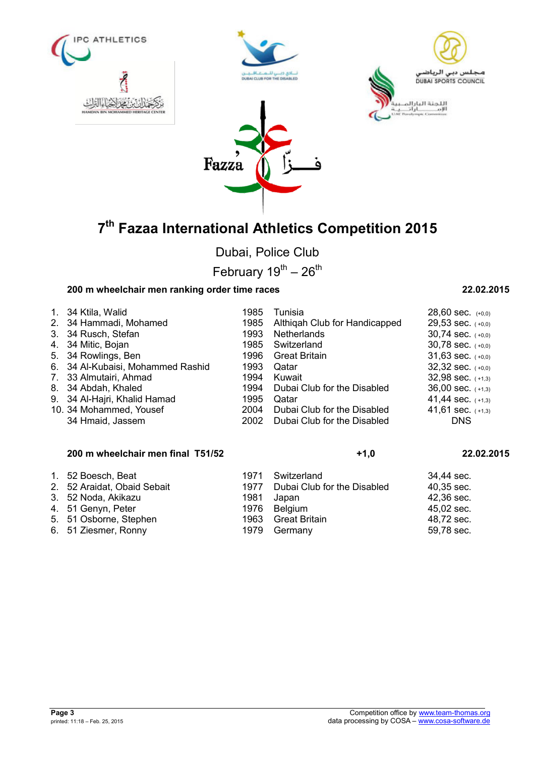# 7th Fazaa International Athletics Competition 2015

Dubai, Police Club

February 19th – 26th

**200 m wheelchair men ranking order time races** **22.02.2015**

| | | | | |
|---|---|---|---|---|
| 1. | 34 Ktila, Walid | 1985 | Tunisia | 28,60 sec. (+0,0) |
| 2. | 34 Hammadi, Mohamed | 1985 | Althiqah Club for Handicapped | 29,53 sec. (+0,0) |
| 3. | 34 Rusch, Stefan | 1993 | Netherlands | 30,74 sec. (+0,0) |
| 4. | 34 Mitic, Bojan | 1985 | Switzerland | 30,78 sec. (+0,0) |
| 5. | 34 Rowlings, Ben | 1996 | Great Britain | 31,63 sec. (+0,0) |
| 6. | 34 Al-Kubaisi, Mohammed Rashid | 1993 | Qatar | 32,32 sec. (+0,0) |
| 7. | 33 Almutairi, Ahmad | 1994 | Kuwait | 32,98 sec. (+1,3) |
| 8. | 34 Abdah, Khaled | 1994 | Dubai Club for the Disabled | 36,00 sec. (+1,3) |
| 9. | 34 Al-Hajri, Khalid Hamad | 1995 | Qatar | 41,44 sec. (+1,3) |
| 10. | 34 Mohammed, Yousef | 2004 | Dubai Club for the Disabled | 41,61 sec. (+1,3) |
| | 34 Hmaid, Jassem | 2002 | Dubai Club for the Disabled | DNS |

**200 m wheelchair men final T51/52** **+1,0** **22.02.2015**

| | | | | |
|---|---|---|---|---|
| 1. | 52 Boesch, Beat | 1971 | Switzerland | 34,44 sec. |
| 2. | 52 Araidat, Obaid Sebait | 1977 | Dubai Club for the Disabled | 40,35 sec. |
| 3. | 52 Noda, Akikazu | 1981 | Japan | 42,36 sec. |
| 4. | 51 Genyn, Peter | 1976 | Belgium | 45,02 sec. |
| 5. | 51 Osborne, Stephen | 1963 | Great Britain | 48,72 sec. |
| 6. | 51 Ziesmer, Ronny | 1979 | Germany | 59,78 sec. |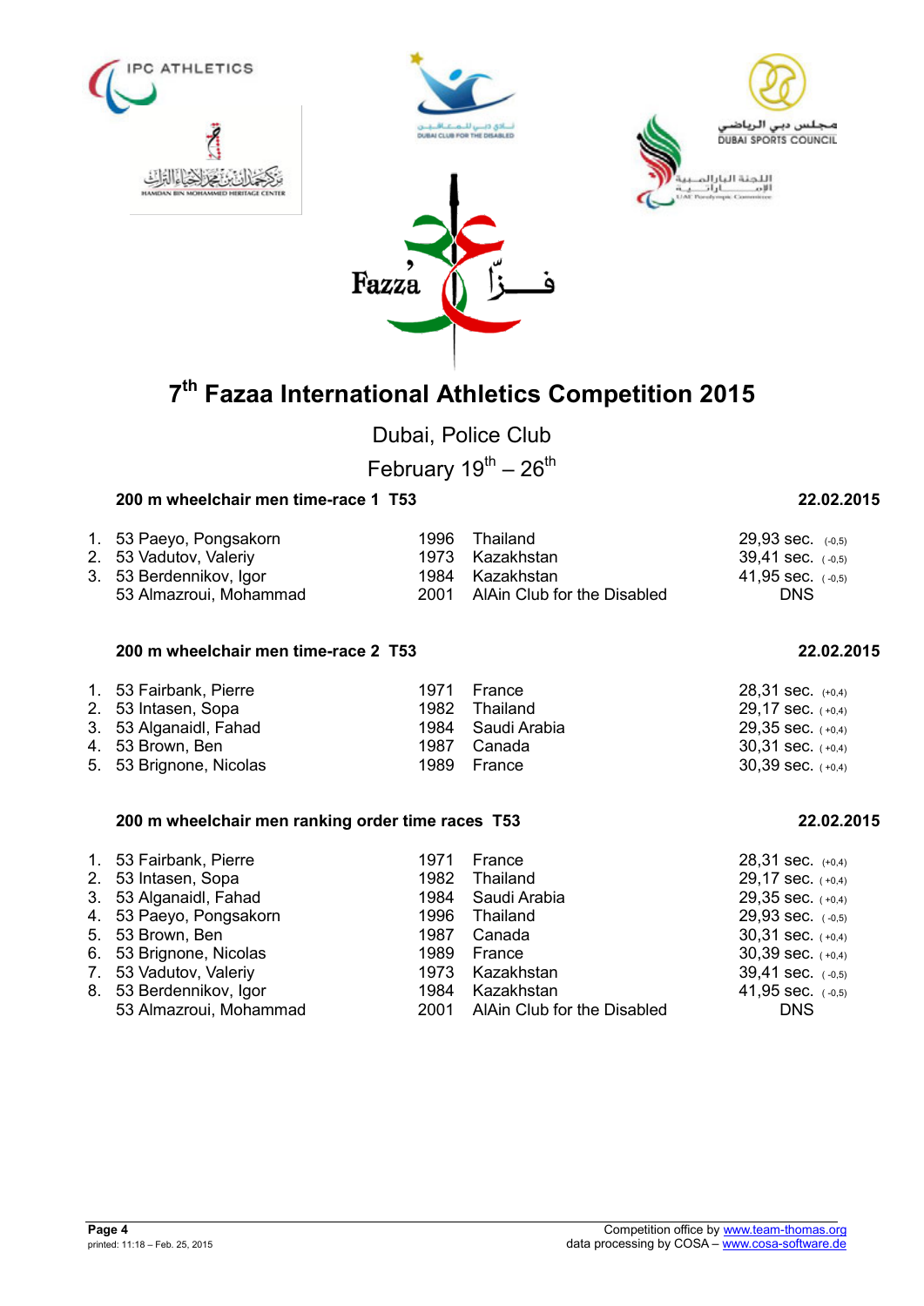# 7th Fazaa International Athletics Competition 2015

Dubai, Police Club

February 19th – 26th

### 200 m wheelchair men time-race 1 T53

22.02.2015

| | | | | |
|---|---|---|---|---|
| 1. | 53 Paeyo, Pongsakorn | 1996 | Thailand | 29,93 sec. (-0,5) |
| 2. | 53 Vadutov, Valeriy | 1973 | Kazakhstan | 39,41 sec. ( -0,5) |
| 3. | 53 Berdennikov, Igor | 1984 | Kazakhstan | 41,95 sec. ( -0,5) |
| | 53 Almazroui, Mohammad | 2001 | AlAin Club for the Disabled | DNS |

### 200 m wheelchair men time-race 2 T53

22.02.2015

| | | | | |
|---|---|---|---|---|
| 1. | 53 Fairbank, Pierre | 1971 | France | 28,31 sec. (+0,4) |
| 2. | 53 Intasen, Sopa | 1982 | Thailand | 29,17 sec. ( +0,4) |
| 3. | 53 Alganaidl, Fahad | 1984 | Saudi Arabia | 29,35 sec. ( +0,4) |
| 4. | 53 Brown, Ben | 1987 | Canada | 30,31 sec. ( +0,4) |
| 5. | 53 Brignone, Nicolas | 1989 | France | 30,39 sec. ( +0,4) |

### 200 m wheelchair men ranking order time races T53

22.02.2015

| | | | | |
|---|---|---|---|---|
| 1. | 53 Fairbank, Pierre | 1971 | France | 28,31 sec. (+0,4) |
| 2. | 53 Intasen, Sopa | 1982 | Thailand | 29,17 sec. ( +0,4) |
| 3. | 53 Alganaidl, Fahad | 1984 | Saudi Arabia | 29,35 sec. ( +0,4) |
| 4. | 53 Paeyo, Pongsakorn | 1996 | Thailand | 29,93 sec. ( -0,5) |
| 5. | 53 Brown, Ben | 1987 | Canada | 30,31 sec. ( +0,4) |
| 6. | 53 Brignone, Nicolas | 1989 | France | 30,39 sec. ( +0,4) |
| 7. | 53 Vadutov, Valeriy | 1973 | Kazakhstan | 39,41 sec. ( -0,5) |
| 8. | 53 Berdennikov, Igor | 1984 | Kazakhstan | 41,95 sec. ( -0,5) |
| | 53 Almazroui, Mohammad | 2001 | AlAin Club for the Disabled | DNS |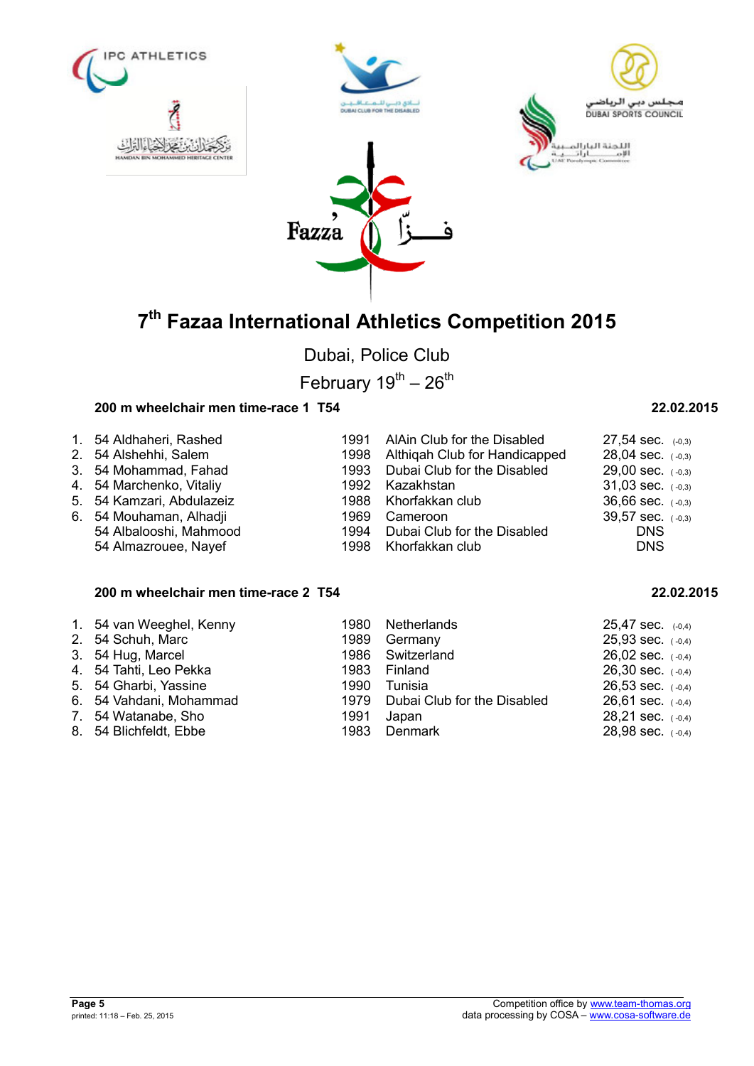# 7th Fazaa International Athletics Competition 2015

Dubai, Police Club

February 19th – 26th

### 200 m wheelchair men time-race 1 T54 — 22.02.2015

| Rank | Name | Year | Club/Country | Result | Wind |
|---|---|---|---|---|---|
| 1. | 54 Aldhaheri, Rashed | 1991 | AlAin Club for the Disabled | 27,54 sec. | (-0,3) |
| 2. | 54 Alshehhi, Salem | 1998 | Althiqah Club for Handicapped | 28,04 sec. | (-0,3) |
| 3. | 54 Mohammad, Fahad | 1993 | Dubai Club for the Disabled | 29,00 sec. | (-0,3) |
| 4. | 54 Marchenko, Vitaliy | 1992 | Kazakhstan | 31,03 sec. | (-0,3) |
| 5. | 54 Kamzari, Abdulazeiz | 1988 | Khorfakkan club | 36,66 sec. | (-0,3) |
| 6. | 54 Mouhaman, Alhadji | 1969 | Cameroon | 39,57 sec. | (-0,3) |
| | 54 Albalooshi, Mahmood | 1994 | Dubai Club for the Disabled | DNS | |
| | 54 Almazrouee, Nayef | 1998 | Khorfakkan club | DNS | |

### 200 m wheelchair men time-race 2 T54 — 22.02.2015

| Rank | Name | Year | Club/Country | Result | Wind |
|---|---|---|---|---|---|
| 1. | 54 van Weeghel, Kenny | 1980 | Netherlands | 25,47 sec. | (-0,4) |
| 2. | 54 Schuh, Marc | 1989 | Germany | 25,93 sec. | (-0,4) |
| 3. | 54 Hug, Marcel | 1986 | Switzerland | 26,02 sec. | (-0,4) |
| 4. | 54 Tahti, Leo Pekka | 1983 | Finland | 26,30 sec. | (-0,4) |
| 5. | 54 Gharbi, Yassine | 1990 | Tunisia | 26,53 sec. | (-0,4) |
| 6. | 54 Vahdani, Mohammad | 1979 | Dubai Club for the Disabled | 26,61 sec. | (-0,4) |
| 7. | 54 Watanabe, Sho | 1991 | Japan | 28,21 sec. | (-0,4) |
| 8. | 54 Blichfeldt, Ebbe | 1983 | Denmark | 28,98 sec. | (-0,4) |

printed: 11:18 – Feb. 25, 2015

Competition office by www.team-thomas.org
data processing by COSA – www.cosa-software.de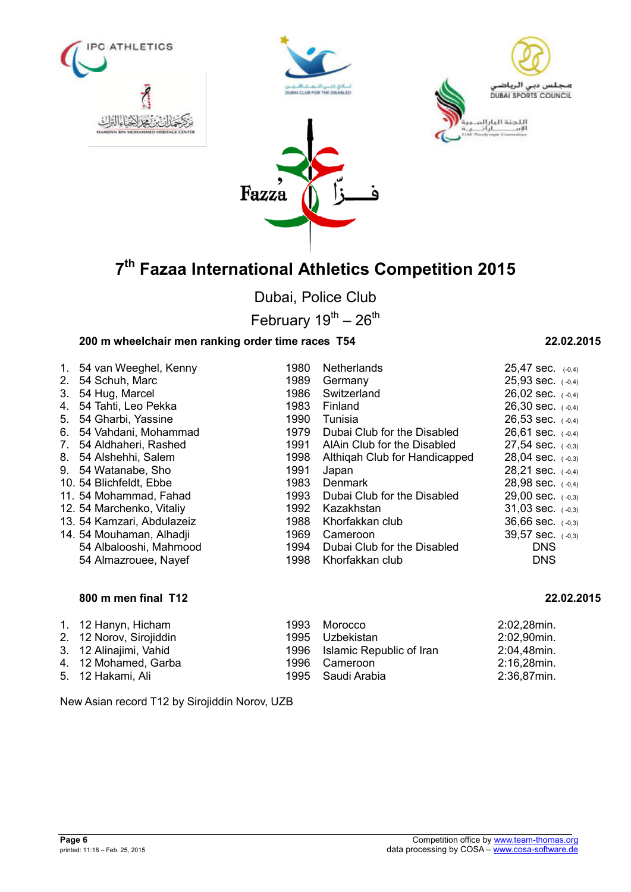# 7th Fazaa International Athletics Competition 2015

Dubai, Police Club

February 19th – 26th

**200 m wheelchair men ranking order time races T54** **22.02.2015**

| | | | | |
|---|---|---|---|---|
| 1. | 54 van Weeghel, Kenny | 1980 | Netherlands | 25,47 sec. (-0,4) |
| 2. | 54 Schuh, Marc | 1989 | Germany | 25,93 sec. (-0,4) |
| 3. | 54 Hug, Marcel | 1986 | Switzerland | 26,02 sec. (-0,4) |
| 4. | 54 Tahti, Leo Pekka | 1983 | Finland | 26,30 sec. (-0,4) |
| 5. | 54 Gharbi, Yassine | 1990 | Tunisia | 26,53 sec. (-0,4) |
| 6. | 54 Vahdani, Mohammad | 1979 | Dubai Club for the Disabled | 26,61 sec. (-0,4) |
| 7. | 54 Aldhaheri, Rashed | 1991 | AlAin Club for the Disabled | 27,54 sec. (-0,3) |
| 8. | 54 Alshehhi, Salem | 1998 | Althiqah Club for Handicapped | 28,04 sec. (-0,3) |
| 9. | 54 Watanabe, Sho | 1991 | Japan | 28,21 sec. (-0,4) |
| 10. | 54 Blichfeldt, Ebbe | 1983 | Denmark | 28,98 sec. (-0,4) |
| 11. | 54 Mohammad, Fahad | 1993 | Dubai Club for the Disabled | 29,00 sec. (-0,3) |
| 12. | 54 Marchenko, Vitaliy | 1992 | Kazakhstan | 31,03 sec. (-0,3) |
| 13. | 54 Kamzari, Abdulazeiz | 1988 | Khorfakkan club | 36,66 sec. (-0,3) |
| 14. | 54 Mouhaman, Alhadji | 1969 | Cameroon | 39,57 sec. (-0,3) |
| | 54 Albalooshi, Mahmood | 1994 | Dubai Club for the Disabled | DNS |
| | 54 Almazrouee, Nayef | 1998 | Khorfakkan club | DNS |

**800 m men final T12** **22.02.2015**

| | | | | |
|---|---|---|---|---|
| 1. | 12 Hanyn, Hicham | 1993 | Morocco | 2:02,28min. |
| 2. | 12 Norov, Sirojiddin | 1995 | Uzbekistan | 2:02,90min. |
| 3. | 12 Alinajimi, Vahid | 1996 | Islamic Republic of Iran | 2:04,48min. |
| 4. | 12 Mohamed, Garba | 1996 | Cameroon | 2:16,28min. |
| 5. | 12 Hakami, Ali | 1995 | Saudi Arabia | 2:36,87min. |

New Asian record T12 by Sirojiddin Norov, UZB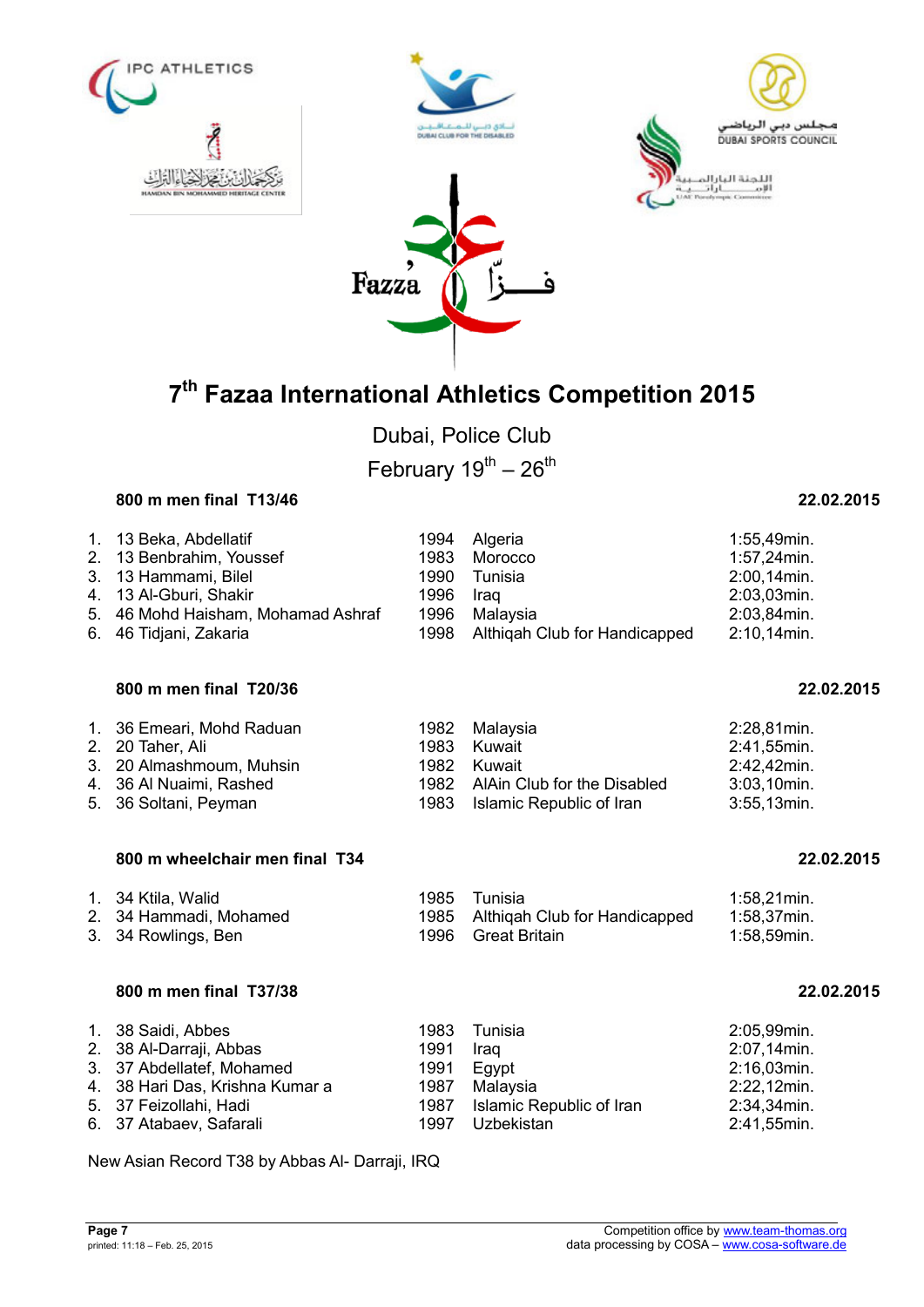# 7th Fazaa International Athletics Competition 2015

Dubai, Police Club

February 19th – 26th

### 800 m men final T13/46 — 22.02.2015

| | Class | Name | Year | Country | Result |
|---|---|---|---|---|---|
| 1. | 13 | Beka, Abdellatif | 1994 | Algeria | 1:55,49min. |
| 2. | 13 | Benbrahim, Youssef | 1983 | Morocco | 1:57,24min. |
| 3. | 13 | Hammami, Bilel | 1990 | Tunisia | 2:00,14min. |
| 4. | 13 | Al-Gburi, Shakir | 1996 | Iraq | 2:03,03min. |
| 5. | 46 | Mohd Haisham, Mohamad Ashraf | 1996 | Malaysia | 2:03,84min. |
| 6. | 46 | Tidjani, Zakaria | 1998 | Althiqah Club for Handicapped | 2:10,14min. |

### 800 m men final T20/36 — 22.02.2015

| | Class | Name | Year | Country | Result |
|---|---|---|---|---|---|
| 1. | 36 | Emeari, Mohd Raduan | 1982 | Malaysia | 2:28,81min. |
| 2. | 20 | Taher, Ali | 1983 | Kuwait | 2:41,55min. |
| 3. | 20 | Almashmoum, Muhsin | 1982 | Kuwait | 2:42,42min. |
| 4. | 36 | Al Nuaimi, Rashed | 1982 | AlAin Club for the Disabled | 3:03,10min. |
| 5. | 36 | Soltani, Peyman | 1983 | Islamic Republic of Iran | 3:55,13min. |

### 800 m wheelchair men final T34 — 22.02.2015

| | Class | Name | Year | Country | Result |
|---|---|---|---|---|---|
| 1. | 34 | Ktila, Walid | 1985 | Tunisia | 1:58,21min. |
| 2. | 34 | Hammadi, Mohamed | 1985 | Althiqah Club for Handicapped | 1:58,37min. |
| 3. | 34 | Rowlings, Ben | 1996 | Great Britain | 1:58,59min. |

### 800 m men final T37/38 — 22.02.2015

| | Class | Name | Year | Country | Result |
|---|---|---|---|---|---|
| 1. | 38 | Saidi, Abbes | 1983 | Tunisia | 2:05,99min. |
| 2. | 38 | Al-Darraji, Abbas | 1991 | Iraq | 2:07,14min. |
| 3. | 37 | Abdellatef, Mohamed | 1991 | Egypt | 2:16,03min. |
| 4. | 38 | Hari Das, Krishna Kumar a | 1987 | Malaysia | 2:22,12min. |
| 5. | 37 | Feizollahi, Hadi | 1987 | Islamic Republic of Iran | 2:34,34min. |
| 6. | 37 | Atabaev, Safarali | 1997 | Uzbekistan | 2:41,55min. |

New Asian Record T38 by Abbas Al- Darraji, IRQ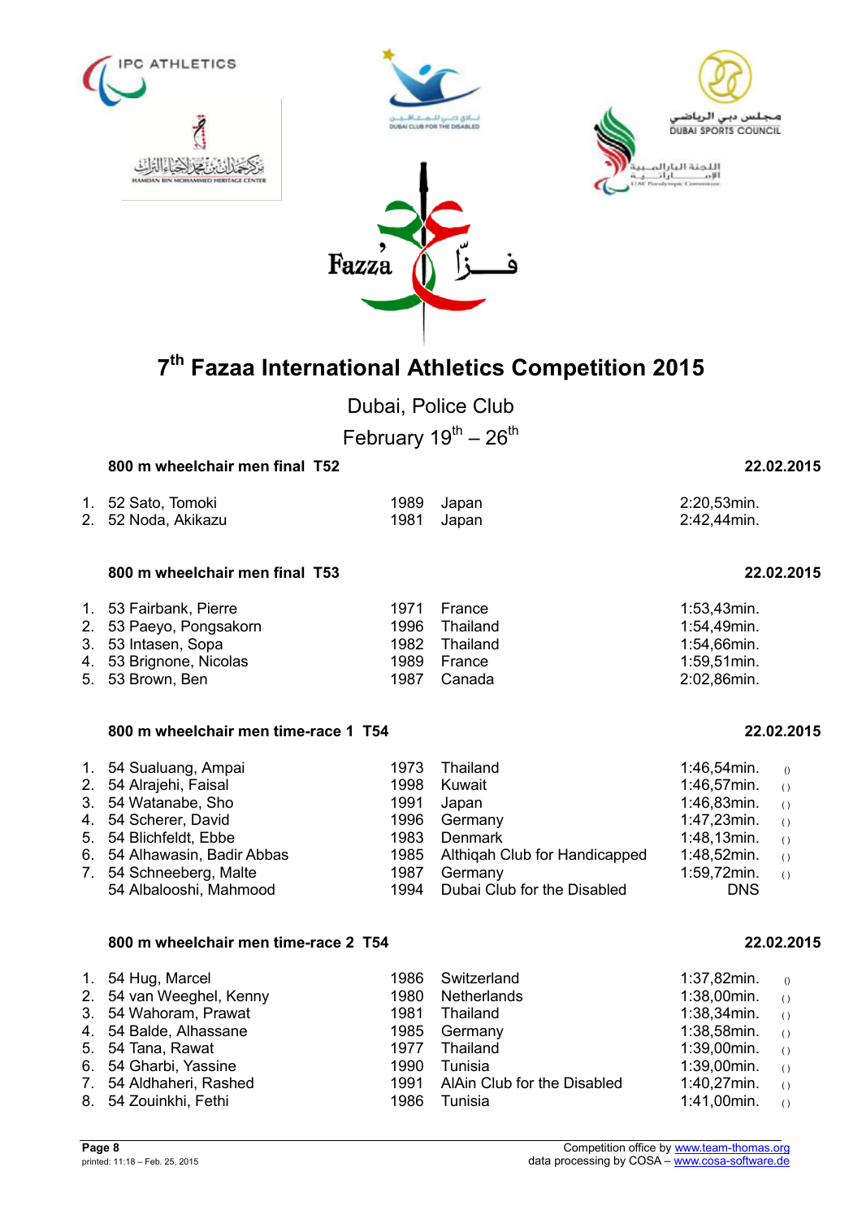# 7th Fazaa International Athletics Competition 2015

Dubai, Police Club

February 19th – 26th

### 800 m wheelchair men final T52 — 22.02.2015

| | | | | |
|---|---|---|---|---|
| 1. | 52 Sato, Tomoki | 1989 | Japan | 2:20,53min. |
| 2. | 52 Noda, Akikazu | 1981 | Japan | 2:42,44min. |

### 800 m wheelchair men final T53 — 22.02.2015

| | | | | |
|---|---|---|---|---|
| 1. | 53 Fairbank, Pierre | 1971 | France | 1:53,43min. |
| 2. | 53 Paeyo, Pongsakorn | 1996 | Thailand | 1:54,49min. |
| 3. | 53 Intasen, Sopa | 1982 | Thailand | 1:54,66min. |
| 4. | 53 Brignone, Nicolas | 1989 | France | 1:59,51min. |
| 5. | 53 Brown, Ben | 1987 | Canada | 2:02,86min. |

### 800 m wheelchair men time-race 1 T54 — 22.02.2015

| | | | | | |
|---|---|---|---|---|---|
| 1. | 54 Sualuang, Ampai | 1973 | Thailand | 1:46,54min. | () |
| 2. | 54 Alrajehi, Faisal | 1998 | Kuwait | 1:46,57min. | () |
| 3. | 54 Watanabe, Sho | 1991 | Japan | 1:46,83min. | () |
| 4. | 54 Scherer, David | 1996 | Germany | 1:47,23min. | () |
| 5. | 54 Blichfeldt, Ebbe | 1983 | Denmark | 1:48,13min. | () |
| 6. | 54 Alhawasin, Badir Abbas | 1985 | Althiqah Club for Handicapped | 1:48,52min. | () |
| 7. | 54 Schneeberg, Malte | 1987 | Germany | 1:59,72min. | () |
| | 54 Albalooshi, Mahmood | 1994 | Dubai Club for the Disabled | DNS | |

### 800 m wheelchair men time-race 2 T54 — 22.02.2015

| | | | | | |
|---|---|---|---|---|---|
| 1. | 54 Hug, Marcel | 1986 | Switzerland | 1:37,82min. | () |
| 2. | 54 van Weeghel, Kenny | 1980 | Netherlands | 1:38,00min. | () |
| 3. | 54 Wahoram, Prawat | 1981 | Thailand | 1:38,34min. | () |
| 4. | 54 Balde, Alhassane | 1985 | Germany | 1:38,58min. | () |
| 5. | 54 Tana, Rawat | 1977 | Thailand | 1:39,00min. | () |
| 6. | 54 Gharbi, Yassine | 1990 | Tunisia | 1:39,00min. | () |
| 7. | 54 Aldhaheri, Rashed | 1991 | AlAin Club for the Disabled | 1:40,27min. | () |
| 8. | 54 Zouinkhi, Fethi | 1986 | Tunisia | 1:41,00min. | () |

printed: 11:18 – Feb. 25, 2015

Competition office by www.team-thomas.org
data processing by COSA – www.cosa-software.de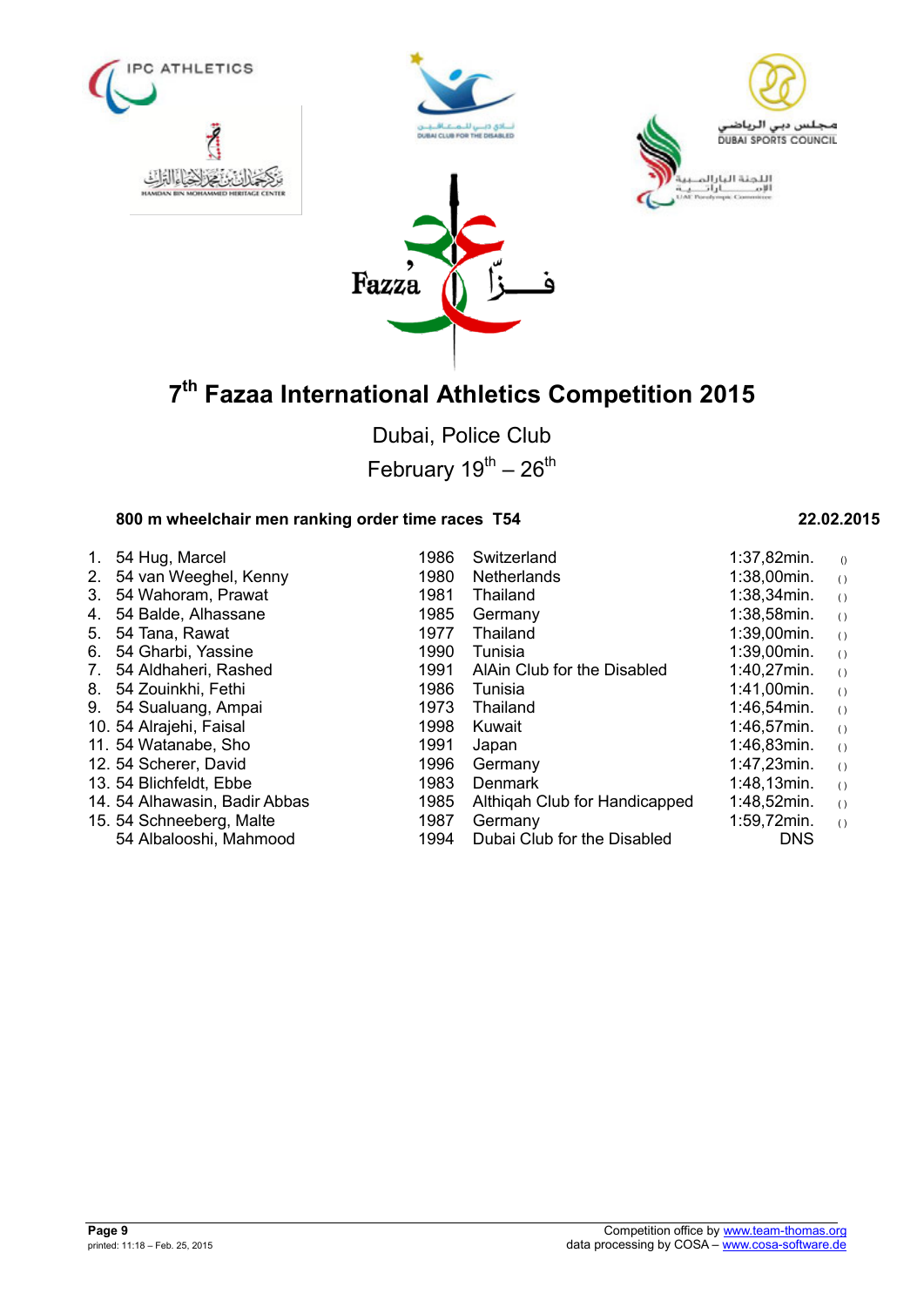# 7th Fazaa International Athletics Competition 2015

Dubai, Police Club

February 19th – 26th

**800 m wheelchair men ranking order time races T54** **22.02.2015**

| Rank | Class | Name | Year | Country/Club | Time | |
|---|---|---|---|---|---|---|
| 1. | 54 | Hug, Marcel | 1986 | Switzerland | 1:37,82min. | () |
| 2. | 54 | van Weeghel, Kenny | 1980 | Netherlands | 1:38,00min. | () |
| 3. | 54 | Wahoram, Prawat | 1981 | Thailand | 1:38,34min. | () |
| 4. | 54 | Balde, Alhassane | 1985 | Germany | 1:38,58min. | () |
| 5. | 54 | Tana, Rawat | 1977 | Thailand | 1:39,00min. | () |
| 6. | 54 | Gharbi, Yassine | 1990 | Tunisia | 1:39,00min. | () |
| 7. | 54 | Aldhaheri, Rashed | 1991 | AlAin Club for the Disabled | 1:40,27min. | () |
| 8. | 54 | Zouinkhi, Fethi | 1986 | Tunisia | 1:41,00min. | () |
| 9. | 54 | Sualuang, Ampai | 1973 | Thailand | 1:46,54min. | () |
| 10. | 54 | Alrajehi, Faisal | 1998 | Kuwait | 1:46,57min. | () |
| 11. | 54 | Watanabe, Sho | 1991 | Japan | 1:46,83min. | () |
| 12. | 54 | Scherer, David | 1996 | Germany | 1:47,23min. | () |
| 13. | 54 | Blichfeldt, Ebbe | 1983 | Denmark | 1:48,13min. | () |
| 14. | 54 | Alhawasin, Badir Abbas | 1985 | Althiqah Club for Handicapped | 1:48,52min. | () |
| 15. | 54 | Schneeberg, Malte | 1987 | Germany | 1:59,72min. | () |
| | 54 | Albalooshi, Mahmood | 1994 | Dubai Club for the Disabled | DNS | |

printed: 11:18 – Feb. 25, 2015

Competition office by www.team-thomas.org
data processing by COSA – www.cosa-software.de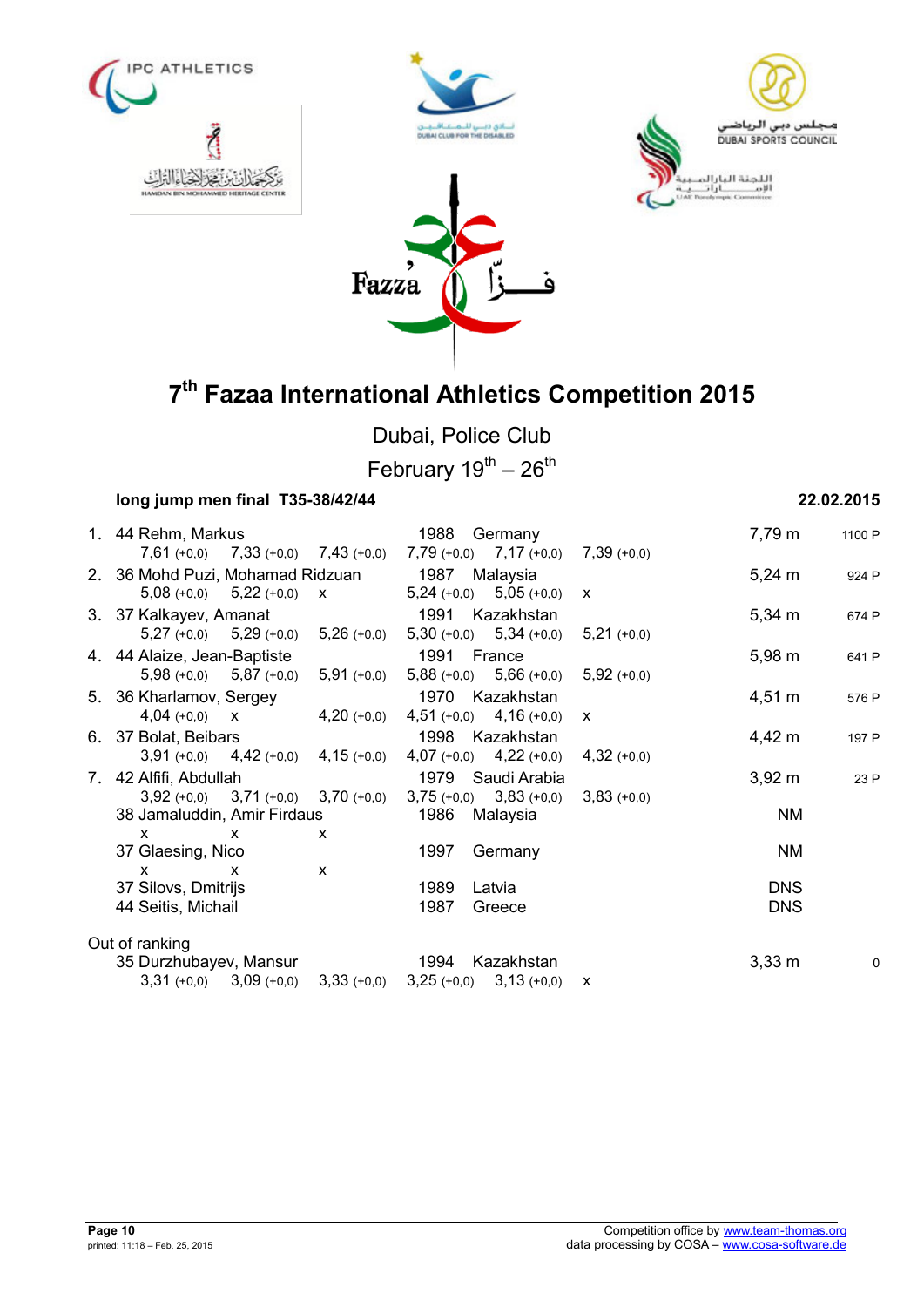# 7th Fazaa International Athletics Competition 2015

Dubai, Police Club

February 19th – 26th

**long jump men final T35-38/42/44** — **22.02.2015**

| Rank | Class / Name | Year | Country | Result | Points |
|---|---|---|---|---|---|
| 1. | 44 Rehm, Markus | 1988 | Germany | 7,79 m | 1100 P |
| | 7,61 (+0,0) 7,33 (+0,0) 7,43 (+0,0) 7,79 (+0,0) 7,17 (+0,0) 7,39 (+0,0) | | | | |
| 2. | 36 Mohd Puzi, Mohamad Ridzuan | 1987 | Malaysia | 5,24 m | 924 P |
| | 5,08 (+0,0) 5,22 (+0,0) x 5,24 (+0,0) 5,05 (+0,0) x | | | | |
| 3. | 37 Kalkayev, Amanat | 1991 | Kazakhstan | 5,34 m | 674 P |
| | 5,27 (+0,0) 5,29 (+0,0) 5,26 (+0,0) 5,30 (+0,0) 5,34 (+0,0) 5,21 (+0,0) | | | | |
| 4. | 44 Alaize, Jean-Baptiste | 1991 | France | 5,98 m | 641 P |
| | 5,98 (+0,0) 5,87 (+0,0) 5,91 (+0,0) 5,88 (+0,0) 5,66 (+0,0) 5,92 (+0,0) | | | | |
| 5. | 36 Kharlamov, Sergey | 1970 | Kazakhstan | 4,51 m | 576 P |
| | 4,04 (+0,0) x 4,20 (+0,0) 4,51 (+0,0) 4,16 (+0,0) x | | | | |
| 6. | 37 Bolat, Beibars | 1998 | Kazakhstan | 4,42 m | 197 P |
| | 3,91 (+0,0) 4,42 (+0,0) 4,15 (+0,0) 4,07 (+0,0) 4,22 (+0,0) 4,32 (+0,0) | | | | |
| 7. | 42 Alfifi, Abdullah | 1979 | Saudi Arabia | 3,92 m | 23 P |
| | 3,92 (+0,0) 3,71 (+0,0) 3,70 (+0,0) 3,75 (+0,0) 3,83 (+0,0) 3,83 (+0,0) | | | | |
| | 38 Jamaluddin, Amir Firdaus | 1986 | Malaysia | NM | |
| | x x x | | | | |
| | 37 Glaesing, Nico | 1997 | Germany | NM | |
| | x x x | | | | |
| | 37 Silovs, Dmitrijs | 1989 | Latvia | DNS | |
| | 44 Seitis, Michail | 1987 | Greece | DNS | |

Out of ranking

| Rank | Class / Name | Year | Country | Result | Points |
|---|---|---|---|---|---|
| | 35 Durzhubayev, Mansur | 1994 | Kazakhstan | 3,33 m | 0 |
| | 3,31 (+0,0) 3,09 (+0,0) 3,33 (+0,0) 3,25 (+0,0) 3,13 (+0,0) x | | | | |

Competition office by www.team-thomas.org
data processing by COSA – www.cosa-software.de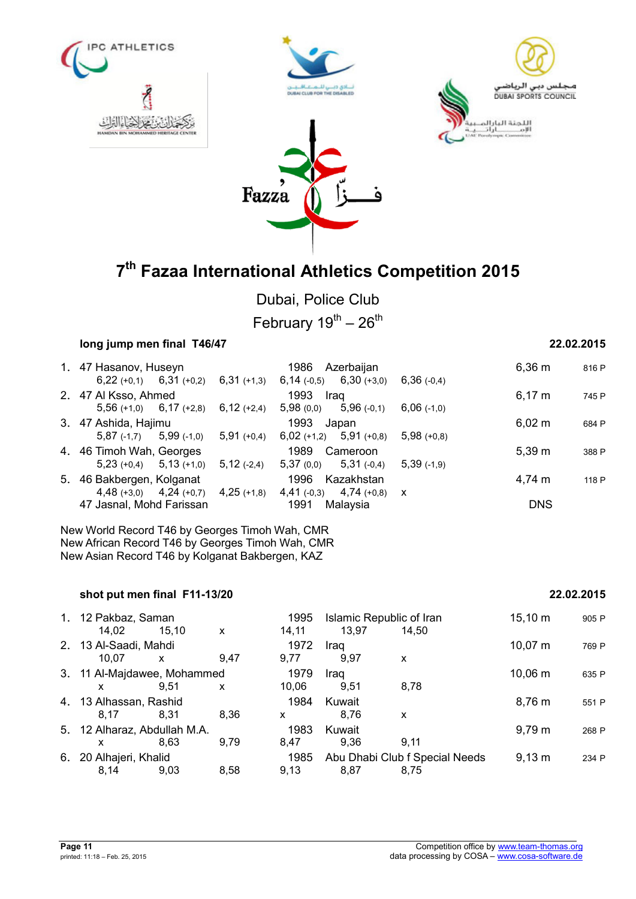# 7th Fazaa International Athletics Competition 2015

Dubai, Police Club

February 19th – 26th

### long jump men final T46/47 — 22.02.2015

| Rank | Class / Name | Year | Country | Result | Points |
|---|---|---|---|---|---|
| 1. | 47 Hasanov, Huseyn | 1986 | Azerbaijan | 6,36 m | 816 P |
| | 6,22 (+0,1) · 6,31 (+0,2) · 6,31 (+1,3) · 6,14 (-0,5) · 6,30 (+3,0) · 6,36 (-0,4) | | | | |
| 2. | 47 Al Ksso, Ahmed | 1993 | Iraq | 6,17 m | 745 P |
| | 5,56 (+1,0) · 6,17 (+2,8) · 6,12 (+2,4) · 5,98 (0,0) · 5,96 (-0,1) · 6,06 (-1,0) | | | | |
| 3. | 47 Ashida, Hajimu | 1993 | Japan | 6,02 m | 684 P |
| | 5,87 (-1,7) · 5,99 (-1,0) · 5,91 (+0,4) · 6,02 (+1,2) · 5,91 (+0,8) · 5,98 (+0,8) | | | | |
| 4. | 46 Timoh Wah, Georges | 1989 | Cameroon | 5,39 m | 388 P |
| | 5,23 (+0,4) · 5,13 (+1,0) · 5,12 (-2,4) · 5,37 (0,0) · 5,31 (-0,4) · 5,39 (-1,9) | | | | |
| 5. | 46 Bakbergen, Kolganat | 1996 | Kazakhstan | 4,74 m | 118 P |
| | 4,48 (+3,0) · 4,24 (+0,7) · 4,25 (+1,8) · 4,41 (-0,3) · 4,74 (+0,8) · x | | | | |
| | 47 Jasnal, Mohd Farissan | 1991 | Malaysia | DNS | |

New World Record T46 by Georges Timoh Wah, CMR
New African Record T46 by Georges Timoh Wah, CMR
New Asian Record T46 by Kolganat Bakbergen, KAZ

### shot put men final F11-13/20 — 22.02.2015

| Rank | Class / Name | Year | Country | Result | Points |
|---|---|---|---|---|---|
| 1. | 12 Pakbaz, Saman | 1995 | Islamic Republic of Iran | 15,10 m | 905 P |
| | 14,02 · 15,10 · x · 14,11 · 13,97 · 14,50 | | | | |
| 2. | 13 Al-Saadi, Mahdi | 1972 | Iraq | 10,07 m | 769 P |
| | 10,07 · x · 9,47 · 9,77 · 9,97 · x | | | | |
| 3. | 11 Al-Majdawee, Mohammed | 1979 | Iraq | 10,06 m | 635 P |
| | x · 9,51 · x · 10,06 · 9,51 · 8,78 | | | | |
| 4. | 13 Alhassan, Rashid | 1984 | Kuwait | 8,76 m | 551 P |
| | 8,17 · 8,31 · 8,36 · x · 8,76 · x | | | | |
| 5. | 12 Alharaz, Abdullah M.A. | 1983 | Kuwait | 9,79 m | 268 P |
| | x · 8,63 · 9,79 · 8,47 · 9,36 · 9,11 | | | | |
| 6. | 20 Alhajeri, Khalid | 1985 | Abu Dhabi Club f Special Needs | 9,13 m | 234 P |
| | 8,14 · 9,03 · 8,58 · 9,13 · 8,87 · 8,75 | | | | |

printed: 11:18 – Feb. 25, 2015

Competition office by www.team-thomas.org
data processing by COSA – www.cosa-software.de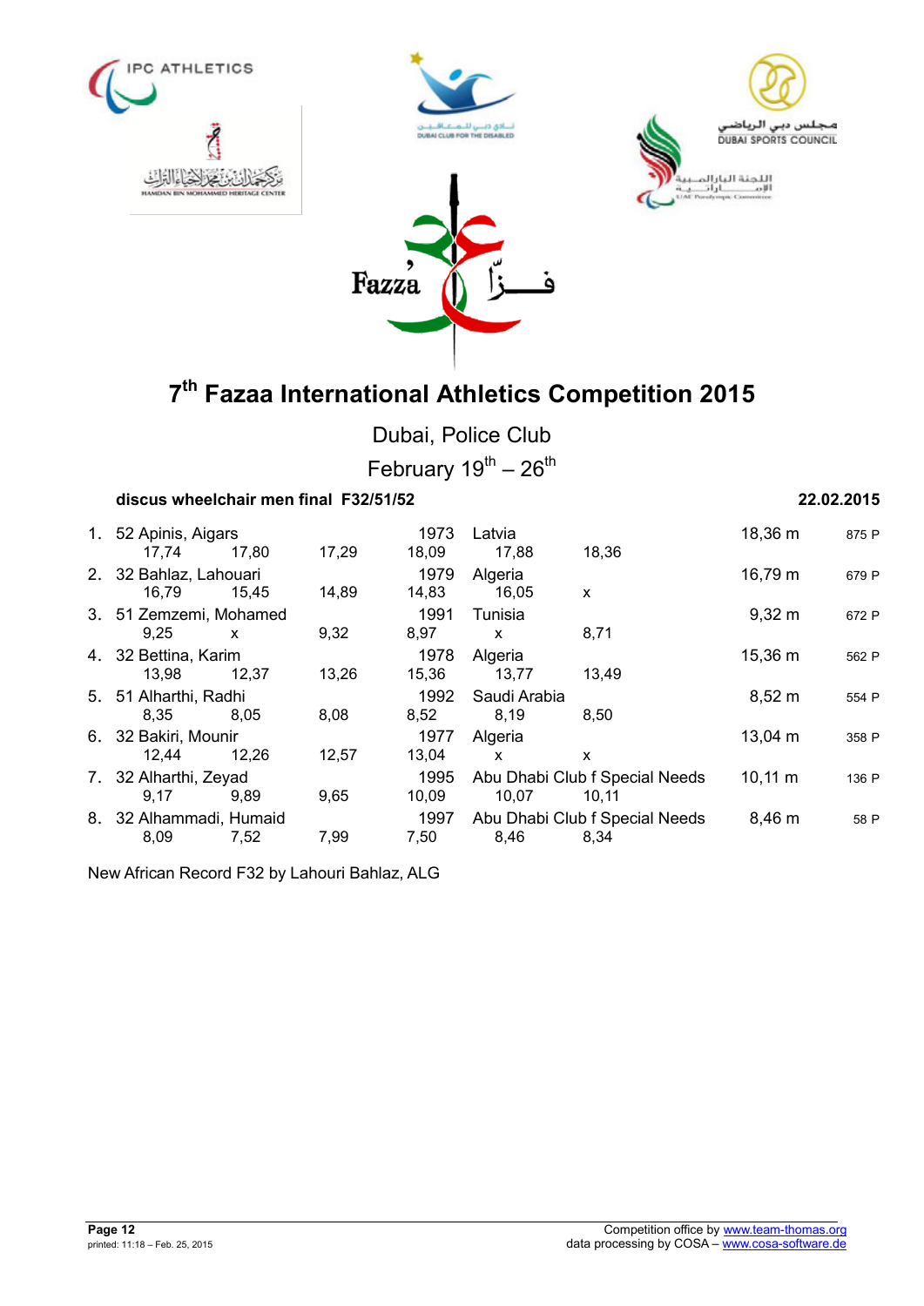# 7th Fazaa International Athletics Competition 2015

Dubai, Police Club

February 19th – 26th

**discus wheelchair men final F32/51/52** **22.02.2015**

| Rank | Class | Name | Year | Country | Result | Points |
|---|---|---|---|---|---|---|
| 1. | 52 | Apinis, Aigars | 1973 | Latvia | 18,36 m | 875 P |
| | | 17,74 · 17,80 · 17,29 · 18,09 · 17,88 · 18,36 | | | | |
| 2. | 32 | Bahlaz, Lahouari | 1979 | Algeria | 16,79 m | 679 P |
| | | 16,79 · 15,45 · 14,89 · 14,83 · 16,05 · x | | | | |
| 3. | 51 | Zemzemi, Mohamed | 1991 | Tunisia | 9,32 m | 672 P |
| | | 9,25 · x · 9,32 · 8,97 · x · 8,71 | | | | |
| 4. | 32 | Bettina, Karim | 1978 | Algeria | 15,36 m | 562 P |
| | | 13,98 · 12,37 · 13,26 · 15,36 · 13,77 · 13,49 | | | | |
| 5. | 51 | Alharthi, Radhi | 1992 | Saudi Arabia | 8,52 m | 554 P |
| | | 8,35 · 8,05 · 8,08 · 8,52 · 8,19 · 8,50 | | | | |
| 6. | 32 | Bakiri, Mounir | 1977 | Algeria | 13,04 m | 358 P |
| | | 12,44 · 12,26 · 12,57 · 13,04 · x · x | | | | |
| 7. | 32 | Alharthi, Zeyad | 1995 | Abu Dhabi Club f Special Needs | 10,11 m | 136 P |
| | | 9,17 · 9,89 · 9,65 · 10,09 · 10,07 · 10,11 | | | | |
| 8. | 32 | Alhammadi, Humaid | 1997 | Abu Dhabi Club f Special Needs | 8,46 m | 58 P |
| | | 8,09 · 7,52 · 7,99 · 7,50 · 8,46 · 8,34 | | | | |

New African Record F32 by Lahouri Bahlaz, ALG

printed: 11:18 – Feb. 25, 2015

Competition office by www.team-thomas.org
data processing by COSA – www.cosa-software.de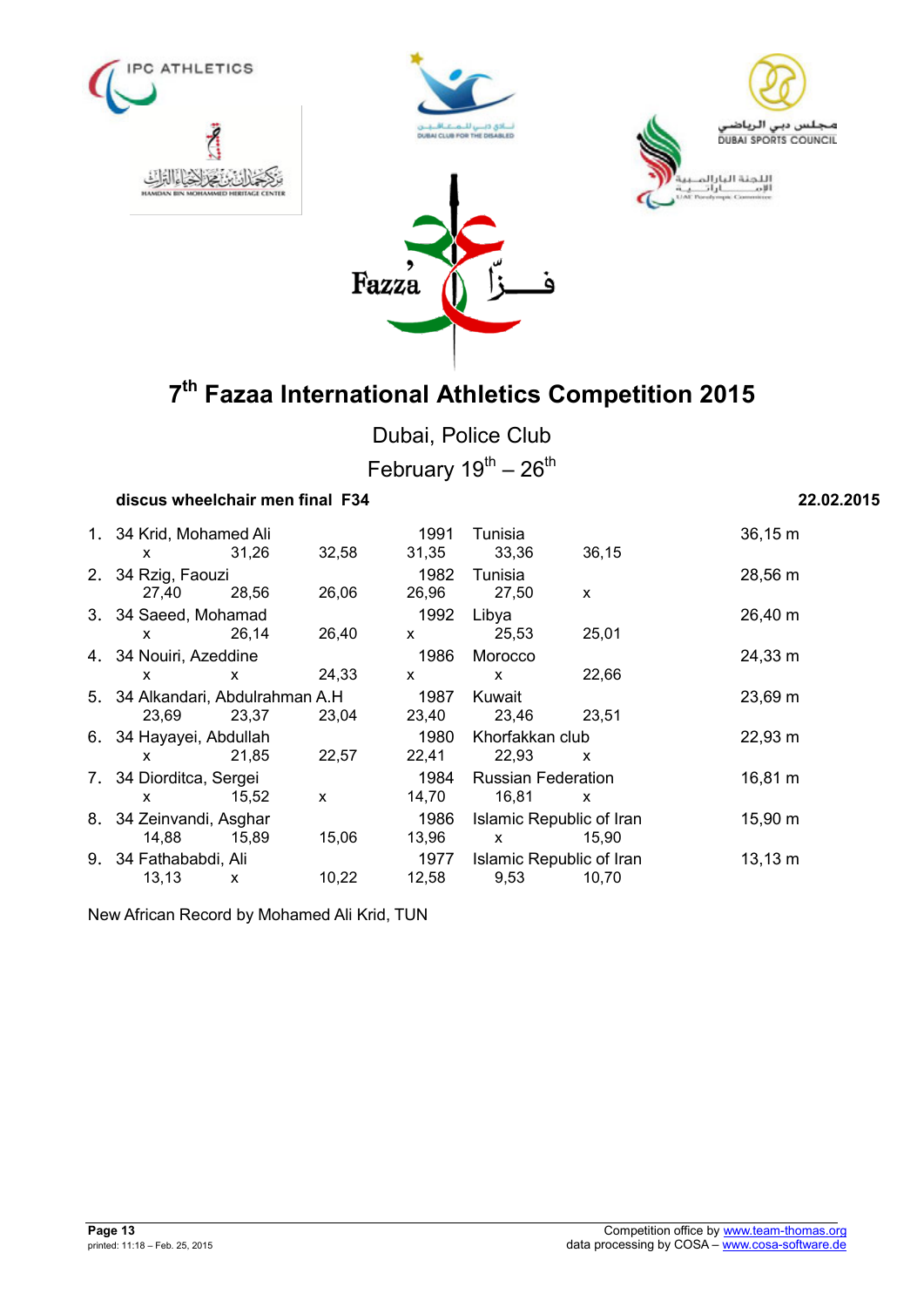# 7th Fazaa International Athletics Competition 2015

Dubai, Police Club

February 19th – 26th

**discus wheelchair men final F34** **22.02.2015**

| Rank | Class | Name | Year | Country | Result |
|---|---|---|---|---|---|
| 1. | 34 | Krid, Mohamed Ali | 1991 | Tunisia | 36,15 m |
| | | x / 31,26 / 32,58 / 31,35 / 33,36 / 36,15 | | | |
| 2. | 34 | Rzig, Faouzi | 1982 | Tunisia | 28,56 m |
| | | 27,40 / 28,56 / 26,06 / 26,96 / 27,50 / x | | | |
| 3. | 34 | Saeed, Mohamad | 1992 | Libya | 26,40 m |
| | | x / 26,14 / 26,40 / x / 25,53 / 25,01 | | | |
| 4. | 34 | Nouiri, Azeddine | 1986 | Morocco | 24,33 m |
| | | x / x / 24,33 / x / x / 22,66 | | | |
| 5. | 34 | Alkandari, Abdulrahman A.H | 1987 | Kuwait | 23,69 m |
| | | 23,69 / 23,37 / 23,04 / 23,40 / 23,46 / 23,51 | | | |
| 6. | 34 | Hayayei, Abdullah | 1980 | Khorfakkan club | 22,93 m |
| | | x / 21,85 / 22,57 / 22,41 / 22,93 / x | | | |
| 7. | 34 | Diorditca, Sergei | 1984 | Russian Federation | 16,81 m |
| | | x / 15,52 / x / 14,70 / 16,81 / x | | | |
| 8. | 34 | Zeinvandi, Asghar | 1986 | Islamic Republic of Iran | 15,90 m |
| | | 14,88 / 15,89 / 15,06 / 13,96 / x / 15,90 | | | |
| 9. | 34 | Fathababdi, Ali | 1977 | Islamic Republic of Iran | 13,13 m |
| | | 13,13 / x / 10,22 / 12,58 / 9,53 / 10,70 | | | |

New African Record by Mohamed Ali Krid, TUN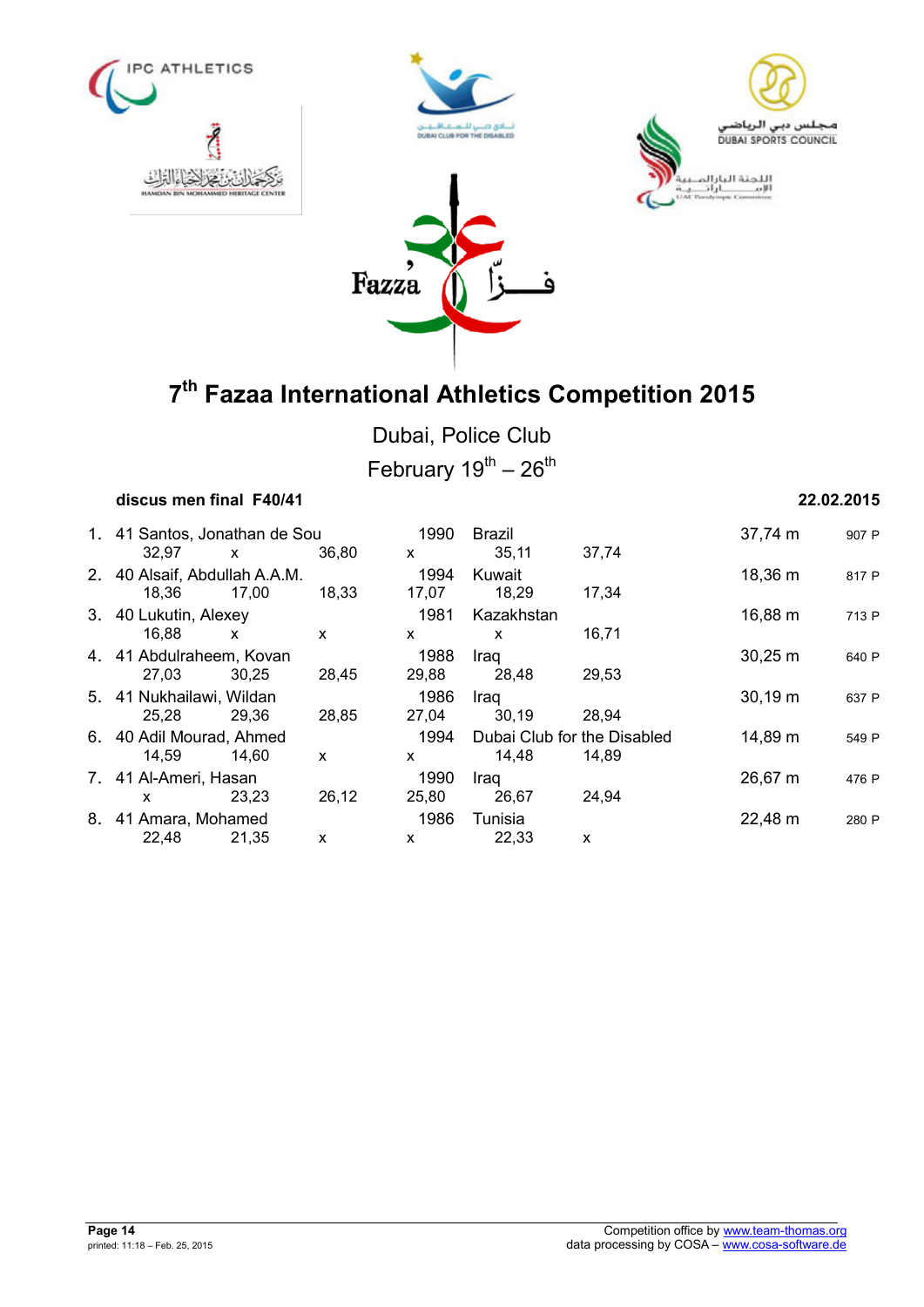# 7th Fazaa International Athletics Competition 2015

Dubai, Police Club

February 19th – 26th

**discus men final F40/41** **22.02.2015**

| Rank | Class | Name | Year | Country | Result | Points |
|---|---|---|---|---|---|---|
| 1. | 41 | Santos, Jonathan de Sou | 1990 | Brazil | 37,74 m | 907 P |
| | | 32,97 x 36,80 x 35,11 37,74 | | | | |
| 2. | 40 | Alsaif, Abdullah A.A.M. | 1994 | Kuwait | 18,36 m | 817 P |
| | | 18,36 17,00 18,33 17,07 18,29 17,34 | | | | |
| 3. | 40 | Lukutin, Alexey | 1981 | Kazakhstan | 16,88 m | 713 P |
| | | 16,88 x x x x 16,71 | | | | |
| 4. | 41 | Abdulraheem, Kovan | 1988 | Iraq | 30,25 m | 640 P |
| | | 27,03 30,25 28,45 29,88 28,48 29,53 | | | | |
| 5. | 41 | Nukhailawi, Wildan | 1986 | Iraq | 30,19 m | 637 P |
| | | 25,28 29,36 28,85 27,04 30,19 28,94 | | | | |
| 6. | 40 | Adil Mourad, Ahmed | 1994 | Dubai Club for the Disabled | 14,89 m | 549 P |
| | | 14,59 14,60 x x 14,48 14,89 | | | | |
| 7. | 41 | Al-Ameri, Hasan | 1990 | Iraq | 26,67 m | 476 P |
| | | x 23,23 26,12 25,80 26,67 24,94 | | | | |
| 8. | 41 | Amara, Mohamed | 1986 | Tunisia | 22,48 m | 280 P |
| | | 22,48 21,35 x x 22,33 x | | | | |

printed: 11:18 – Feb. 25, 2015

Competition office by www.team-thomas.org
data processing by COSA – www.cosa-software.de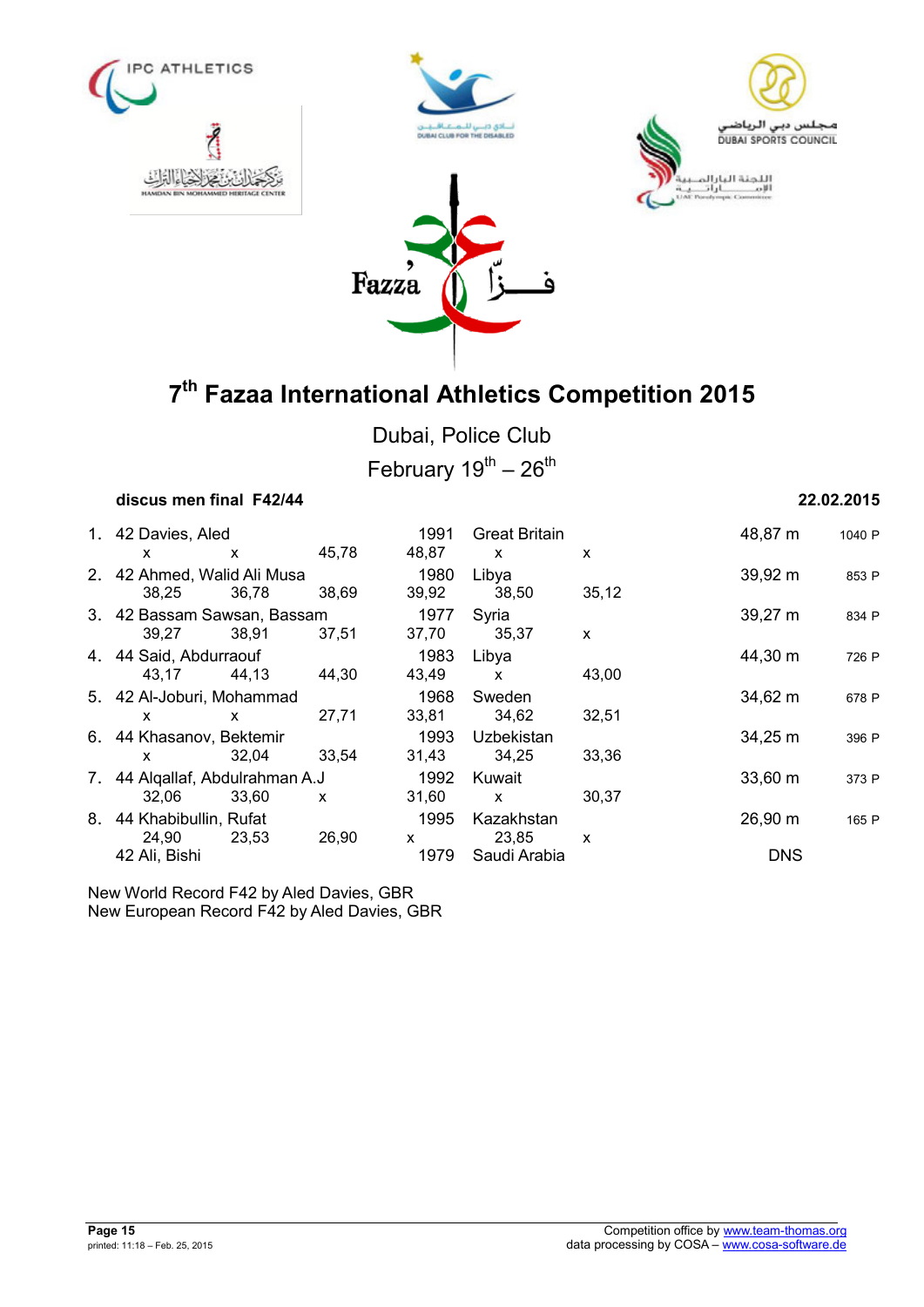# 7th Fazaa International Athletics Competition 2015

Dubai, Police Club

February 19th – 26th

**discus men final F42/44** **22.02.2015**

| Rank | Class | Name | | | Year | Country | | Result | Points |
|---|---|---|---|---|---|---|---|---|---|
| 1. | 42 | Davies, Aled | | | 1991 | Great Britain | | 48,87 m | 1040 P |
| | | x | x | 45,78 | 48,87 | x | x | | |
| 2. | 42 | Ahmed, Walid Ali Musa | | | 1980 | Libya | | 39,92 m | 853 P |
| | | 38,25 | 36,78 | 38,69 | 39,92 | 38,50 | 35,12 | | |
| 3. | 42 | Bassam Sawsan, Bassam | | | 1977 | Syria | | 39,27 m | 834 P |
| | | 39,27 | 38,91 | 37,51 | 37,70 | 35,37 | x | | |
| 4. | 44 | Said, Abdurraouf | | | 1983 | Libya | | 44,30 m | 726 P |
| | | 43,17 | 44,13 | 44,30 | 43,49 | x | 43,00 | | |
| 5. | 42 | Al-Joburi, Mohammad | | | 1968 | Sweden | | 34,62 m | 678 P |
| | | x | x | 27,71 | 33,81 | 34,62 | 32,51 | | |
| 6. | 44 | Khasanov, Bektemir | | | 1993 | Uzbekistan | | 34,25 m | 396 P |
| | | x | 32,04 | 33,54 | 31,43 | 34,25 | 33,36 | | |
| 7. | 44 | Alqallaf, Abdulrahman A.J | | | 1992 | Kuwait | | 33,60 m | 373 P |
| | | 32,06 | 33,60 | x | 31,60 | x | 30,37 | | |
| 8. | 44 | Khabibullin, Rufat | | | 1995 | Kazakhstan | | 26,90 m | 165 P |
| | | 24,90 | 23,53 | 26,90 | x | 23,85 | x | | |
| | 42 | Ali, Bishi | | | 1979 | Saudi Arabia | | DNS | |

New World Record F42 by Aled Davies, GBR
New European Record F42 by Aled Davies, GBR

printed: 11:18 – Feb. 25, 2015

Competition office by www.team-thomas.org
data processing by COSA – www.cosa-software.de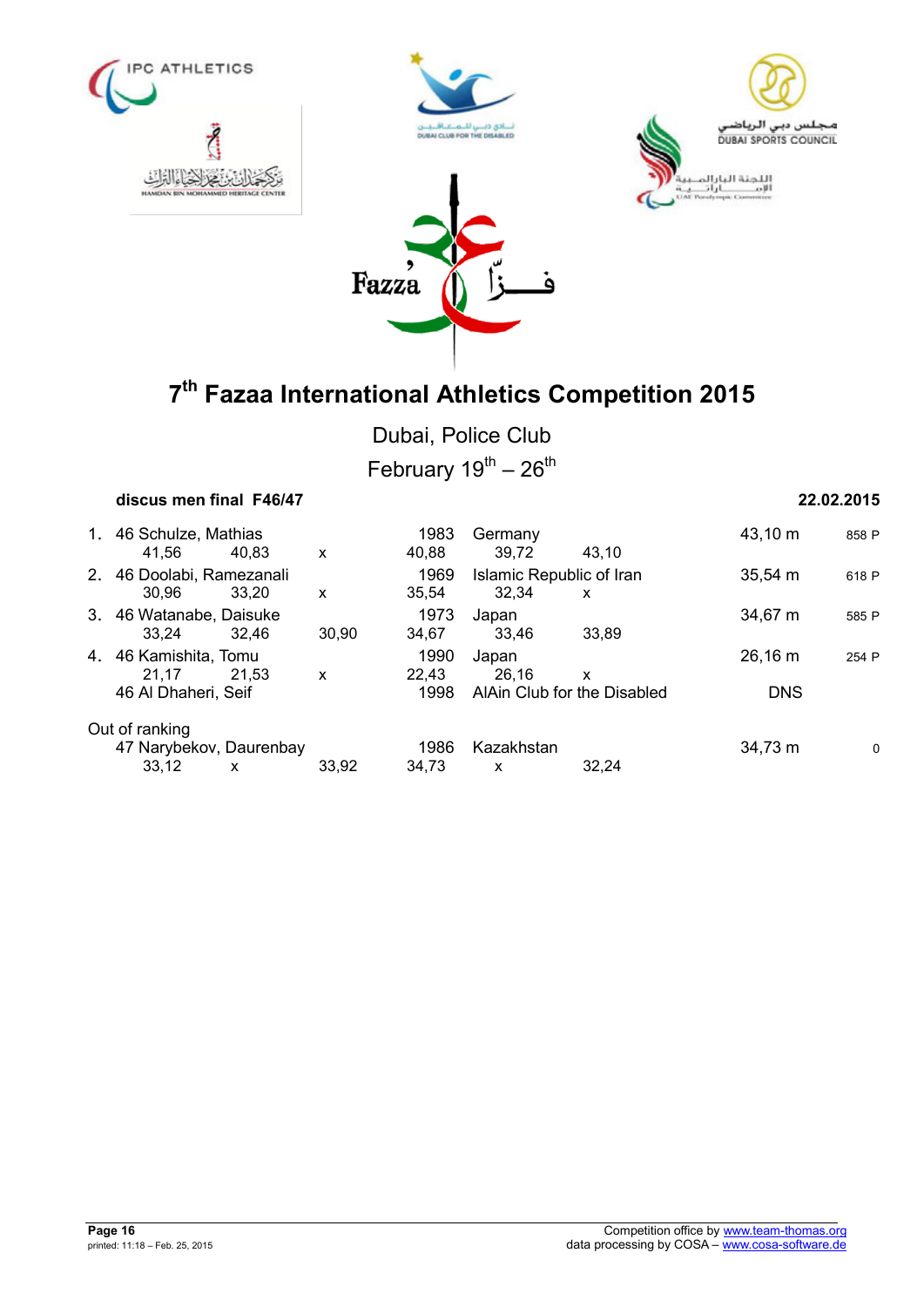# 7th Fazaa International Athletics Competition 2015

Dubai, Police Club

February 19th – 26th

**discus men final F46/47** **22.02.2015**

| Rank | Name | | | Year | Country | | | Result | Points |
|---|---|---|---|---|---|---|---|---|---|
| 1. | 46 Schulze, Mathias | | | 1983 | Germany | | | 43,10 m | 858 P |
| | 41,56 | 40,83 | x | 40,88 | 39,72 | 43,10 | | | |
| 2. | 46 Doolabi, Ramezanali | | | 1969 | Islamic Republic of Iran | | | 35,54 m | 618 P |
| | 30,96 | 33,20 | x | 35,54 | 32,34 | x | | | |
| 3. | 46 Watanabe, Daisuke | | | 1973 | Japan | | | 34,67 m | 585 P |
| | 33,24 | 32,46 | 30,90 | 34,67 | 33,46 | 33,89 | | | |
| 4. | 46 Kamishita, Tomu | | | 1990 | Japan | | | 26,16 m | 254 P |
| | 21,17 | 21,53 | x | 22,43 | 26,16 | x | | | |
| | 46 Al Dhaheri, Seif | | | 1998 | AlAin Club for the Disabled | | | DNS | |

Out of ranking

| Name | | | | Year | Country | | | Result | Points |
|---|---|---|---|---|---|---|---|---|---|
| 47 Narybekov, Daurenbay | | | | 1986 | Kazakhstan | | | 34,73 m | 0 |
| 33,12 | x | 33,92 | | 34,73 | x | 32,24 | | | |

printed: 11:18 – Feb. 25, 2015

Competition office by www.team-thomas.org
data processing by COSA – www.cosa-software.de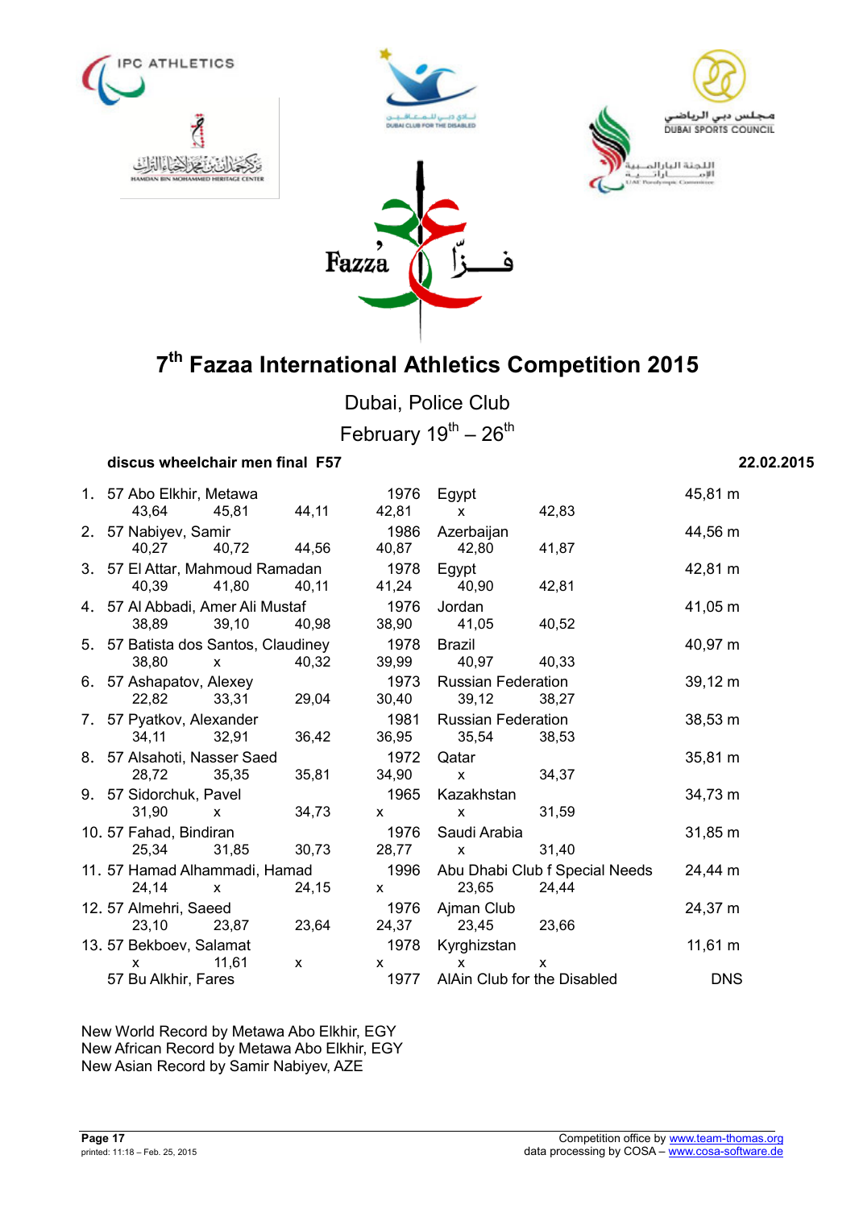# 7th Fazaa International Athletics Competition 2015

Dubai, Police Club

February 19th – 26th

**discus wheelchair men final F57** **22.02.2015**

| Rank | Class | Name | Year | Country | Result |
|---|---|---|---|---|---|
| 1. | 57 | Abo Elkhir, Metawa | 1976 | Egypt | 45,81 m |
| | | 43,64 · 45,81 · 44,11 · 42,81 · x · 42,83 | | | |
| 2. | 57 | Nabiyev, Samir | 1986 | Azerbaijan | 44,56 m |
| | | 40,27 · 40,72 · 44,56 · 40,87 · 42,80 · 41,87 | | | |
| 3. | 57 | El Attar, Mahmoud Ramadan | 1978 | Egypt | 42,81 m |
| | | 40,39 · 41,80 · 40,11 · 41,24 · 40,90 · 42,81 | | | |
| 4. | 57 | Al Abbadi, Amer Ali Mustaf | 1976 | Jordan | 41,05 m |
| | | 38,89 · 39,10 · 40,98 · 38,90 · 41,05 · 40,52 | | | |
| 5. | 57 | Batista dos Santos, Claudiney | 1978 | Brazil | 40,97 m |
| | | 38,80 · x · 40,32 · 39,99 · 40,97 · 40,33 | | | |
| 6. | 57 | Ashapatov, Alexey | 1973 | Russian Federation | 39,12 m |
| | | 22,82 · 33,31 · 29,04 · 30,40 · 39,12 · 38,27 | | | |
| 7. | 57 | Pyatkov, Alexander | 1981 | Russian Federation | 38,53 m |
| | | 34,11 · 32,91 · 36,42 · 36,95 · 35,54 · 38,53 | | | |
| 8. | 57 | Alsahoti, Nasser Saed | 1972 | Qatar | 35,81 m |
| | | 28,72 · 35,35 · 35,81 · 34,90 · x · 34,37 | | | |
| 9. | 57 | Sidorchuk, Pavel | 1965 | Kazakhstan | 34,73 m |
| | | 31,90 · x · 34,73 · x · x · 31,59 | | | |
| 10. | 57 | Fahad, Bindiran | 1976 | Saudi Arabia | 31,85 m |
| | | 25,34 · 31,85 · 30,73 · 28,77 · x · 31,40 | | | |
| 11. | 57 | Hamad Alhammadi, Hamad | 1996 | Abu Dhabi Club f Special Needs | 24,44 m |
| | | 24,14 · x · 24,15 · x · 23,65 · 24,44 | | | |
| 12. | 57 | Almehri, Saeed | 1976 | Ajman Club | 24,37 m |
| | | 23,10 · 23,87 · 23,64 · 24,37 · 23,45 · 23,66 | | | |
| 13. | 57 | Bekboev, Salamat | 1978 | Kyrghizstan | 11,61 m |
| | | x · 11,61 · x · x · x · x | | | |
| | 57 | Bu Alkhir, Fares | 1977 | AlAin Club for the Disabled | DNS |

New World Record by Metawa Abo Elkhir, EGY
New African Record by Metawa Abo Elkhir, EGY
New Asian Record by Samir Nabiyev, AZE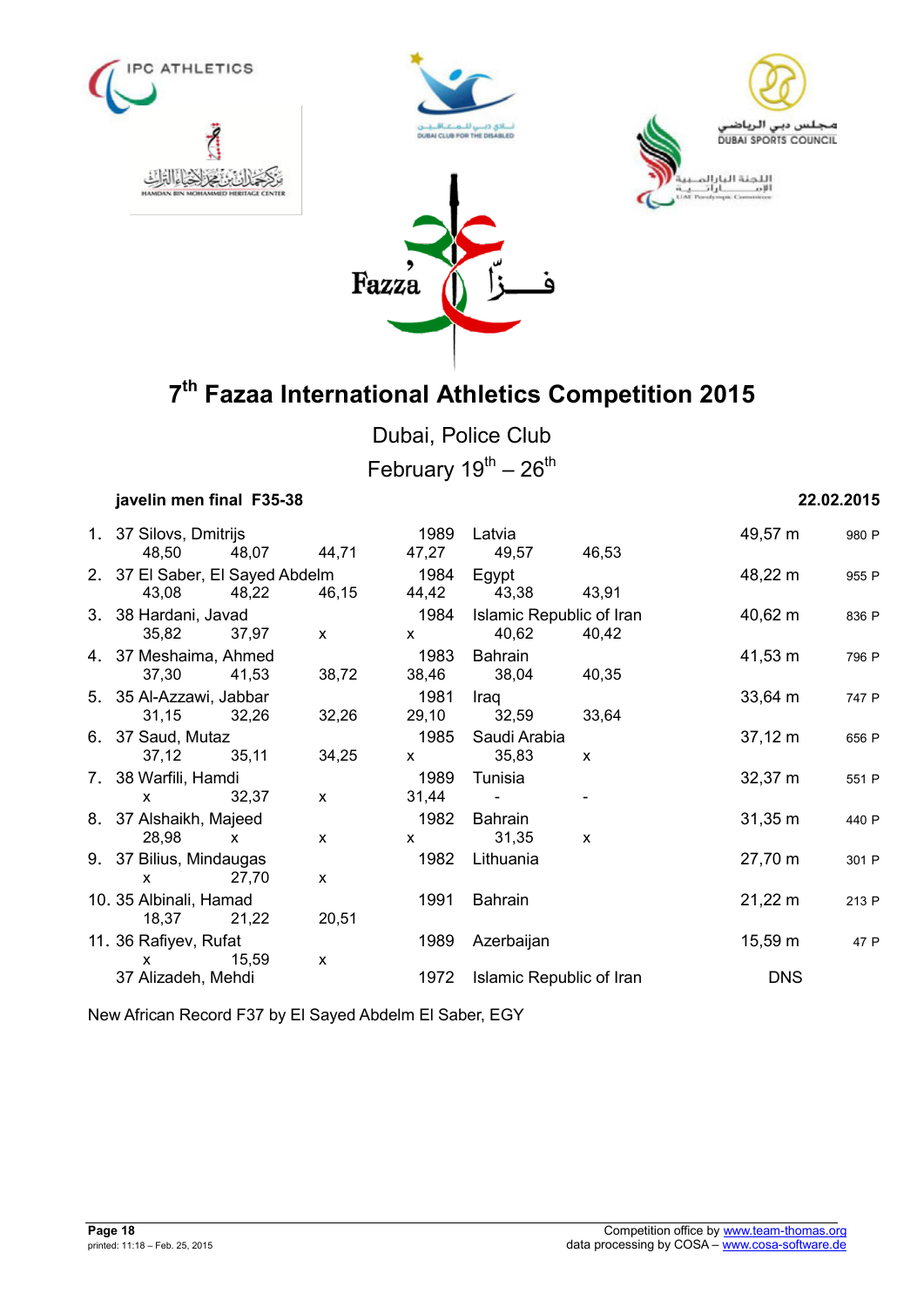# 7th Fazaa International Athletics Competition 2015

Dubai, Police Club

February 19th – 26th

**javelin men final F35-38** **22.02.2015**

| Rank | Class | Name | Year | Country | Result | Points |
|---|---|---|---|---|---|---|
| 1. | 37 | Silovs, Dmitrijs | 1989 | Latvia | 49,57 m | 980 P |
| | | 48,50 / 48,07 / 44,71 / 47,27 / 49,57 / 46,53 | | | | |
| 2. | 37 | El Saber, El Sayed Abdelm | 1984 | Egypt | 48,22 m | 955 P |
| | | 43,08 / 48,22 / 46,15 / 44,42 / 43,38 / 43,91 | | | | |
| 3. | 38 | Hardani, Javad | 1984 | Islamic Republic of Iran | 40,62 m | 836 P |
| | | 35,82 / 37,97 / x / x / 40,62 / 40,42 | | | | |
| 4. | 37 | Meshaima, Ahmed | 1983 | Bahrain | 41,53 m | 796 P |
| | | 37,30 / 41,53 / 38,72 / 38,46 / 38,04 / 40,35 | | | | |
| 5. | 35 | Al-Azzawi, Jabbar | 1981 | Iraq | 33,64 m | 747 P |
| | | 31,15 / 32,26 / 32,26 / 29,10 / 32,59 / 33,64 | | | | |
| 6. | 37 | Saud, Mutaz | 1985 | Saudi Arabia | 37,12 m | 656 P |
| | | 37,12 / 35,11 / 34,25 / x / 35,83 / x | | | | |
| 7. | 38 | Warfili, Hamdi | 1989 | Tunisia | 32,37 m | 551 P |
| | | x / 32,37 / x / 31,44 / - / - | | | | |
| 8. | 37 | Alshaikh, Majeed | 1982 | Bahrain | 31,35 m | 440 P |
| | | 28,98 / x / x / x / 31,35 / x | | | | |
| 9. | 37 | Bilius, Mindaugas | 1982 | Lithuania | 27,70 m | 301 P |
| | | x / 27,70 / x | | | | |
| 10. | 35 | Albinali, Hamad | 1991 | Bahrain | 21,22 m | 213 P |
| | | 18,37 / 21,22 / 20,51 | | | | |
| 11. | 36 | Rafiyev, Rufat | 1989 | Azerbaijan | 15,59 m | 47 P |
| | | x / 15,59 / x | | | | |
| | 37 | Alizadeh, Mehdi | 1972 | Islamic Republic of Iran | DNS | |

New African Record F37 by El Sayed Abdelm El Saber, EGY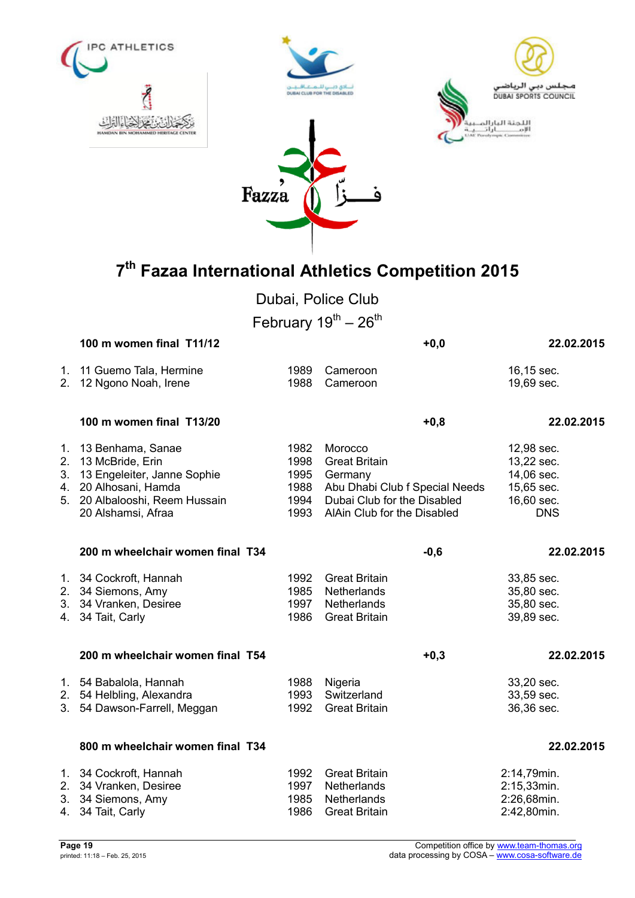# 7th Fazaa International Athletics Competition 2015

Dubai, Police Club

February 19th – 26th

### 100 m women final T11/12 — +0,0 — 22.02.2015

| | | | | |
|---|---|---|---|---|
| 1. | 11 Guemo Tala, Hermine | 1989 | Cameroon | 16,15 sec. |
| 2. | 12 Ngono Noah, Irene | 1988 | Cameroon | 19,69 sec. |

### 100 m women final T13/20 — +0,8 — 22.02.2015

| | | | | |
|---|---|---|---|---|
| 1. | 13 Benhama, Sanae | 1982 | Morocco | 12,98 sec. |
| 2. | 13 McBride, Erin | 1998 | Great Britain | 13,22 sec. |
| 3. | 13 Engeleiter, Janne Sophie | 1995 | Germany | 14,06 sec. |
| 4. | 20 Alhosani, Hamda | 1988 | Abu Dhabi Club f Special Needs | 15,65 sec. |
| 5. | 20 Albalooshi, Reem Hussain | 1994 | Dubai Club for the Disabled | 16,60 sec. |
| | 20 Alshamsi, Afraa | 1993 | AlAin Club for the Disabled | DNS |

### 200 m wheelchair women final T34 — -0,6 — 22.02.2015

| | | | | |
|---|---|---|---|---|
| 1. | 34 Cockroft, Hannah | 1992 | Great Britain | 33,85 sec. |
| 2. | 34 Siemons, Amy | 1985 | Netherlands | 35,80 sec. |
| 3. | 34 Vranken, Desiree | 1997 | Netherlands | 35,80 sec. |
| 4. | 34 Tait, Carly | 1986 | Great Britain | 39,89 sec. |

### 200 m wheelchair women final T54 — +0,3 — 22.02.2015

| | | | | |
|---|---|---|---|---|
| 1. | 54 Babalola, Hannah | 1988 | Nigeria | 33,20 sec. |
| 2. | 54 Helbling, Alexandra | 1993 | Switzerland | 33,59 sec. |
| 3. | 54 Dawson-Farrell, Meggan | 1992 | Great Britain | 36,36 sec. |

### 800 m wheelchair women final T34 — 22.02.2015

| | | | | |
|---|---|---|---|---|
| 1. | 34 Cockroft, Hannah | 1992 | Great Britain | 2:14,79min. |
| 2. | 34 Vranken, Desiree | 1997 | Netherlands | 2:15,33min. |
| 3. | 34 Siemons, Amy | 1985 | Netherlands | 2:26,68min. |
| 4. | 34 Tait, Carly | 1986 | Great Britain | 2:42,80min. |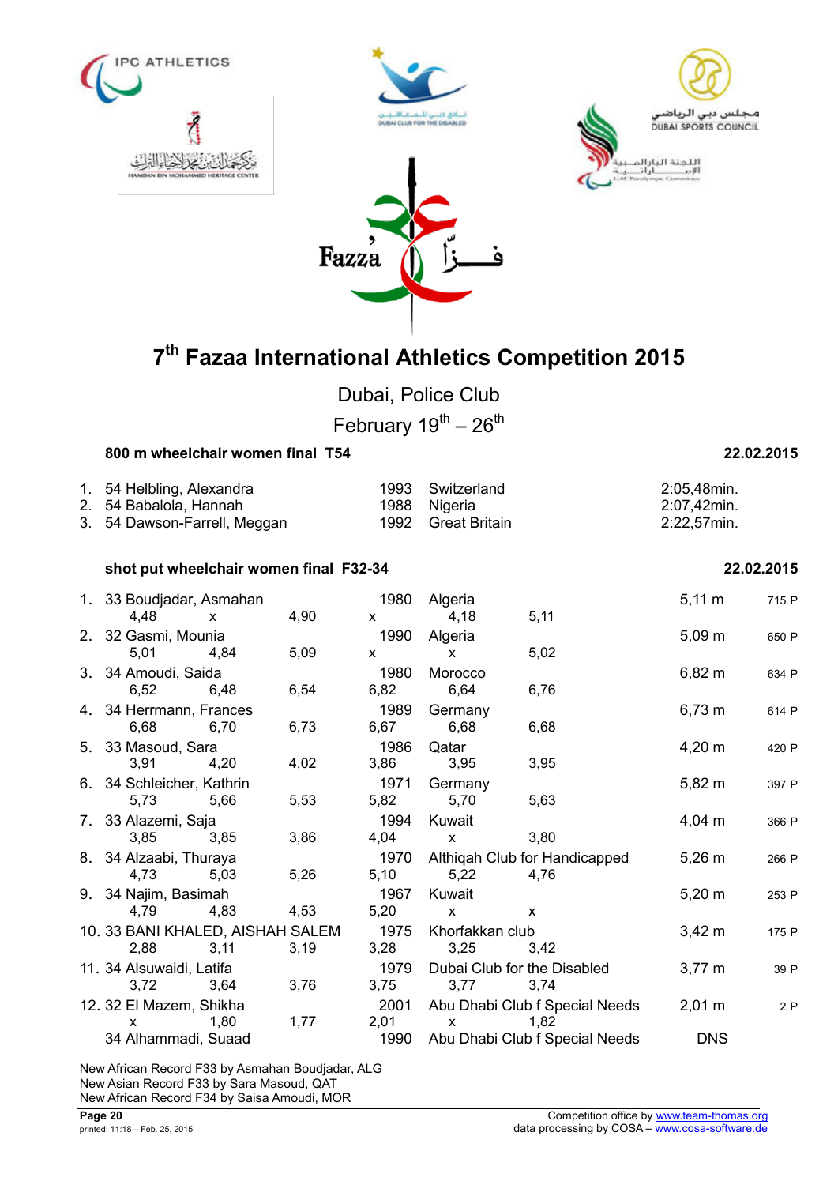# 7th Fazaa International Athletics Competition 2015

Dubai, Police Club

February 19th – 26th

**800 m wheelchair women final T54** — **22.02.2015**

| Rank | Class | Name | Year | Country | Result |
|---|---|---|---|---|---|
| 1. | 54 | Helbling, Alexandra | 1993 | Switzerland | 2:05,48min. |
| 2. | 54 | Babalola, Hannah | 1988 | Nigeria | 2:07,42min. |
| 3. | 54 | Dawson-Farrell, Meggan | 1992 | Great Britain | 2:22,57min. |

**shot put wheelchair women final F32-34** — **22.02.2015**

| Rank | Class | Name | Year | Country/Club | Result | Points |
|---|---|---|---|---|---|---|
| 1. | 33 | Boudjadar, Asmahan | 1980 | Algeria | 5,11 m | 715 P |
| | | 4,48 / x / 4,90 / x / 4,18 / 5,11 | | | | |
| 2. | 32 | Gasmi, Mounia | 1990 | Algeria | 5,09 m | 650 P |
| | | 5,01 / 4,84 / 5,09 / x / x / 5,02 | | | | |
| 3. | 34 | Amoudi, Saida | 1980 | Morocco | 6,82 m | 634 P |
| | | 6,52 / 6,48 / 6,54 / 6,82 / 6,64 / 6,76 | | | | |
| 4. | 34 | Herrmann, Frances | 1989 | Germany | 6,73 m | 614 P |
| | | 6,68 / 6,70 / 6,73 / 6,67 / 6,68 / 6,68 | | | | |
| 5. | 33 | Masoud, Sara | 1986 | Qatar | 4,20 m | 420 P |
| | | 3,91 / 4,20 / 4,02 / 3,86 / 3,95 / 3,95 | | | | |
| 6. | 34 | Schleicher, Kathrin | 1971 | Germany | 5,82 m | 397 P |
| | | 5,73 / 5,66 / 5,53 / 5,82 / 5,70 / 5,63 | | | | |
| 7. | 33 | Alazemi, Saja | 1994 | Kuwait | 4,04 m | 366 P |
| | | 3,85 / 3,85 / 3,86 / 4,04 / x / 3,80 | | | | |
| 8. | 34 | Alzaabi, Thuraya | 1970 | Althiqah Club for Handicapped | 5,26 m | 266 P |
| | | 4,73 / 5,03 / 5,26 / 5,10 / 5,22 / 4,76 | | | | |
| 9. | 34 | Najim, Basimah | 1967 | Kuwait | 5,20 m | 253 P |
| | | 4,79 / 4,83 / 4,53 / 5,20 / x / x | | | | |
| 10. | 33 | BANI KHALED, AISHAH SALEM | 1975 | Khorfakkan club | 3,42 m | 175 P |
| | | 2,88 / 3,11 / 3,19 / 3,28 / 3,25 / 3,42 | | | | |
| 11. | 34 | Alsuwaidi, Latifa | 1979 | Dubai Club for the Disabled | 3,77 m | 39 P |
| | | 3,72 / 3,64 / 3,76 / 3,75 / 3,77 / 3,74 | | | | |
| 12. | 32 | El Mazem, Shikha | 2001 | Abu Dhabi Club f Special Needs | 2,01 m | 2 P |
| | | x / 1,80 / 1,77 / 2,01 / x / 1,82 | | | | |
| | 34 | Alhammadi, Suaad | 1990 | Abu Dhabi Club f Special Needs | DNS | |

New African Record F33 by Asmahan Boudjadar, ALG
New Asian Record F33 by Sara Masoud, QAT
New African Record F34 by Saisa Amoudi, MOR

Competition office by www.team-thomas.org
data processing by COSA – www.cosa-software.de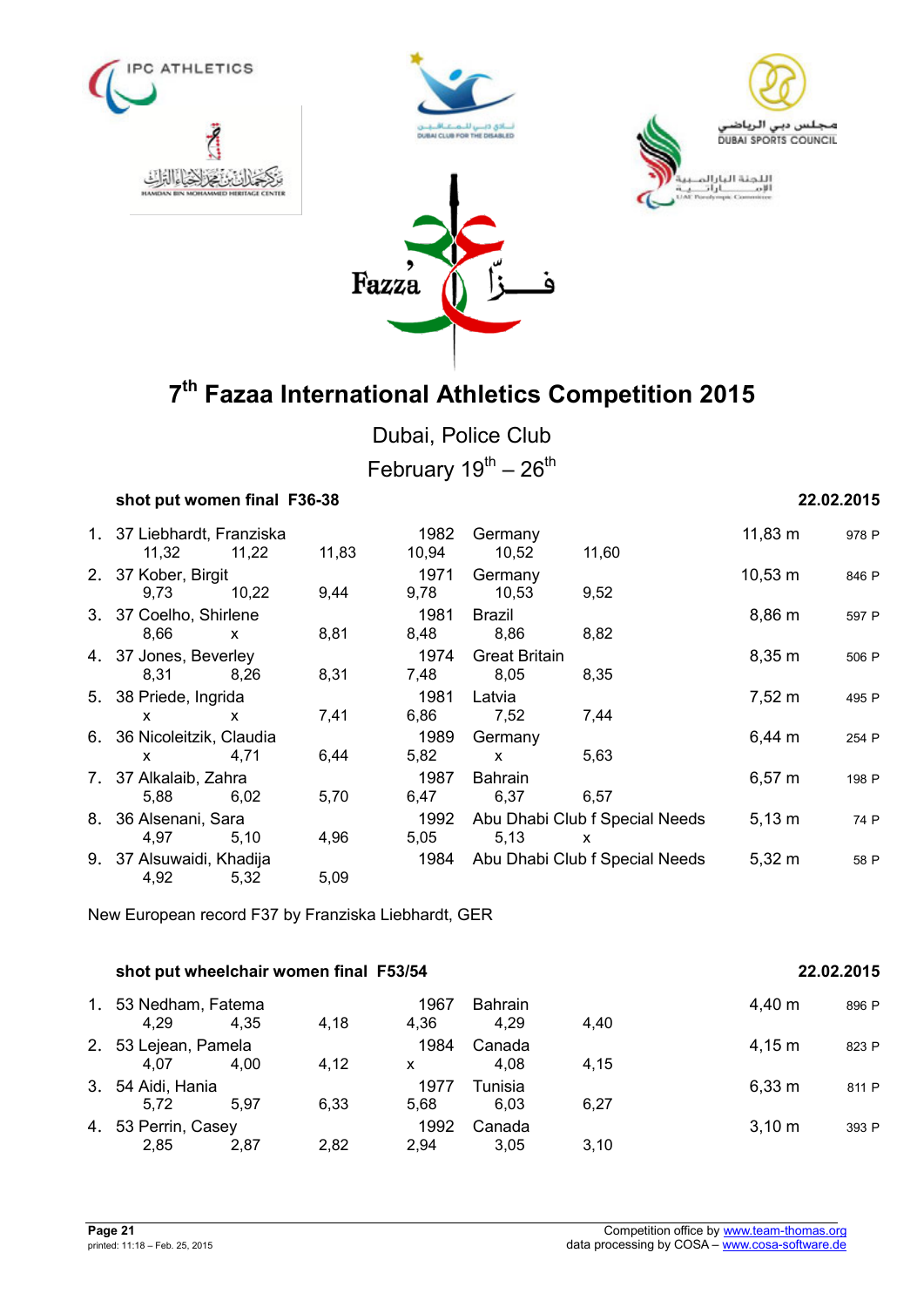# 7th Fazaa International Athletics Competition 2015

Dubai, Police Club

February 19th – 26th

## shot put women final F36-38

22.02.2015

| Rank | Class | Name | Year | Nation | Result | Points |
|---|---|---|---|---|---|---|
| 1. | 37 | Liebhardt, Franziska | 1982 | Germany | 11,83 m | 978 P |
| | | 11,32 · 11,22 · 11,83 · 10,94 · 10,52 · 11,60 | | | | |
| 2. | 37 | Kober, Birgit | 1971 | Germany | 10,53 m | 846 P |
| | | 9,73 · 10,22 · 9,44 · 9,78 · 10,53 · 9,52 | | | | |
| 3. | 37 | Coelho, Shirlene | 1981 | Brazil | 8,86 m | 597 P |
| | | 8,66 · x · 8,81 · 8,48 · 8,86 · 8,82 | | | | |
| 4. | 37 | Jones, Beverley | 1974 | Great Britain | 8,35 m | 506 P |
| | | 8,31 · 8,26 · 8,31 · 7,48 · 8,05 · 8,35 | | | | |
| 5. | 38 | Priede, Ingrida | 1981 | Latvia | 7,52 m | 495 P |
| | | x · x · 7,41 · 6,86 · 7,52 · 7,44 | | | | |
| 6. | 36 | Nicoleitzik, Claudia | 1989 | Germany | 6,44 m | 254 P |
| | | x · 4,71 · 6,44 · 5,82 · x · 5,63 | | | | |
| 7. | 37 | Alkalaib, Zahra | 1987 | Bahrain | 6,57 m | 198 P |
| | | 5,88 · 6,02 · 5,70 · 6,47 · 6,37 · 6,57 | | | | |
| 8. | 36 | Alsenani, Sara | 1992 | Abu Dhabi Club f Special Needs | 5,13 m | 74 P |
| | | 4,97 · 5,10 · 4,96 · 5,05 · 5,13 · x | | | | |
| 9. | 37 | Alsuwaidi, Khadija | 1984 | Abu Dhabi Club f Special Needs | 5,32 m | 58 P |
| | | 4,92 · 5,32 · 5,09 | | | | |

New European record F37 by Franziska Liebhardt, GER

## shot put wheelchair women final F53/54

22.02.2015

| Rank | Class | Name | Year | Nation | Result | Points |
|---|---|---|---|---|---|---|
| 1. | 53 | Nedham, Fatema | 1967 | Bahrain | 4,40 m | 896 P |
| | | 4,29 · 4,35 · 4,18 · 4,36 · 4,29 · 4,40 | | | | |
| 2. | 53 | Lejean, Pamela | 1984 | Canada | 4,15 m | 823 P |
| | | 4,07 · 4,00 · 4,12 · x · 4,08 · 4,15 | | | | |
| 3. | 54 | Aidi, Hania | 1977 | Tunisia | 6,33 m | 811 P |
| | | 5,72 · 5,97 · 6,33 · 5,68 · 6,03 · 6,27 | | | | |
| 4. | 53 | Perrin, Casey | 1992 | Canada | 3,10 m | 393 P |
| | | 2,85 · 2,87 · 2,82 · 2,94 · 3,05 · 3,10 | | | | |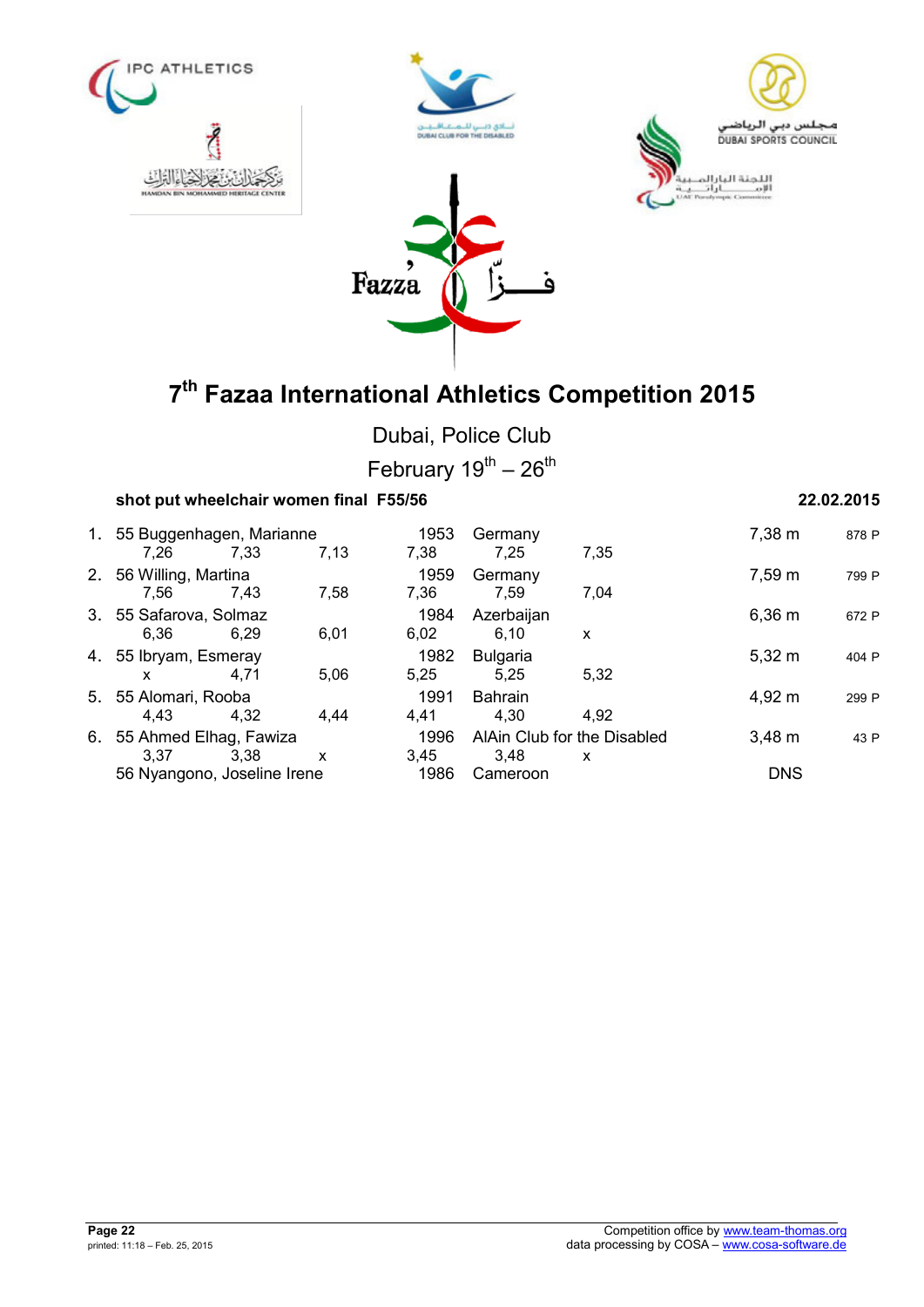# 7th Fazaa International Athletics Competition 2015

Dubai, Police Club

February 19th – 26th

**shot put wheelchair women final F55/56** **22.02.2015**

| Rank | Class | Name | Year | Country | Result | Points |
|---|---|---|---|---|---|---|
| 1. | 55 | Buggenhagen, Marianne | 1953 | Germany | 7,38 m | 878 P |
| | | 7,26 · 7,33 · 7,13 · 7,38 · 7,25 · 7,35 | | | | |
| 2. | 56 | Willing, Martina | 1959 | Germany | 7,59 m | 799 P |
| | | 7,56 · 7,43 · 7,58 · 7,36 · 7,59 · 7,04 | | | | |
| 3. | 55 | Safarova, Solmaz | 1984 | Azerbaijan | 6,36 m | 672 P |
| | | 6,36 · 6,29 · 6,01 · 6,02 · 6,10 · x | | | | |
| 4. | 55 | Ibryam, Esmeray | 1982 | Bulgaria | 5,32 m | 404 P |
| | | x · 4,71 · 5,06 · 5,25 · 5,25 · 5,32 | | | | |
| 5. | 55 | Alomari, Rooba | 1991 | Bahrain | 4,92 m | 299 P |
| | | 4,43 · 4,32 · 4,44 · 4,41 · 4,30 · 4,92 | | | | |
| 6. | 55 | Ahmed Elhag, Fawiza | 1996 | AlAin Club for the Disabled | 3,48 m | 43 P |
| | | 3,37 · 3,38 · x · 3,45 · 3,48 · x | | | | |
| | 56 | Nyangono, Joseline Irene | 1986 | Cameroon | DNS | |

Competition office by www.team-thomas.org
data processing by COSA – www.cosa-software.de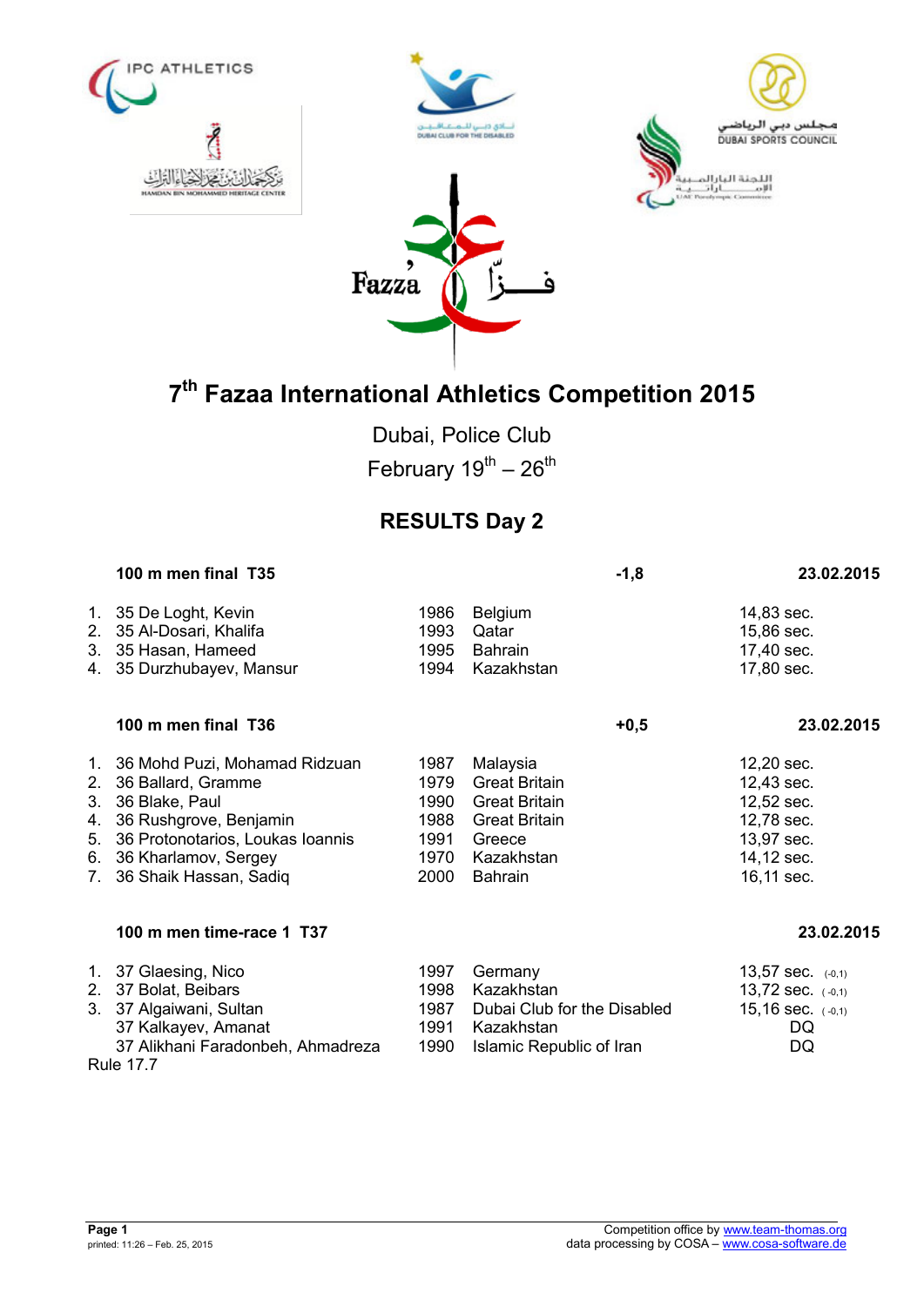# 7th Fazaa International Athletics Competition 2015

Dubai, Police Club

February 19th – 26th

## RESULTS Day 2

### 100 m men final T35 — -1,8 — 23.02.2015

| | Name | Year | Country | Result |
|---|---|---|---|---|
| 1. | 35 De Loght, Kevin | 1986 | Belgium | 14,83 sec. |
| 2. | 35 Al-Dosari, Khalifa | 1993 | Qatar | 15,86 sec. |
| 3. | 35 Hasan, Hameed | 1995 | Bahrain | 17,40 sec. |
| 4. | 35 Durzhubayev, Mansur | 1994 | Kazakhstan | 17,80 sec. |

### 100 m men final T36 — +0,5 — 23.02.2015

| | Name | Year | Country | Result |
|---|---|---|---|---|
| 1. | 36 Mohd Puzi, Mohamad Ridzuan | 1987 | Malaysia | 12,20 sec. |
| 2. | 36 Ballard, Gramme | 1979 | Great Britain | 12,43 sec. |
| 3. | 36 Blake, Paul | 1990 | Great Britain | 12,52 sec. |
| 4. | 36 Rushgrove, Benjamin | 1988 | Great Britain | 12,78 sec. |
| 5. | 36 Protonotarios, Loukas Ioannis | 1991 | Greece | 13,97 sec. |
| 6. | 36 Kharlamov, Sergey | 1970 | Kazakhstan | 14,12 sec. |
| 7. | 36 Shaik Hassan, Sadiq | 2000 | Bahrain | 16,11 sec. |

### 100 m men time-race 1 T37 — 23.02.2015

| | Name | Year | Country | Result |
|---|---|---|---|---|
| 1. | 37 Glaesing, Nico | 1997 | Germany | 13,57 sec. (-0,1) |
| 2. | 37 Bolat, Beibars | 1998 | Kazakhstan | 13,72 sec. (-0,1) |
| 3. | 37 Algaiwani, Sultan | 1987 | Dubai Club for the Disabled | 15,16 sec. (-0,1) |
| | 37 Kalkayev, Amanat | 1991 | Kazakhstan | DQ |
| | 37 Alikhani Faradonbeh, Ahmadreza | 1990 | Islamic Republic of Iran | DQ |

Rule 17.7

Competition office by www.team-thomas.org
data processing by COSA – www.cosa-software.de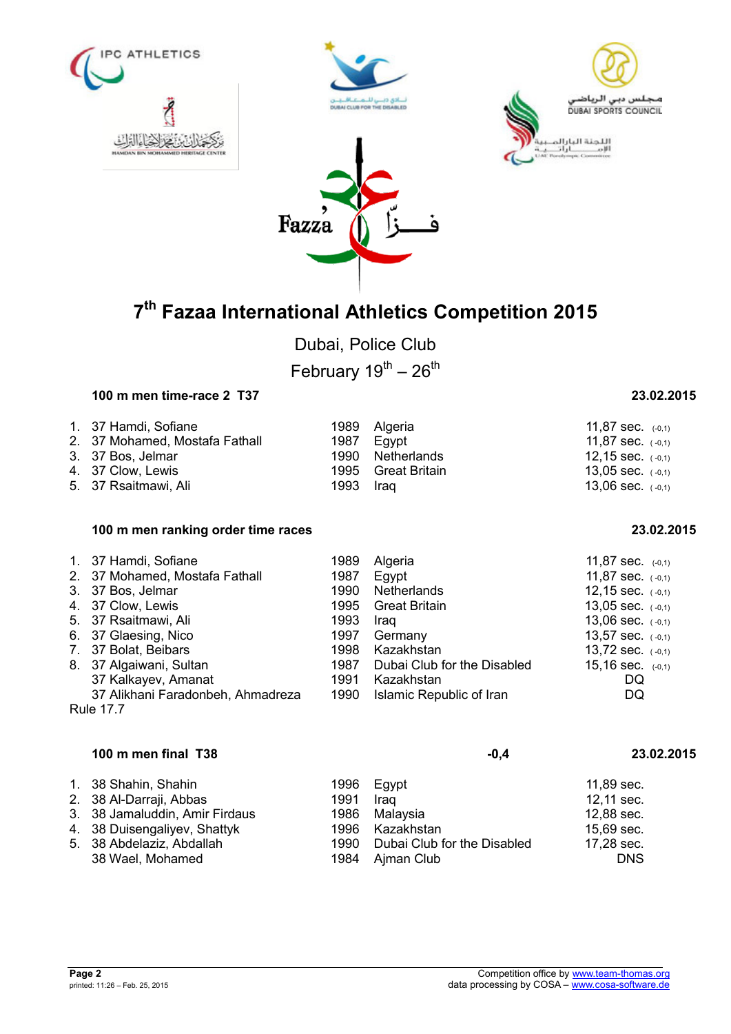# 7th Fazaa International Athletics Competition 2015

Dubai, Police Club

February 19th – 26th

### 100 m men time-race 2 T37

23.02.2015

| | | | | |
|---|---|---|---|---|
| 1. | 37 Hamdi, Sofiane | 1989 | Algeria | 11,87 sec. (-0,1) |
| 2. | 37 Mohamed, Mostafa Fathall | 1987 | Egypt | 11,87 sec. (-0,1) |
| 3. | 37 Bos, Jelmar | 1990 | Netherlands | 12,15 sec. (-0,1) |
| 4. | 37 Clow, Lewis | 1995 | Great Britain | 13,05 sec. (-0,1) |
| 5. | 37 Rsaitmawi, Ali | 1993 | Iraq | 13,06 sec. (-0,1) |

### 100 m men ranking order time races

23.02.2015

| | | | | |
|---|---|---|---|---|
| 1. | 37 Hamdi, Sofiane | 1989 | Algeria | 11,87 sec. (-0,1) |
| 2. | 37 Mohamed, Mostafa Fathall | 1987 | Egypt | 11,87 sec. (-0,1) |
| 3. | 37 Bos, Jelmar | 1990 | Netherlands | 12,15 sec. (-0,1) |
| 4. | 37 Clow, Lewis | 1995 | Great Britain | 13,05 sec. (-0,1) |
| 5. | 37 Rsaitmawi, Ali | 1993 | Iraq | 13,06 sec. (-0,1) |
| 6. | 37 Glaesing, Nico | 1997 | Germany | 13,57 sec. (-0,1) |
| 7. | 37 Bolat, Beibars | 1998 | Kazakhstan | 13,72 sec. (-0,1) |
| 8. | 37 Algaiwani, Sultan | 1987 | Dubai Club for the Disabled | 15,16 sec. (-0,1) |
| | 37 Kalkayev, Amanat | 1991 | Kazakhstan | DQ |
| | 37 Alikhani Faradonbeh, Ahmadreza | 1990 | Islamic Republic of Iran | DQ |

Rule 17.7

### 100 m men final T38

-0,4

23.02.2015

| | | | | |
|---|---|---|---|---|
| 1. | 38 Shahin, Shahin | 1996 | Egypt | 11,89 sec. |
| 2. | 38 Al-Darraji, Abbas | 1991 | Iraq | 12,11 sec. |
| 3. | 38 Jamaluddin, Amir Firdaus | 1986 | Malaysia | 12,88 sec. |
| 4. | 38 Duisengaliyev, Shattyk | 1996 | Kazakhstan | 15,69 sec. |
| 5. | 38 Abdelaziz, Abdallah | 1990 | Dubai Club for the Disabled | 17,28 sec. |
| | 38 Wael, Mohamed | 1984 | Ajman Club | DNS |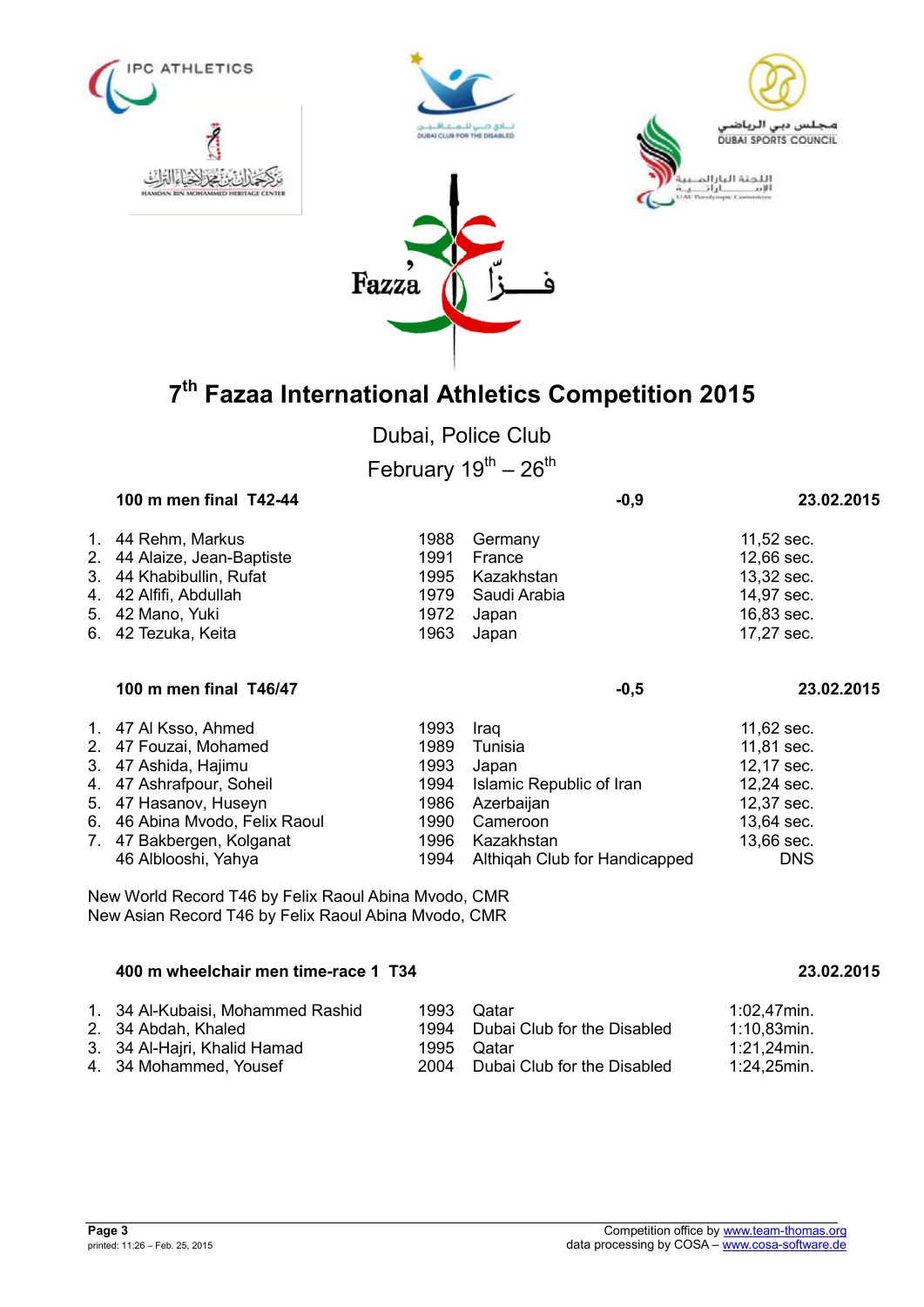# 7th Fazaa International Athletics Competition 2015

Dubai, Police Club

February 19th – 26th

### 100 m men final T42-44 — -0,9 — 23.02.2015

| | | | | |
|---|---|---|---|---|
| 1. | 44 Rehm, Markus | 1988 | Germany | 11,52 sec. |
| 2. | 44 Alaize, Jean-Baptiste | 1991 | France | 12,66 sec. |
| 3. | 44 Khabibullin, Rufat | 1995 | Kazakhstan | 13,32 sec. |
| 4. | 42 Alfifi, Abdullah | 1979 | Saudi Arabia | 14,97 sec. |
| 5. | 42 Mano, Yuki | 1972 | Japan | 16,83 sec. |
| 6. | 42 Tezuka, Keita | 1963 | Japan | 17,27 sec. |

### 100 m men final T46/47 — -0,5 — 23.02.2015

| | | | | |
|---|---|---|---|---|
| 1. | 47 Al Ksso, Ahmed | 1993 | Iraq | 11,62 sec. |
| 2. | 47 Fouzai, Mohamed | 1989 | Tunisia | 11,81 sec. |
| 3. | 47 Ashida, Hajimu | 1993 | Japan | 12,17 sec. |
| 4. | 47 Ashrafpour, Soheil | 1994 | Islamic Republic of Iran | 12,24 sec. |
| 5. | 47 Hasanov, Huseyn | 1986 | Azerbaijan | 12,37 sec. |
| 6. | 46 Abina Mvodo, Felix Raoul | 1990 | Cameroon | 13,64 sec. |
| 7. | 47 Bakbergen, Kolganat | 1996 | Kazakhstan | 13,66 sec. |
| | 46 Alblooshi, Yahya | 1994 | Althiqah Club for Handicapped | DNS |

New World Record T46 by Felix Raoul Abina Mvodo, CMR
New Asian Record T46 by Felix Raoul Abina Mvodo, CMR

### 400 m wheelchair men time-race 1 T34 — 23.02.2015

| | | | | |
|---|---|---|---|---|
| 1. | 34 Al-Kubaisi, Mohammed Rashid | 1993 | Qatar | 1:02,47min. |
| 2. | 34 Abdah, Khaled | 1994 | Dubai Club for the Disabled | 1:10,83min. |
| 3. | 34 Al-Hajri, Khalid Hamad | 1995 | Qatar | 1:21,24min. |
| 4. | 34 Mohammed, Yousef | 2004 | Dubai Club for the Disabled | 1:24,25min. |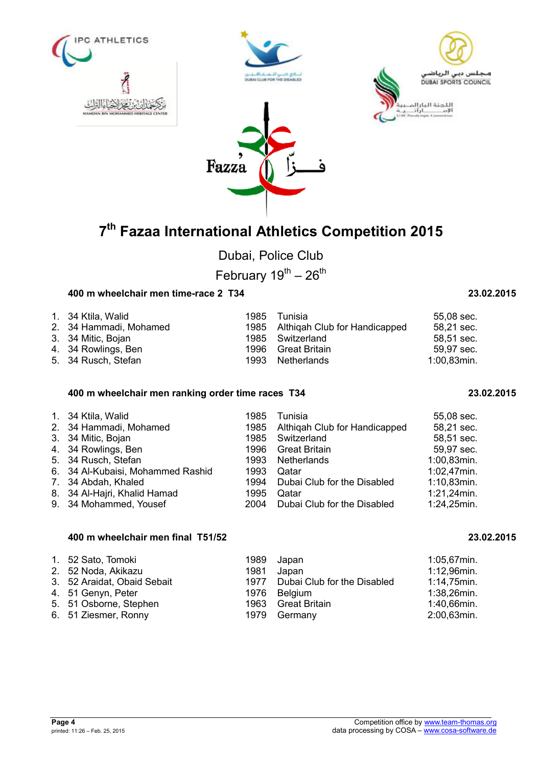# 7th Fazaa International Athletics Competition 2015

Dubai, Police Club

February 19th – 26th

### 400 m wheelchair men time-race 2 T34 — 23.02.2015

| | | | | |
|---|---|---|---|---|
| 1. | 34 Ktila, Walid | 1985 | Tunisia | 55,08 sec. |
| 2. | 34 Hammadi, Mohamed | 1985 | Althiqah Club for Handicapped | 58,21 sec. |
| 3. | 34 Mitic, Bojan | 1985 | Switzerland | 58,51 sec. |
| 4. | 34 Rowlings, Ben | 1996 | Great Britain | 59,97 sec. |
| 5. | 34 Rusch, Stefan | 1993 | Netherlands | 1:00,83min. |

### 400 m wheelchair men ranking order time races T34 — 23.02.2015

| | | | | |
|---|---|---|---|---|
| 1. | 34 Ktila, Walid | 1985 | Tunisia | 55,08 sec. |
| 2. | 34 Hammadi, Mohamed | 1985 | Althiqah Club for Handicapped | 58,21 sec. |
| 3. | 34 Mitic, Bojan | 1985 | Switzerland | 58,51 sec. |
| 4. | 34 Rowlings, Ben | 1996 | Great Britain | 59,97 sec. |
| 5. | 34 Rusch, Stefan | 1993 | Netherlands | 1:00,83min. |
| 6. | 34 Al-Kubaisi, Mohammed Rashid | 1993 | Qatar | 1:02,47min. |
| 7. | 34 Abdah, Khaled | 1994 | Dubai Club for the Disabled | 1:10,83min. |
| 8. | 34 Al-Hajri, Khalid Hamad | 1995 | Qatar | 1:21,24min. |
| 9. | 34 Mohammed, Yousef | 2004 | Dubai Club for the Disabled | 1:24,25min. |

### 400 m wheelchair men final T51/52 — 23.02.2015

| | | | | |
|---|---|---|---|---|
| 1. | 52 Sato, Tomoki | 1989 | Japan | 1:05,67min. |
| 2. | 52 Noda, Akikazu | 1981 | Japan | 1:12,96min. |
| 3. | 52 Araidat, Obaid Sebait | 1977 | Dubai Club for the Disabled | 1:14,75min. |
| 4. | 51 Genyn, Peter | 1976 | Belgium | 1:38,26min. |
| 5. | 51 Osborne, Stephen | 1963 | Great Britain | 1:40,66min. |
| 6. | 51 Ziesmer, Ronny | 1979 | Germany | 2:00,63min. |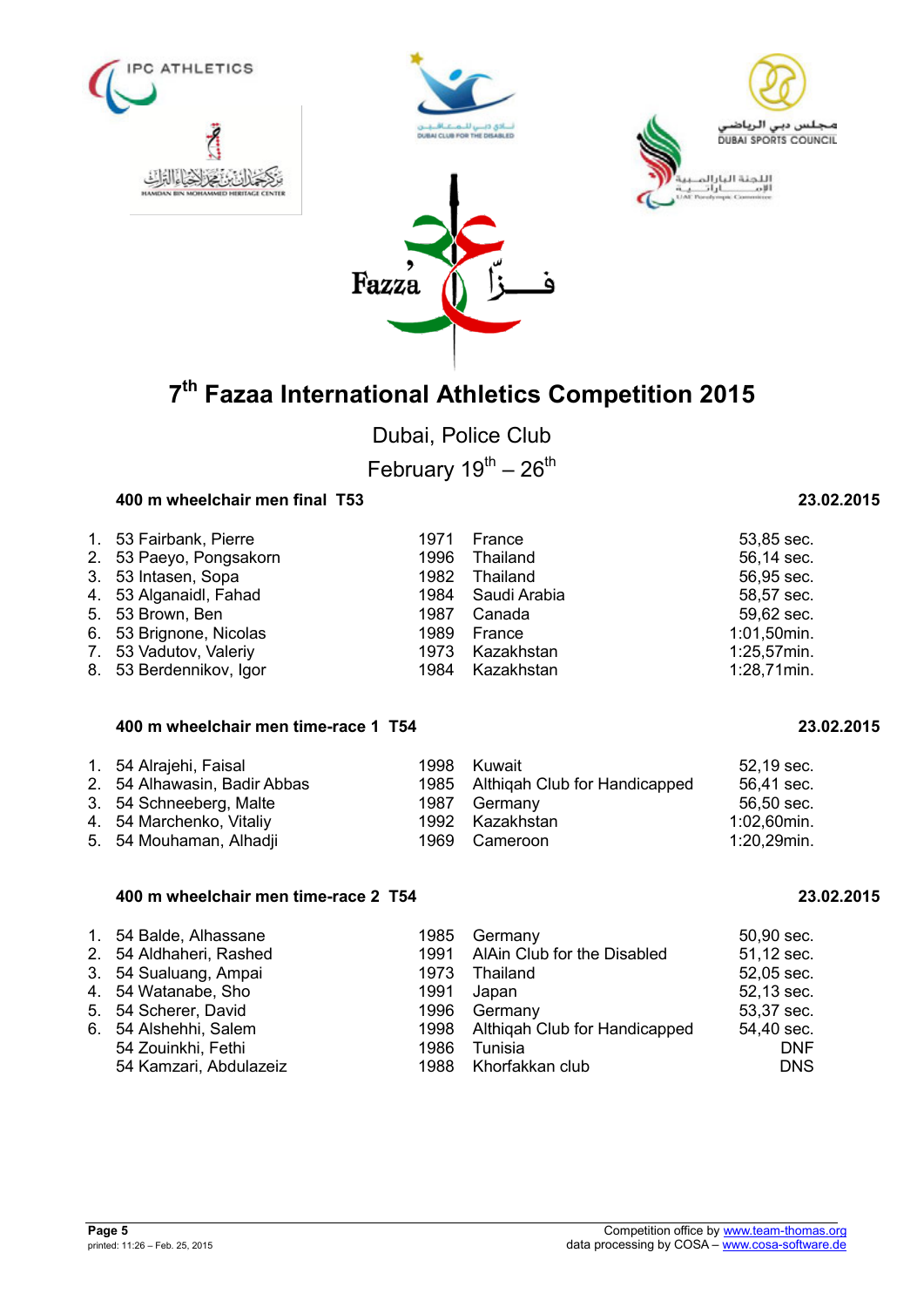# 7th Fazaa International Athletics Competition 2015

Dubai, Police Club

February 19th – 26th

### 400 m wheelchair men final T53 — 23.02.2015

| | Name | Year | Country | Result |
|---|---|---|---|---|
| 1. | 53 Fairbank, Pierre | 1971 | France | 53,85 sec. |
| 2. | 53 Paeyo, Pongsakorn | 1996 | Thailand | 56,14 sec. |
| 3. | 53 Intasen, Sopa | 1982 | Thailand | 56,95 sec. |
| 4. | 53 Alganaidl, Fahad | 1984 | Saudi Arabia | 58,57 sec. |
| 5. | 53 Brown, Ben | 1987 | Canada | 59,62 sec. |
| 6. | 53 Brignone, Nicolas | 1989 | France | 1:01,50min. |
| 7. | 53 Vadutov, Valeriy | 1973 | Kazakhstan | 1:25,57min. |
| 8. | 53 Berdennikov, Igor | 1984 | Kazakhstan | 1:28,71min. |

### 400 m wheelchair men time-race 1 T54 — 23.02.2015

| | Name | Year | Country | Result |
|---|---|---|---|---|
| 1. | 54 Alrajehi, Faisal | 1998 | Kuwait | 52,19 sec. |
| 2. | 54 Alhawasin, Badir Abbas | 1985 | Althiqah Club for Handicapped | 56,41 sec. |
| 3. | 54 Schneeberg, Malte | 1987 | Germany | 56,50 sec. |
| 4. | 54 Marchenko, Vitaliy | 1992 | Kazakhstan | 1:02,60min. |
| 5. | 54 Mouhaman, Alhadji | 1969 | Cameroon | 1:20,29min. |

### 400 m wheelchair men time-race 2 T54 — 23.02.2015

| | Name | Year | Country | Result |
|---|---|---|---|---|
| 1. | 54 Balde, Alhassane | 1985 | Germany | 50,90 sec. |
| 2. | 54 Aldhaheri, Rashed | 1991 | AlAin Club for the Disabled | 51,12 sec. |
| 3. | 54 Sualuang, Ampai | 1973 | Thailand | 52,05 sec. |
| 4. | 54 Watanabe, Sho | 1991 | Japan | 52,13 sec. |
| 5. | 54 Scherer, David | 1996 | Germany | 53,37 sec. |
| 6. | 54 Alshehhi, Salem | 1998 | Althiqah Club for Handicapped | 54,40 sec. |
| | 54 Zouinkhi, Fethi | 1986 | Tunisia | DNF |
| | 54 Kamzari, Abdulazeiz | 1988 | Khorfakkan club | DNS |

Competition office by www.team-thomas.org
data processing by COSA – www.cosa-software.de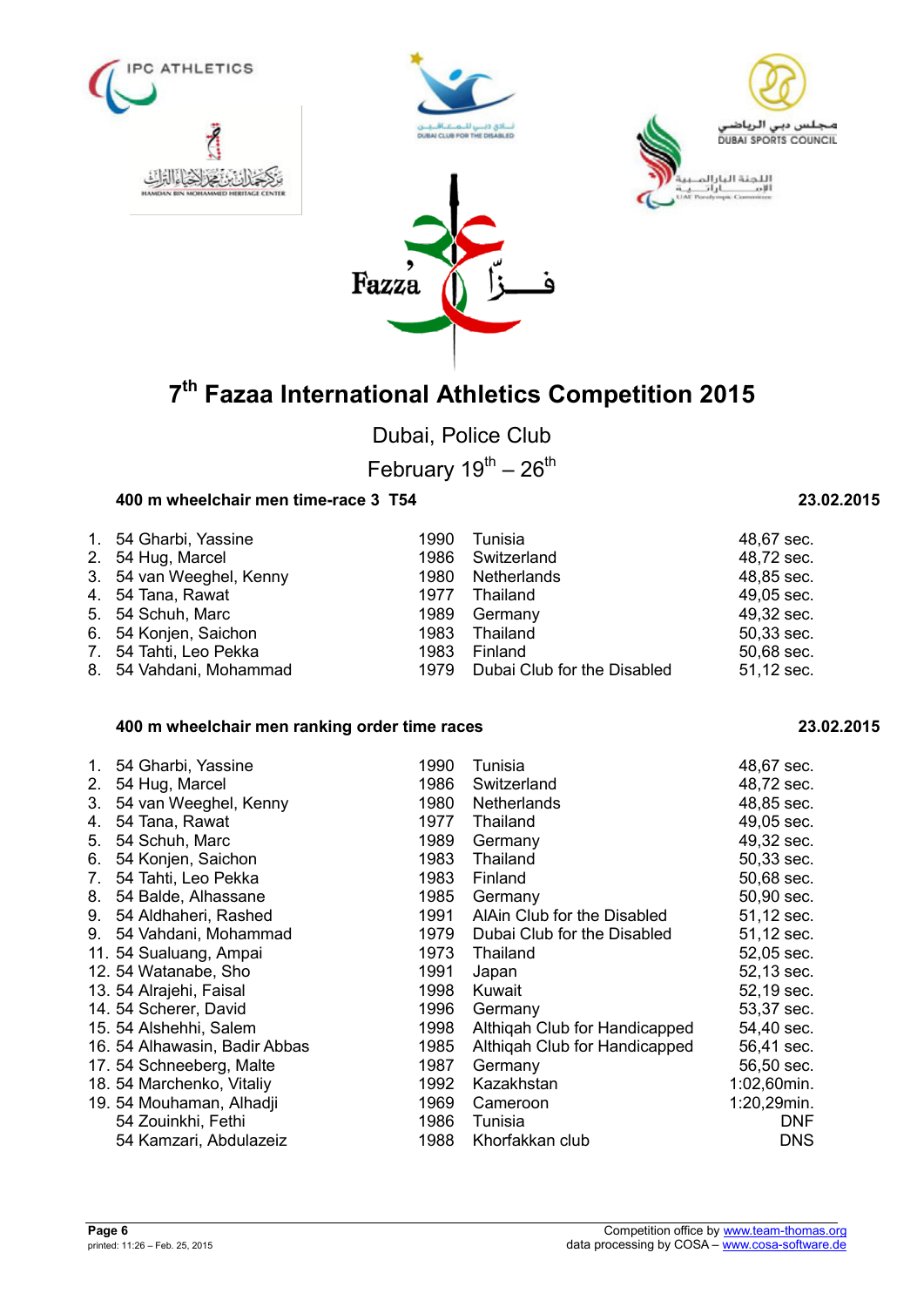# 7th Fazaa International Athletics Competition 2015

Dubai, Police Club

February 19th – 26th

**400 m wheelchair men time-race 3 T54** **23.02.2015**

| | | | | |
|---|---|---|---|---|
| 1. | 54 Gharbi, Yassine | 1990 | Tunisia | 48,67 sec. |
| 2. | 54 Hug, Marcel | 1986 | Switzerland | 48,72 sec. |
| 3. | 54 van Weeghel, Kenny | 1980 | Netherlands | 48,85 sec. |
| 4. | 54 Tana, Rawat | 1977 | Thailand | 49,05 sec. |
| 5. | 54 Schuh, Marc | 1989 | Germany | 49,32 sec. |
| 6. | 54 Konjen, Saichon | 1983 | Thailand | 50,33 sec. |
| 7. | 54 Tahti, Leo Pekka | 1983 | Finland | 50,68 sec. |
| 8. | 54 Vahdani, Mohammad | 1979 | Dubai Club for the Disabled | 51,12 sec. |

**400 m wheelchair men ranking order time races** **23.02.2015**

| | | | | |
|---|---|---|---|---|
| 1. | 54 Gharbi, Yassine | 1990 | Tunisia | 48,67 sec. |
| 2. | 54 Hug, Marcel | 1986 | Switzerland | 48,72 sec. |
| 3. | 54 van Weeghel, Kenny | 1980 | Netherlands | 48,85 sec. |
| 4. | 54 Tana, Rawat | 1977 | Thailand | 49,05 sec. |
| 5. | 54 Schuh, Marc | 1989 | Germany | 49,32 sec. |
| 6. | 54 Konjen, Saichon | 1983 | Thailand | 50,33 sec. |
| 7. | 54 Tahti, Leo Pekka | 1983 | Finland | 50,68 sec. |
| 8. | 54 Balde, Alhassane | 1985 | Germany | 50,90 sec. |
| 9. | 54 Aldhaheri, Rashed | 1991 | AlAin Club for the Disabled | 51,12 sec. |
| 9. | 54 Vahdani, Mohammad | 1979 | Dubai Club for the Disabled | 51,12 sec. |
| 11. | 54 Sualuang, Ampai | 1973 | Thailand | 52,05 sec. |
| 12. | 54 Watanabe, Sho | 1991 | Japan | 52,13 sec. |
| 13. | 54 Alrajehi, Faisal | 1998 | Kuwait | 52,19 sec. |
| 14. | 54 Scherer, David | 1996 | Germany | 53,37 sec. |
| 15. | 54 Alshehhi, Salem | 1998 | Althiqah Club for Handicapped | 54,40 sec. |
| 16. | 54 Alhawasin, Badir Abbas | 1985 | Althiqah Club for Handicapped | 56,41 sec. |
| 17. | 54 Schneeberg, Malte | 1987 | Germany | 56,50 sec. |
| 18. | 54 Marchenko, Vitaliy | 1992 | Kazakhstan | 1:02,60min. |
| 19. | 54 Mouhaman, Alhadji | 1969 | Cameroon | 1:20,29min. |
| | 54 Zouinkhi, Fethi | 1986 | Tunisia | DNF |
| | 54 Kamzari, Abdulazeiz | 1988 | Khorfakkan club | DNS |

Competition office by www.team-thomas.org
data processing by COSA – www.cosa-software.de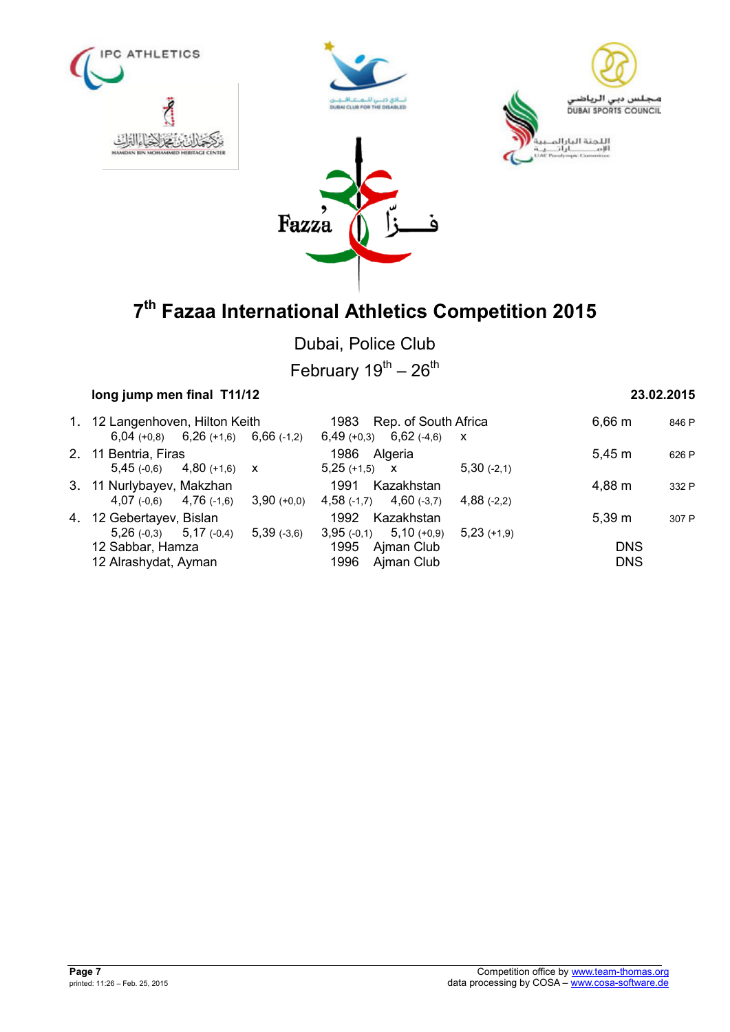IPC ATHLETICS

HAMDAN BIN MOHAMMED HERITAGE CENTER

DUBAI CLUB FOR THE DISABLED

DUBAI SPORTS COUNCIL

UAE Paralympic Committee

Fazza

# 7th Fazaa International Athletics Competition 2015

Dubai, Police Club

February 19th – 26th

**long jump men final T11/12** **23.02.2015**

| Rank | Class | Name | Year | Country/Club | Result | Points |
|---|---|---|---|---|---|---|
| 1. | 12 | Langenhoven, Hilton Keith | 1983 | Rep. of South Africa | 6,66 m | 846 P |
| | | 6,04 (+0,8) 6,26 (+1,6) 6,66 (-1,2) 6,49 (+0,3) 6,62 (-4,6) x | | | | |
| 2. | 11 | Bentria, Firas | 1986 | Algeria | 5,45 m | 626 P |
| | | 5,45 (-0,6) 4,80 (+1,6) x 5,25 (+1,5) x 5,30 (-2,1) | | | | |
| 3. | 11 | Nurlybayev, Makzhan | 1991 | Kazakhstan | 4,88 m | 332 P |
| | | 4,07 (-0,6) 4,76 (-1,6) 3,90 (+0,0) 4,58 (-1,7) 4,60 (-3,7) 4,88 (-2,2) | | | | |
| 4. | 12 | Gebertayev, Bislan | 1992 | Kazakhstan | 5,39 m | 307 P |
| | | 5,26 (-0,3) 5,17 (-0,4) 5,39 (-3,6) 3,95 (-0,1) 5,10 (+0,9) 5,23 (+1,9) | | | | |
| | 12 | Sabbar, Hamza | 1995 | Ajman Club | DNS | |
| | 12 | Alrashydat, Ayman | 1996 | Ajman Club | DNS | |

printed: 11:26 – Feb. 25, 2015

Competition office by www.team-thomas.org
data processing by COSA – www.cosa-software.de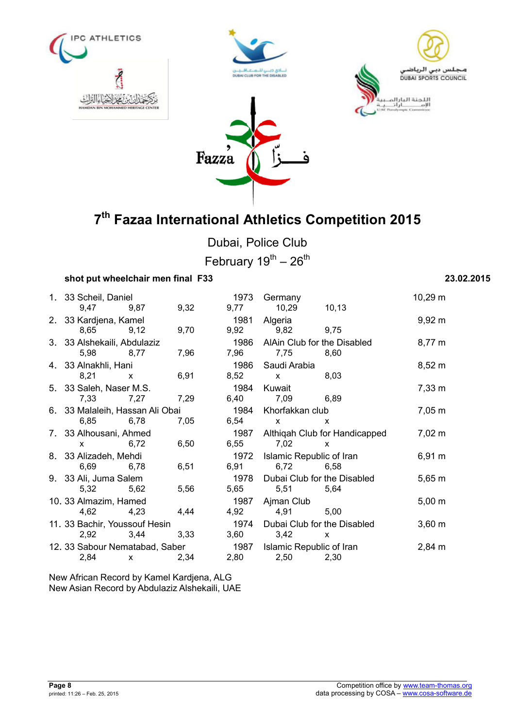# 7th Fazaa International Athletics Competition 2015

Dubai, Police Club

February 19th – 26th

**shot put wheelchair men final F33** **23.02.2015**

| Rank | Class | Name | Born | Country/Club | Result |
|---|---|---|---|---|---|
| 1. | 33 | Scheil, Daniel | 1973 | Germany | 10,29 m |
| | | 9,47 9,87 9,32 9,77 10,29 10,13 | | | |
| 2. | 33 | Kardjena, Kamel | 1981 | Algeria | 9,92 m |
| | | 8,65 9,12 9,70 9,92 9,82 9,75 | | | |
| 3. | 33 | Alshekaili, Abdulaziz | 1986 | AlAin Club for the Disabled | 8,77 m |
| | | 5,98 8,77 7,96 7,96 7,75 8,60 | | | |
| 4. | 33 | Alnakhli, Hani | 1986 | Saudi Arabia | 8,52 m |
| | | 8,21 x 6,91 8,52 x 8,03 | | | |
| 5. | 33 | Saleh, Naser M.S. | 1984 | Kuwait | 7,33 m |
| | | 7,33 7,27 7,29 6,40 7,09 6,89 | | | |
| 6. | 33 | Malaleih, Hassan Ali Obai | 1984 | Khorfakkan club | 7,05 m |
| | | 6,85 6,78 7,05 6,54 x x | | | |
| 7. | 33 | Alhousani, Ahmed | 1987 | Althiqah Club for Handicapped | 7,02 m |
| | | x 6,72 6,50 6,55 7,02 x | | | |
| 8. | 33 | Alizadeh, Mehdi | 1972 | Islamic Republic of Iran | 6,91 m |
| | | 6,69 6,78 6,51 6,91 6,72 6,58 | | | |
| 9. | 33 | Ali, Juma Salem | 1978 | Dubai Club for the Disabled | 5,65 m |
| | | 5,32 5,62 5,56 5,65 5,51 5,64 | | | |
| 10. | 33 | Almazim, Hamed | 1987 | Ajman Club | 5,00 m |
| | | 4,62 4,23 4,44 4,92 4,91 5,00 | | | |
| 11. | 33 | Bachir, Youssouf Hesin | 1974 | Dubai Club for the Disabled | 3,60 m |
| | | 2,92 3,44 3,33 3,60 3,42 x | | | |
| 12. | 33 | Sabour Nematabad, Saber | 1987 | Islamic Republic of Iran | 2,84 m |
| | | 2,84 x 2,34 2,80 2,50 2,30 | | | |

New African Record by Kamel Kardjena, ALG
New Asian Record by Abdulaziz Alshekaili, UAE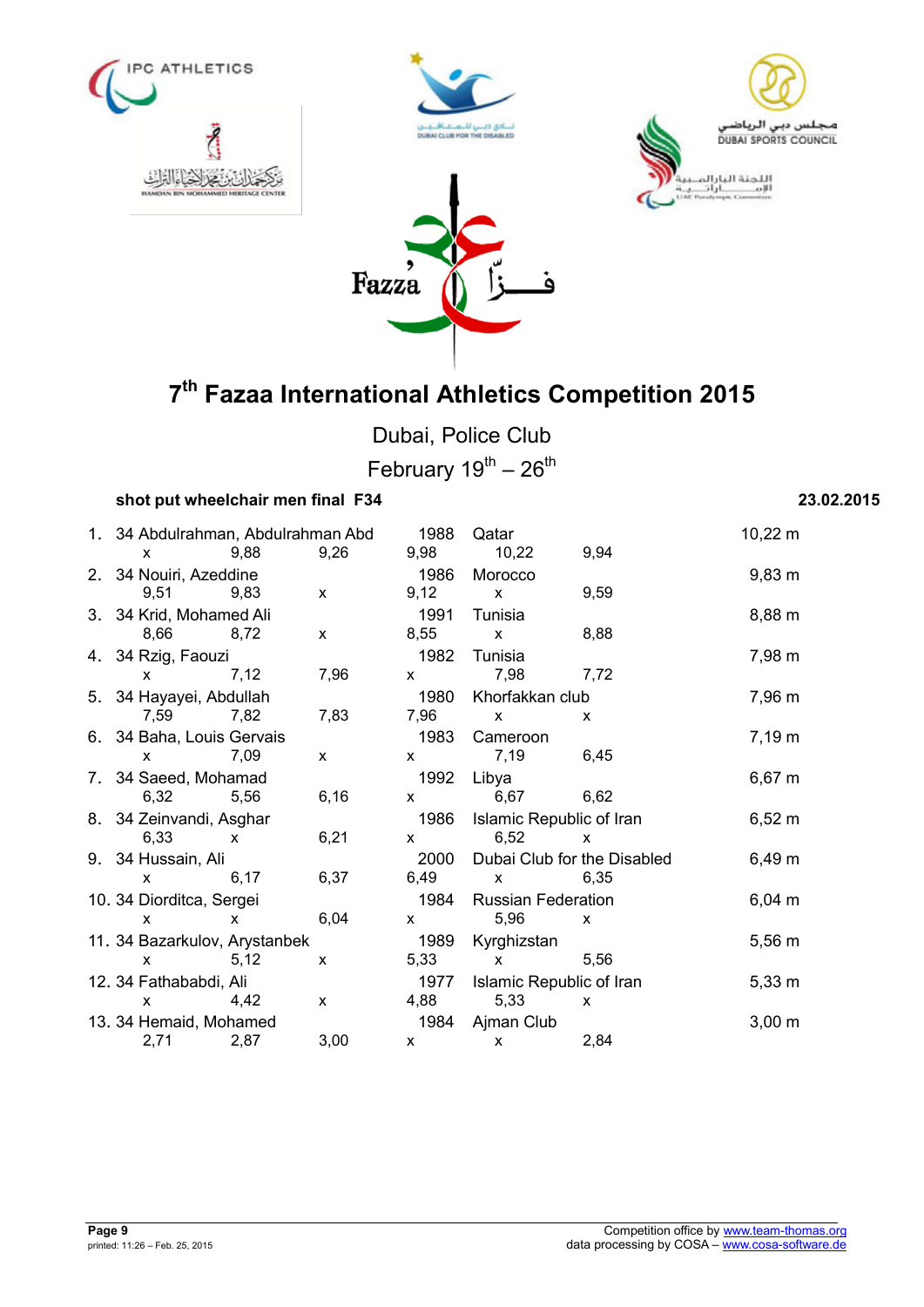# 7th Fazaa International Athletics Competition 2015

Dubai, Police Club

February 19th – 26th

**shot put wheelchair men final F34** **23.02.2015**

| Rank | Class | Name | Year | Country | Result |
|---|---|---|---|---|---|
| 1. | 34 | Abdulrahman, Abdulrahman Abd | 1988 | Qatar | 10,22 m |
| | | x 9,88 9,26 9,98 10,22 9,94 | | | |
| 2. | 34 | Nouiri, Azeddine | 1986 | Morocco | 9,83 m |
| | | 9,51 9,83 x 9,12 x 9,59 | | | |
| 3. | 34 | Krid, Mohamed Ali | 1991 | Tunisia | 8,88 m |
| | | 8,66 8,72 x 8,55 x 8,88 | | | |
| 4. | 34 | Rzig, Faouzi | 1982 | Tunisia | 7,98 m |
| | | x 7,12 7,96 x 7,98 7,72 | | | |
| 5. | 34 | Hayayei, Abdullah | 1980 | Khorfakkan club | 7,96 m |
| | | 7,59 7,82 7,83 7,96 x x | | | |
| 6. | 34 | Baha, Louis Gervais | 1983 | Cameroon | 7,19 m |
| | | x 7,09 x x 7,19 6,45 | | | |
| 7. | 34 | Saeed, Mohamad | 1992 | Libya | 6,67 m |
| | | 6,32 5,56 6,16 x 6,67 6,62 | | | |
| 8. | 34 | Zeinvandi, Asghar | 1986 | Islamic Republic of Iran | 6,52 m |
| | | 6,33 x 6,21 x 6,52 x | | | |
| 9. | 34 | Hussain, Ali | 2000 | Dubai Club for the Disabled | 6,49 m |
| | | x 6,17 6,37 6,49 x 6,35 | | | |
| 10. | 34 | Diorditca, Sergei | 1984 | Russian Federation | 6,04 m |
| | | x x 6,04 x 5,96 x | | | |
| 11. | 34 | Bazarkulov, Arystanbek | 1989 | Kyrghizstan | 5,56 m |
| | | x 5,12 x 5,33 x 5,56 | | | |
| 12. | 34 | Fathababdi, Ali | 1977 | Islamic Republic of Iran | 5,33 m |
| | | x 4,42 x 4,88 5,33 x | | | |
| 13. | 34 | Hemaid, Mohamed | 1984 | Ajman Club | 3,00 m |
| | | 2,71 2,87 3,00 x x 2,84 | | | |

Competition office by www.team-thomas.org
data processing by COSA – www.cosa-software.de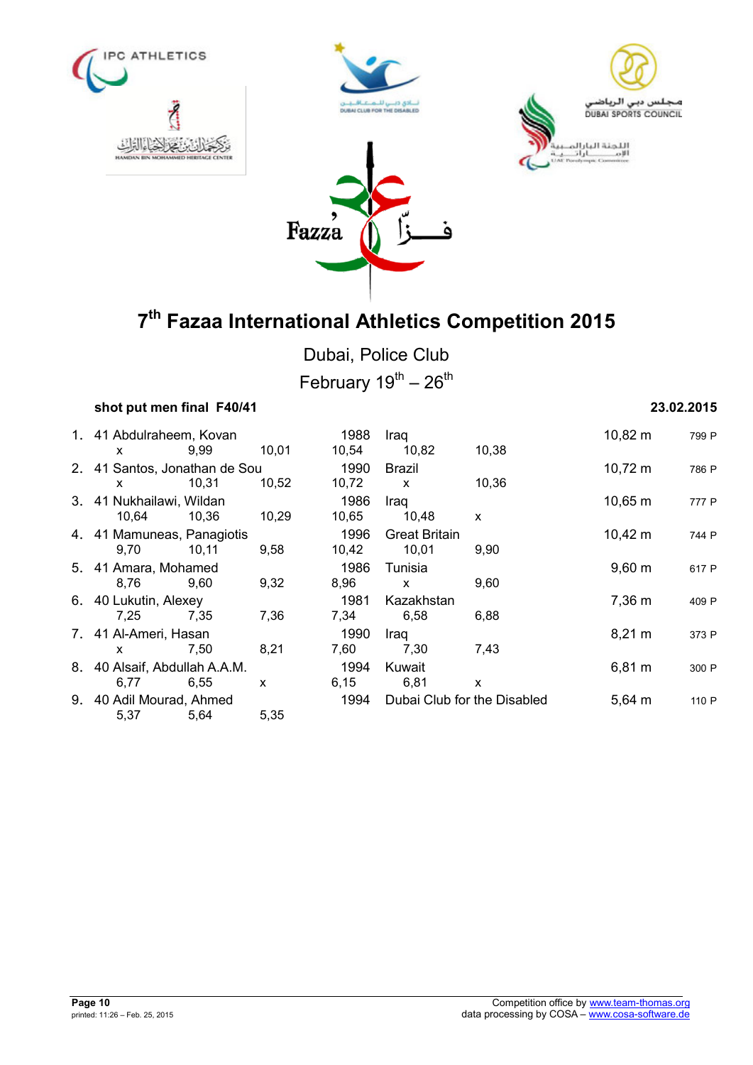# 7th Fazaa International Athletics Competition 2015

Dubai, Police Club

February 19th – 26th

**shot put men final F40/41** **23.02.2015**

| Rank | Class | Name | Year | Country | Result | Points |
|---|---|---|---|---|---|---|
| 1. | 41 | Abdulraheem, Kovan | 1988 | Iraq | 10,82 m | 799 P |
| | | x / 9,99 / 10,01 / 10,54 / 10,82 / 10,38 | | | | |
| 2. | 41 | Santos, Jonathan de Sou | 1990 | Brazil | 10,72 m | 786 P |
| | | x / 10,31 / 10,52 / 10,72 / x / 10,36 | | | | |
| 3. | 41 | Nukhailawi, Wildan | 1986 | Iraq | 10,65 m | 777 P |
| | | 10,64 / 10,36 / 10,29 / 10,65 / 10,48 / x | | | | |
| 4. | 41 | Mamuneas, Panagiotis | 1996 | Great Britain | 10,42 m | 744 P |
| | | 9,70 / 10,11 / 9,58 / 10,42 / 10,01 / 9,90 | | | | |
| 5. | 41 | Amara, Mohamed | 1986 | Tunisia | 9,60 m | 617 P |
| | | 8,76 / 9,60 / 9,32 / 8,96 / x / 9,60 | | | | |
| 6. | 40 | Lukutin, Alexey | 1981 | Kazakhstan | 7,36 m | 409 P |
| | | 7,25 / 7,35 / 7,36 / 7,34 / 6,58 / 6,88 | | | | |
| 7. | 41 | Al-Ameri, Hasan | 1990 | Iraq | 8,21 m | 373 P |
| | | x / 7,50 / 8,21 / 7,60 / 7,30 / 7,43 | | | | |
| 8. | 40 | Alsaif, Abdullah A.A.M. | 1994 | Kuwait | 6,81 m | 300 P |
| | | 6,77 / 6,55 / x / 6,15 / 6,81 / x | | | | |
| 9. | 40 | Adil Mourad, Ahmed | 1994 | Dubai Club for the Disabled | 5,64 m | 110 P |
| | | 5,37 / 5,64 / 5,35 | | | | |

**Page 10**
printed: 11:26 – Feb. 25, 2015

Competition office by www.team-thomas.org
data processing by COSA – www.cosa-software.de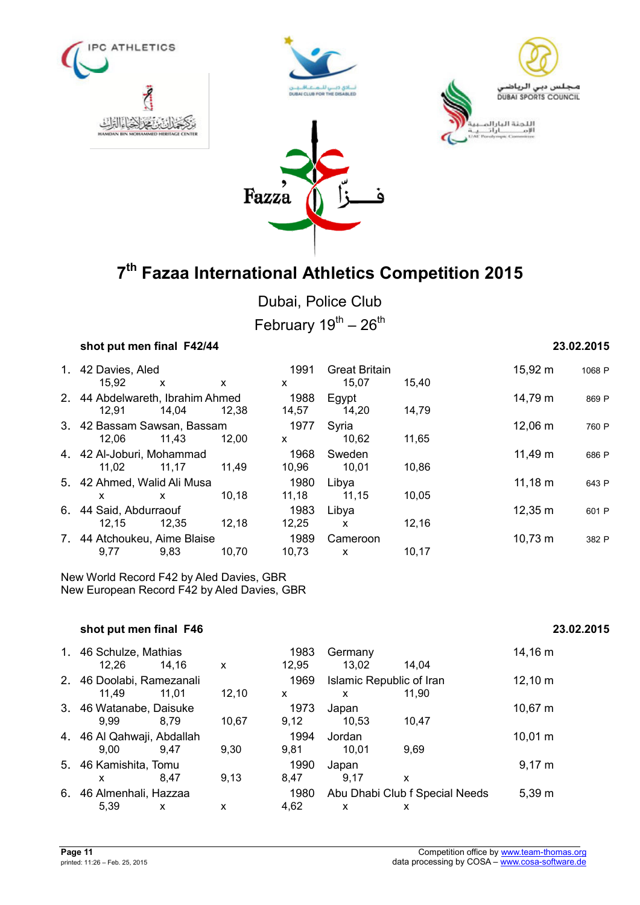# 7th Fazaa International Athletics Competition 2015

Dubai, Police Club

February 19th – 26th

**shot put men final F42/44** **23.02.2015**

| Rank | Class | Name | Year | Country | Result | Points |
|---|---|---|---|---|---|---|
| 1. | 42 | Davies, Aled | 1991 | Great Britain | 15,92 m | 1068 P |
| | | 15,92 x x x 15,07 15,40 | | | | |
| 2. | 44 | Abdelwareth, Ibrahim Ahmed | 1988 | Egypt | 14,79 m | 869 P |
| | | 12,91 14,04 12,38 14,57 14,20 14,79 | | | | |
| 3. | 42 | Bassam Sawsan, Bassam | 1977 | Syria | 12,06 m | 760 P |
| | | 12,06 11,43 12,00 x 10,62 11,65 | | | | |
| 4. | 42 | Al-Joburi, Mohammad | 1968 | Sweden | 11,49 m | 686 P |
| | | 11,02 11,17 11,49 10,96 10,01 10,86 | | | | |
| 5. | 42 | Ahmed, Walid Ali Musa | 1980 | Libya | 11,18 m | 643 P |
| | | x x 10,18 11,18 11,15 10,05 | | | | |
| 6. | 44 | Said, Abdurraouf | 1983 | Libya | 12,35 m | 601 P |
| | | 12,15 12,35 12,18 12,25 x 12,16 | | | | |
| 7. | 44 | Atchoukeu, Aime Blaise | 1989 | Cameroon | 10,73 m | 382 P |
| | | 9,77 9,83 10,70 10,73 x 10,17 | | | | |

New World Record F42 by Aled Davies, GBR
New European Record F42 by Aled Davies, GBR

**shot put men final F46** **23.02.2015**

| Rank | Class | Name | Year | Country | Result |
|---|---|---|---|---|---|
| 1. | 46 | Schulze, Mathias | 1983 | Germany | 14,16 m |
| | | 12,26 14,16 x 12,95 13,02 14,04 | | | |
| 2. | 46 | Doolabi, Ramezanali | 1969 | Islamic Republic of Iran | 12,10 m |
| | | 11,49 11,01 12,10 x x 11,90 | | | |
| 3. | 46 | Watanabe, Daisuke | 1973 | Japan | 10,67 m |
| | | 9,99 8,79 10,67 9,12 10,53 10,47 | | | |
| 4. | 46 | Al Qahwaji, Abdallah | 1994 | Jordan | 10,01 m |
| | | 9,00 9,47 9,30 9,81 10,01 9,69 | | | |
| 5. | 46 | Kamishita, Tomu | 1990 | Japan | 9,17 m |
| | | x 8,47 9,13 8,47 9,17 x | | | |
| 6. | 46 | Almenhali, Hazzaa | 1980 | Abu Dhabi Club f Special Needs | 5,39 m |
| | | 5,39 x x 4,62 x x | | | |

Competition office by www.team-thomas.org
data processing by COSA – www.cosa-software.de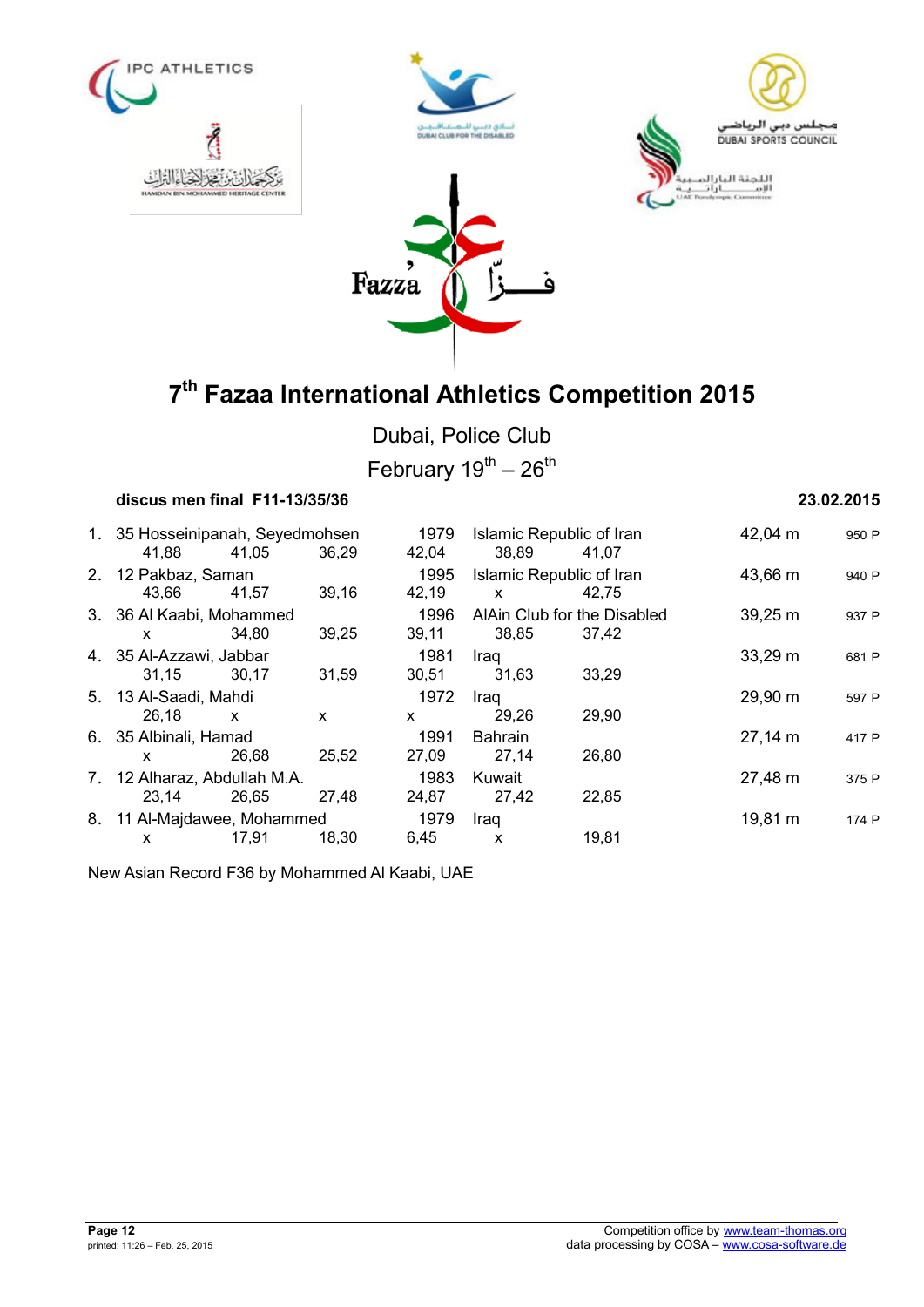# 7th Fazaa International Athletics Competition 2015

Dubai, Police Club

February 19th – 26th

**discus men final F11-13/35/36** **23.02.2015**

| Rank | Class / Name | Year | Country / Club | Result | Points |
|---|---|---|---|---|---|
| 1. | 35 Hosseinipanah, Seyedmohsen | 1979 | Islamic Republic of Iran | 42,04 m | 950 P |
| | 41,88 / 41,05 / 36,29 / 42,04 / 38,89 / 41,07 | | | | |
| 2. | 12 Pakbaz, Saman | 1995 | Islamic Republic of Iran | 43,66 m | 940 P |
| | 43,66 / 41,57 / 39,16 / 42,19 / x / 42,75 | | | | |
| 3. | 36 Al Kaabi, Mohammed | 1996 | AlAin Club for the Disabled | 39,25 m | 937 P |
| | x / 34,80 / 39,25 / 39,11 / 38,85 / 37,42 | | | | |
| 4. | 35 Al-Azzawi, Jabbar | 1981 | Iraq | 33,29 m | 681 P |
| | 31,15 / 30,17 / 31,59 / 30,51 / 31,63 / 33,29 | | | | |
| 5. | 13 Al-Saadi, Mahdi | 1972 | Iraq | 29,90 m | 597 P |
| | 26,18 / x / x / x / 29,26 / 29,90 | | | | |
| 6. | 35 Albinali, Hamad | 1991 | Bahrain | 27,14 m | 417 P |
| | x / 26,68 / 25,52 / 27,09 / 27,14 / 26,80 | | | | |
| 7. | 12 Alharaz, Abdullah M.A. | 1983 | Kuwait | 27,48 m | 375 P |
| | 23,14 / 26,65 / 27,48 / 24,87 / 27,42 / 22,85 | | | | |
| 8. | 11 Al-Majdawee, Mohammed | 1979 | Iraq | 19,81 m | 174 P |
| | x / 17,91 / 18,30 / 6,45 / x / 19,81 | | | | |

New Asian Record F36 by Mohammed Al Kaabi, UAE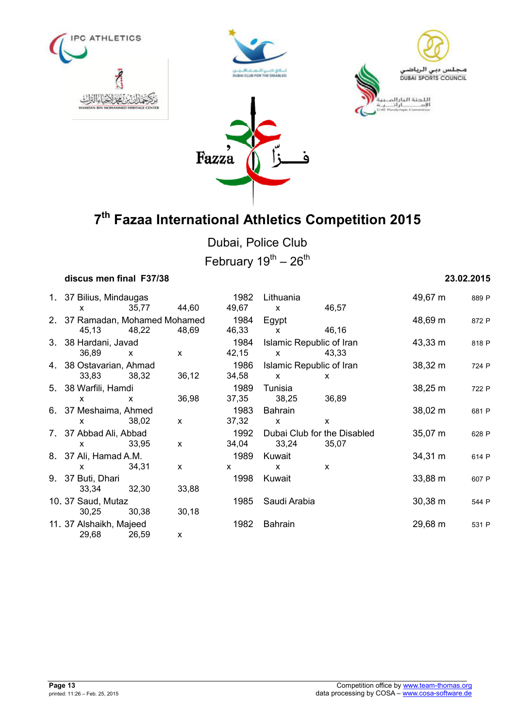# 7th Fazaa International Athletics Competition 2015

Dubai, Police Club

February 19th – 26th

**discus men final F37/38** **23.02.2015**

| Rank | Class | Name | Born | Country | Result | Points |
|---|---|---|---|---|---|---|
| 1. | 37 | Bilius, Mindaugas | 1982 | Lithuania | 49,67 m | 889 P |
| | | x / 35,77 / 44,60 / 49,67 / x / 46,57 | | | | |
| 2. | 37 | Ramadan, Mohamed Mohamed | 1984 | Egypt | 48,69 m | 872 P |
| | | 45,13 / 48,22 / 48,69 / 46,33 / x / 46,16 | | | | |
| 3. | 38 | Hardani, Javad | 1984 | Islamic Republic of Iran | 43,33 m | 818 P |
| | | 36,89 / x / x / 42,15 / x / 43,33 | | | | |
| 4. | 38 | Ostavarian, Ahmad | 1986 | Islamic Republic of Iran | 38,32 m | 724 P |
| | | 33,83 / 38,32 / 36,12 / 34,58 / x / x | | | | |
| 5. | 38 | Warfili, Hamdi | 1989 | Tunisia | 38,25 m | 722 P |
| | | x / x / 36,98 / 37,35 / 38,25 / 36,89 | | | | |
| 6. | 37 | Meshaima, Ahmed | 1983 | Bahrain | 38,02 m | 681 P |
| | | x / 38,02 / x / 37,32 / x / x | | | | |
| 7. | 37 | Abbad Ali, Abbad | 1992 | Dubai Club for the Disabled | 35,07 m | 628 P |
| | | x / 33,95 / x / 34,04 / 33,24 / 35,07 | | | | |
| 8. | 37 | Ali, Hamad A.M. | 1989 | Kuwait | 34,31 m | 614 P |
| | | x / 34,31 / x / x / x / x | | | | |
| 9. | 37 | Buti, Dhari | 1998 | Kuwait | 33,88 m | 607 P |
| | | 33,34 / 32,30 / 33,88 | | | | |
| 10. | 37 | Saud, Mutaz | 1985 | Saudi Arabia | 30,38 m | 544 P |
| | | 30,25 / 30,38 / 30,18 | | | | |
| 11. | 37 | Alshaikh, Majeed | 1982 | Bahrain | 29,68 m | 531 P |
| | | 29,68 / 26,59 / x | | | | |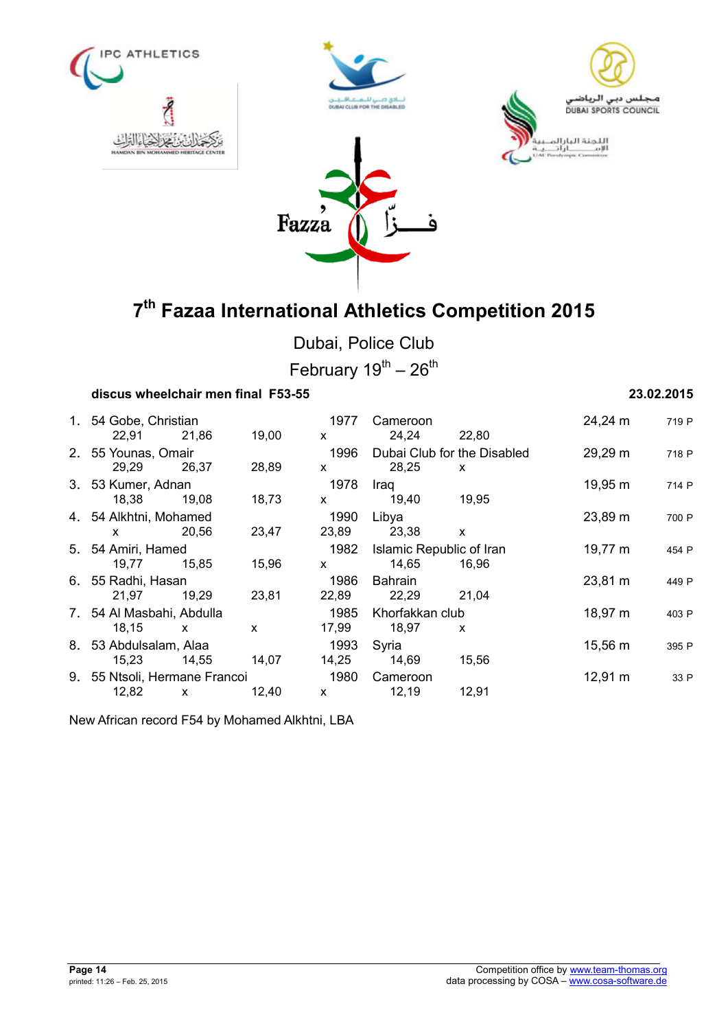# 7th Fazaa International Athletics Competition 2015

Dubai, Police Club

February 19th – 26th

**discus wheelchair men final F53-55** **23.02.2015**

| Rank | Class / Name | | | Year | Country | | Result | Points |
|---|---|---|---|---|---|---|---|---|
| 1. | 54 Gobe, Christian | | | 1977 | Cameroon | | 24,24 m | 719 P |
| | 22,91 | 21,86 | 19,00 | x | 24,24 | 22,80 | | |
| 2. | 55 Younas, Omair | | | 1996 | Dubai Club for the Disabled | | 29,29 m | 718 P |
| | 29,29 | 26,37 | 28,89 | x | 28,25 | x | | |
| 3. | 53 Kumer, Adnan | | | 1978 | Iraq | | 19,95 m | 714 P |
| | 18,38 | 19,08 | 18,73 | x | 19,40 | 19,95 | | |
| 4. | 54 Alkhtni, Mohamed | | | 1990 | Libya | | 23,89 m | 700 P |
| | x | 20,56 | 23,47 | 23,89 | 23,38 | x | | |
| 5. | 54 Amiri, Hamed | | | 1982 | Islamic Republic of Iran | | 19,77 m | 454 P |
| | 19,77 | 15,85 | 15,96 | x | 14,65 | 16,96 | | |
| 6. | 55 Radhi, Hasan | | | 1986 | Bahrain | | 23,81 m | 449 P |
| | 21,97 | 19,29 | 23,81 | 22,89 | 22,29 | 21,04 | | |
| 7. | 54 Al Masbahi, Abdulla | | | 1985 | Khorfakkan club | | 18,97 m | 403 P |
| | 18,15 | x | x | 17,99 | 18,97 | x | | |
| 8. | 53 Abdulsalam, Alaa | | | 1993 | Syria | | 15,56 m | 395 P |
| | 15,23 | 14,55 | 14,07 | 14,25 | 14,69 | 15,56 | | |
| 9. | 55 Ntsoli, Hermane Francoi | | | 1980 | Cameroon | | 12,91 m | 33 P |
| | 12,82 | x | 12,40 | x | 12,19 | 12,91 | | |

New African record F54 by Mohamed Alkhtni, LBA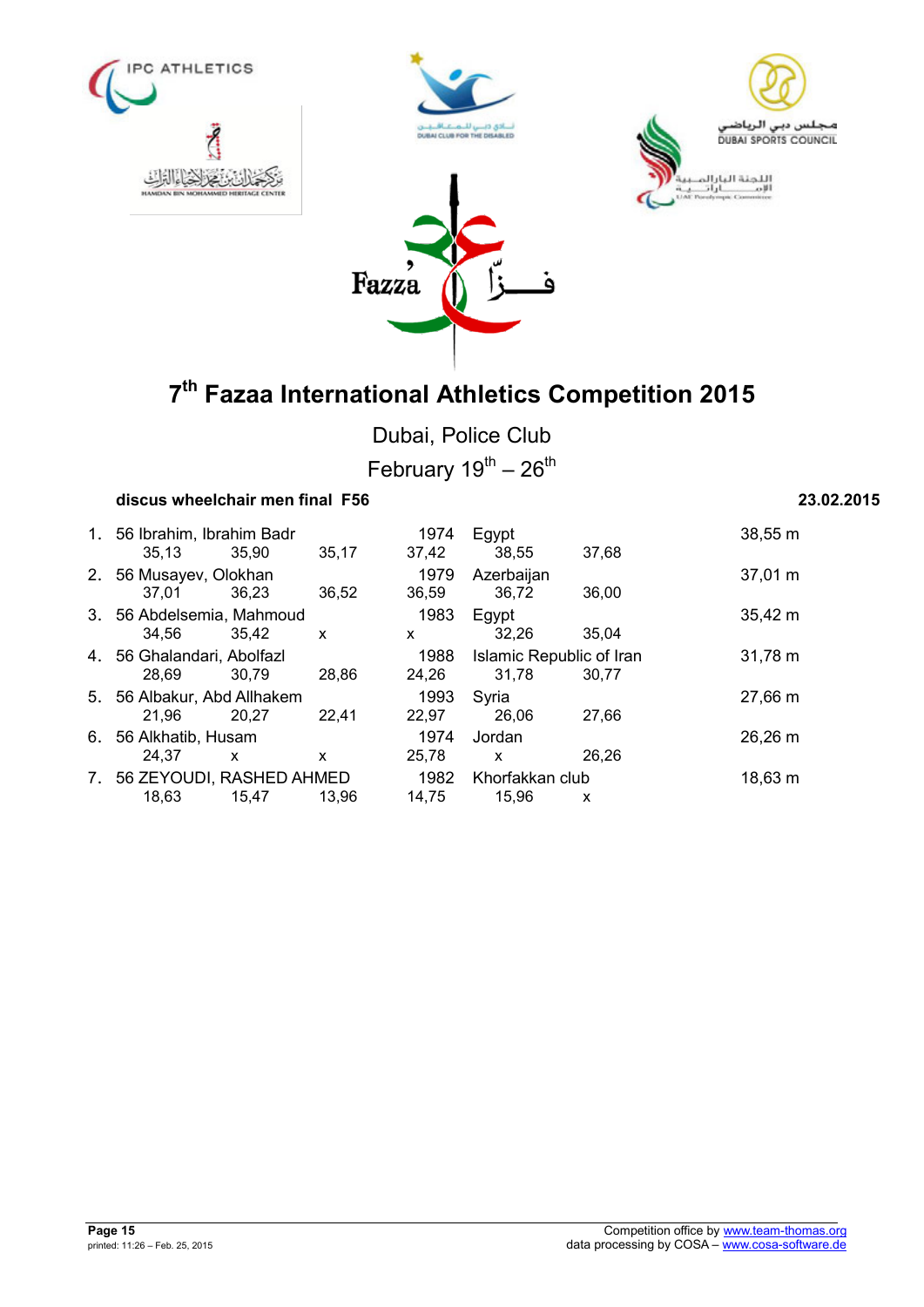# 7th Fazaa International Athletics Competition 2015

Dubai, Police Club

February 19th – 26th

**discus wheelchair men final F56** **23.02.2015**

| Rank | Class | Name | Year | Country | Result |
|---|---|---|---|---|---|
| 1. | 56 | Ibrahim, Ibrahim Badr | 1974 | Egypt | 38,55 m |
| | | 35,13 · 35,90 · 35,17 · 37,42 · 38,55 · 37,68 | | | |
| 2. | 56 | Musayev, Olokhan | 1979 | Azerbaijan | 37,01 m |
| | | 37,01 · 36,23 · 36,52 · 36,59 · 36,72 · 36,00 | | | |
| 3. | 56 | Abdelsemia, Mahmoud | 1983 | Egypt | 35,42 m |
| | | 34,56 · 35,42 · x · x · 32,26 · 35,04 | | | |
| 4. | 56 | Ghalandari, Abolfazl | 1988 | Islamic Republic of Iran | 31,78 m |
| | | 28,69 · 30,79 · 28,86 · 24,26 · 31,78 · 30,77 | | | |
| 5. | 56 | Albakur, Abd Allhakem | 1993 | Syria | 27,66 m |
| | | 21,96 · 20,27 · 22,41 · 22,97 · 26,06 · 27,66 | | | |
| 6. | 56 | Alkhatib, Husam | 1974 | Jordan | 26,26 m |
| | | 24,37 · x · x · 25,78 · x · 26,26 | | | |
| 7. | 56 | ZEYOUDI, RASHED AHMED | 1982 | Khorfakkan club | 18,63 m |
| | | 18,63 · 15,47 · 13,96 · 14,75 · 15,96 · x | | | |

Competition office by www.team-thomas.org
data processing by COSA – www.cosa-software.de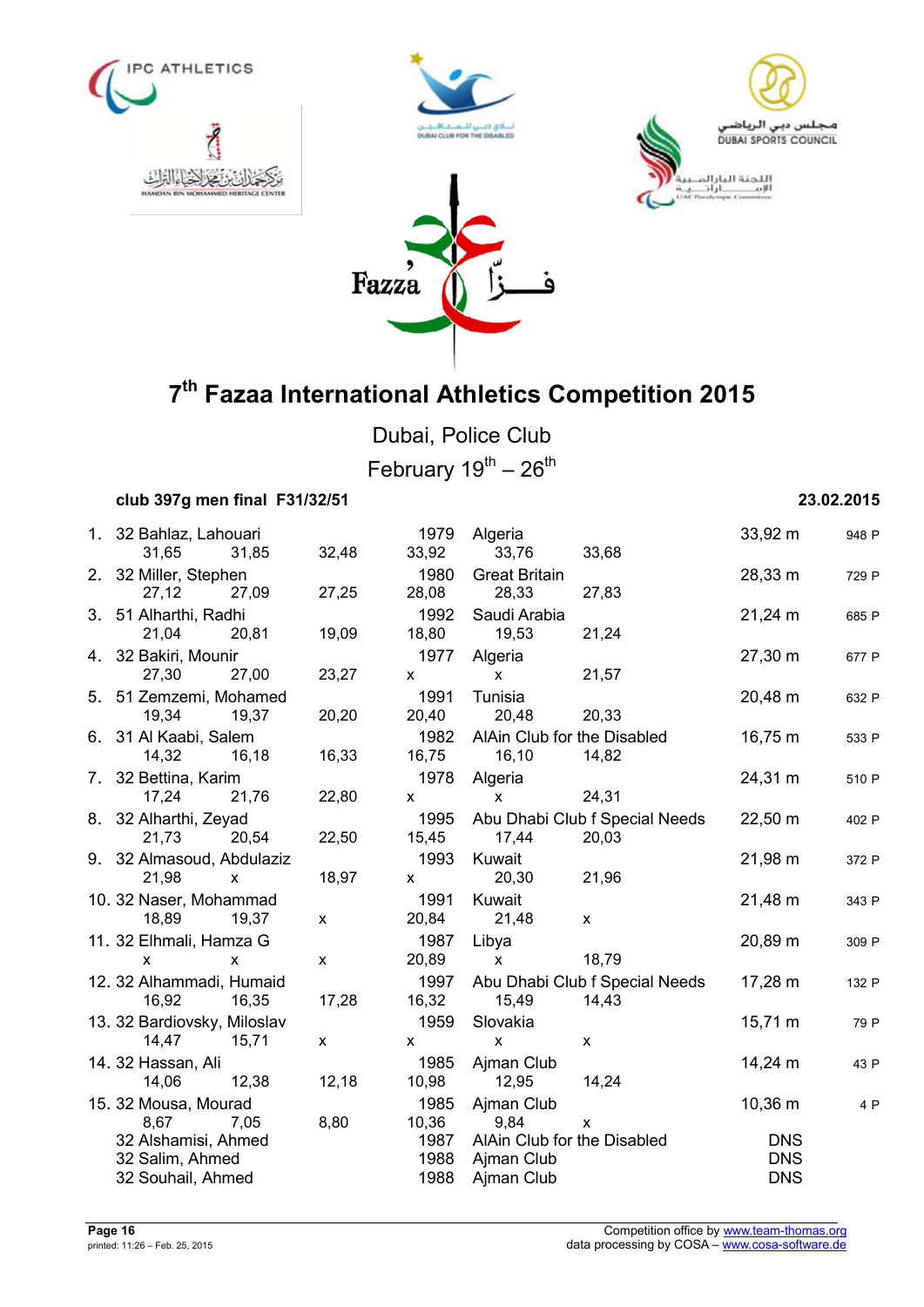# 7th Fazaa International Athletics Competition 2015

Dubai, Police Club

February 19th – 26th

**club 397g men final F31/32/51** **23.02.2015**

| Rank | Class | Name | Year | Nation/Club | Result | Points |
|---|---|---|---|---|---|---|
| 1. | 32 | Bahlaz, Lahouari | 1979 | Algeria | 33,92 m | 948 P |
| | | 31,65 31,85 32,48 33,92 33,76 33,68 | | | | |
| 2. | 32 | Miller, Stephen | 1980 | Great Britain | 28,33 m | 729 P |
| | | 27,12 27,09 27,25 28,08 28,33 27,83 | | | | |
| 3. | 51 | Alharthi, Radhi | 1992 | Saudi Arabia | 21,24 m | 685 P |
| | | 21,04 20,81 19,09 18,80 19,53 21,24 | | | | |
| 4. | 32 | Bakiri, Mounir | 1977 | Algeria | 27,30 m | 677 P |
| | | 27,30 27,00 23,27 x x 21,57 | | | | |
| 5. | 51 | Zemzemi, Mohamed | 1991 | Tunisia | 20,48 m | 632 P |
| | | 19,34 19,37 20,20 20,40 20,48 20,33 | | | | |
| 6. | 31 | Al Kaabi, Salem | 1982 | AlAin Club for the Disabled | 16,75 m | 533 P |
| | | 14,32 16,18 16,33 16,75 16,10 14,82 | | | | |
| 7. | 32 | Bettina, Karim | 1978 | Algeria | 24,31 m | 510 P |
| | | 17,24 21,76 22,80 x x 24,31 | | | | |
| 8. | 32 | Alharthi, Zeyad | 1995 | Abu Dhabi Club f Special Needs | 22,50 m | 402 P |
| | | 21,73 20,54 22,50 15,45 17,44 20,03 | | | | |
| 9. | 32 | Almasoud, Abdulaziz | 1993 | Kuwait | 21,98 m | 372 P |
| | | 21,98 x 18,97 x 20,30 21,96 | | | | |
| 10. | 32 | Naser, Mohammad | 1991 | Kuwait | 21,48 m | 343 P |
| | | 18,89 19,37 x 20,84 21,48 x | | | | |
| 11. | 32 | Elhmali, Hamza G | 1987 | Libya | 20,89 m | 309 P |
| | | x x x 20,89 x 18,79 | | | | |
| 12. | 32 | Alhammadi, Humaid | 1997 | Abu Dhabi Club f Special Needs | 17,28 m | 132 P |
| | | 16,92 16,35 17,28 16,32 15,49 14,43 | | | | |
| 13. | 32 | Bardiovsky, Miloslav | 1959 | Slovakia | 15,71 m | 79 P |
| | | 14,47 15,71 x x x x | | | | |
| 14. | 32 | Hassan, Ali | 1985 | Ajman Club | 14,24 m | 43 P |
| | | 14,06 12,38 12,18 10,98 12,95 14,24 | | | | |
| 15. | 32 | Mousa, Mourad | 1985 | Ajman Club | 10,36 m | 4 P |
| | | 8,67 7,05 8,80 10,36 9,84 x | | | | |
| | 32 | Alshamisi, Ahmed | 1987 | AlAin Club for the Disabled | DNS | |
| | 32 | Salim, Ahmed | 1988 | Ajman Club | DNS | |
| | 32 | Souhail, Ahmed | 1988 | Ajman Club | DNS | |

printed: 11:26 – Feb. 25, 2015

Competition office by www.team-thomas.org
data processing by COSA – www.cosa-software.de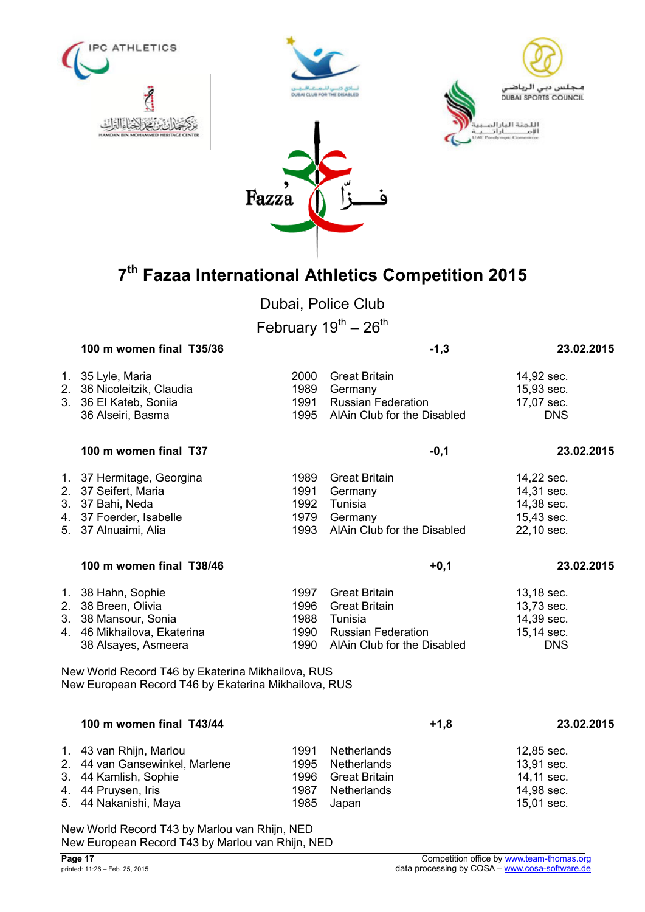# 7th Fazaa International Athletics Competition 2015

Dubai, Police Club

February 19th – 26th

**100 m women final T35/36** | -1,3 | 23.02.2015

| | | | | |
|---|---|---|---|---|
| 1. | 35 Lyle, Maria | 2000 | Great Britain | 14,92 sec. |
| 2. | 36 Nicoleitzik, Claudia | 1989 | Germany | 15,93 sec. |
| 3. | 36 El Kateb, Soniia | 1991 | Russian Federation | 17,07 sec. |
| | 36 Alseiri, Basma | 1995 | AlAin Club for the Disabled | DNS |

**100 m women final T37** | -0,1 | 23.02.2015

| | | | | |
|---|---|---|---|---|
| 1. | 37 Hermitage, Georgina | 1989 | Great Britain | 14,22 sec. |
| 2. | 37 Seifert, Maria | 1991 | Germany | 14,31 sec. |
| 3. | 37 Bahi, Neda | 1992 | Tunisia | 14,38 sec. |
| 4. | 37 Foerder, Isabelle | 1979 | Germany | 15,43 sec. |
| 5. | 37 Alnuaimi, Alia | 1993 | AlAin Club for the Disabled | 22,10 sec. |

**100 m women final T38/46** | +0,1 | 23.02.2015

| | | | | |
|---|---|---|---|---|
| 1. | 38 Hahn, Sophie | 1997 | Great Britain | 13,18 sec. |
| 2. | 38 Breen, Olivia | 1996 | Great Britain | 13,73 sec. |
| 3. | 38 Mansour, Sonia | 1988 | Tunisia | 14,39 sec. |
| 4. | 46 Mikhailova, Ekaterina | 1990 | Russian Federation | 15,14 sec. |
| | 38 Alsayes, Asmeera | 1990 | AlAin Club for the Disabled | DNS |

New World Record T46 by Ekaterina Mikhailova, RUS
New European Record T46 by Ekaterina Mikhailova, RUS

**100 m women final T43/44** | +1,8 | 23.02.2015

| | | | | |
|---|---|---|---|---|
| 1. | 43 van Rhijn, Marlou | 1991 | Netherlands | 12,85 sec. |
| 2. | 44 van Gansewinkel, Marlene | 1995 | Netherlands | 13,91 sec. |
| 3. | 44 Kamlish, Sophie | 1996 | Great Britain | 14,11 sec. |
| 4. | 44 Pruysen, Iris | 1987 | Netherlands | 14,98 sec. |
| 5. | 44 Nakanishi, Maya | 1985 | Japan | 15,01 sec. |

New World Record T43 by Marlou van Rhijn, NED
New European Record T43 by Marlou van Rhijn, NED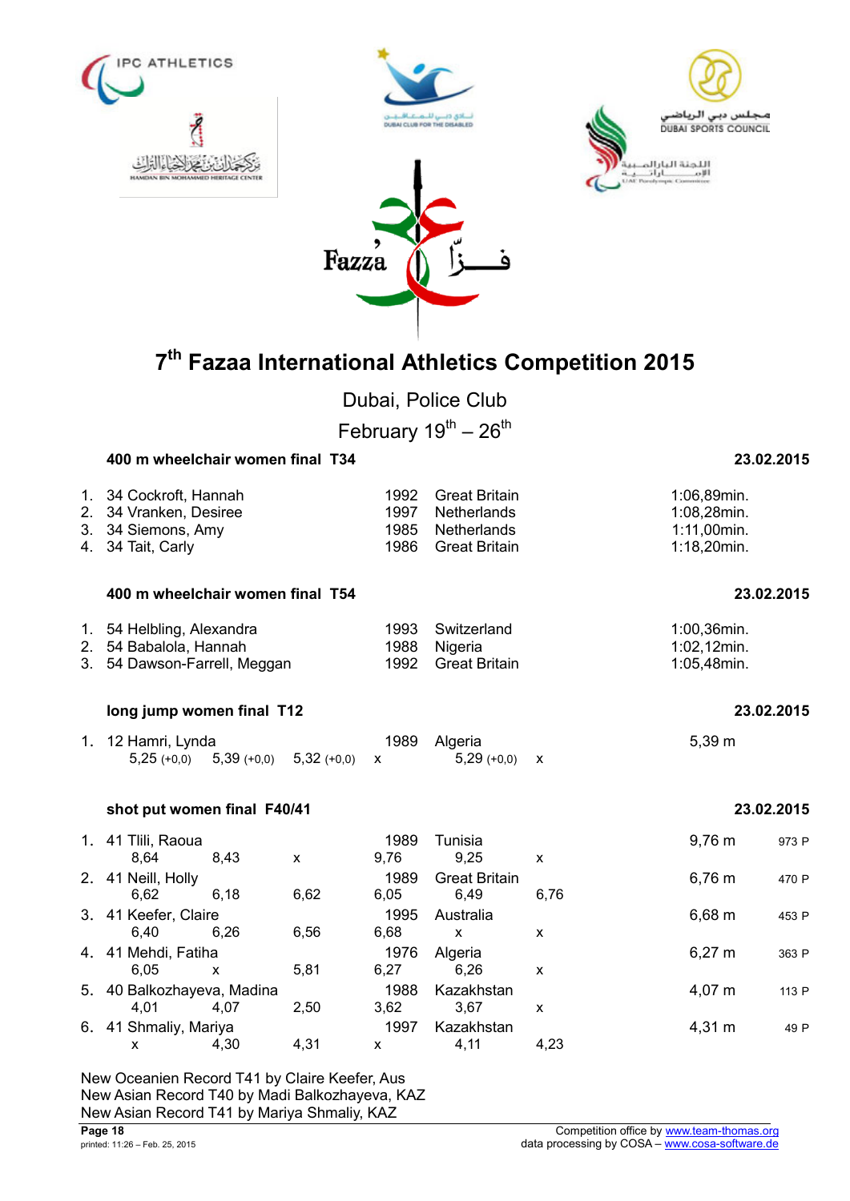# 7th Fazaa International Athletics Competition 2015

Dubai, Police Club

February 19th – 26th

## 400 m wheelchair women final T34 — 23.02.2015

| | | | | |
|---|---|---|---|---|
| 1. | 34 Cockroft, Hannah | 1992 | Great Britain | 1:06,89min. |
| 2. | 34 Vranken, Desiree | 1997 | Netherlands | 1:08,28min. |
| 3. | 34 Siemons, Amy | 1985 | Netherlands | 1:11,00min. |
| 4. | 34 Tait, Carly | 1986 | Great Britain | 1:18,20min. |

## 400 m wheelchair women final T54 — 23.02.2015

| | | | | |
|---|---|---|---|---|
| 1. | 54 Helbling, Alexandra | 1993 | Switzerland | 1:00,36min. |
| 2. | 54 Babalola, Hannah | 1988 | Nigeria | 1:02,12min. |
| 3. | 54 Dawson-Farrell, Meggan | 1992 | Great Britain | 1:05,48min. |

## long jump women final T12 — 23.02.2015

| | | | | |
|---|---|---|---|---|
| 1. | 12 Hamri, Lynda | 1989 | Algeria | 5,39 m |

Attempts: 5,25 (+0,0) | 5,39 (+0,0) | 5,32 (+0,0) | x | 5,29 (+0,0) | x

## shot put women final F40/41 — 23.02.2015

| Rank | Athlete | Year | Country | Result | Points |
|---|---|---|---|---|---|
| 1. | 41 Tlili, Raoua | 1989 | Tunisia | 9,76 m | 973 P |
| | 8,64 / 8,43 / x / 9,76 / 9,25 / x | | | | |
| 2. | 41 Neill, Holly | 1989 | Great Britain | 6,76 m | 470 P |
| | 6,62 / 6,18 / 6,62 / 6,05 / 6,49 / 6,76 | | | | |
| 3. | 41 Keefer, Claire | 1995 | Australia | 6,68 m | 453 P |
| | 6,40 / 6,26 / 6,56 / 6,68 / x / x | | | | |
| 4. | 41 Mehdi, Fatiha | 1976 | Algeria | 6,27 m | 363 P |
| | 6,05 / x / 5,81 / 6,27 / 6,26 / x | | | | |
| 5. | 40 Balkozhayeva, Madina | 1988 | Kazakhstan | 4,07 m | 113 P |
| | 4,01 / 4,07 / 2,50 / 3,62 / 3,67 / x | | | | |
| 6. | 41 Shmaliy, Mariya | 1997 | Kazakhstan | 4,31 m | 49 P |
| | x / 4,30 / 4,31 / x / 4,11 / 4,23 | | | | |

New Oceanien Record T41 by Claire Keefer, Aus
New Asian Record T40 by Madi Balkozhayeva, KAZ
New Asian Record T41 by Mariya Shmaliy, KAZ

Competition office by www.team-thomas.org
data processing by COSA – www.cosa-software.de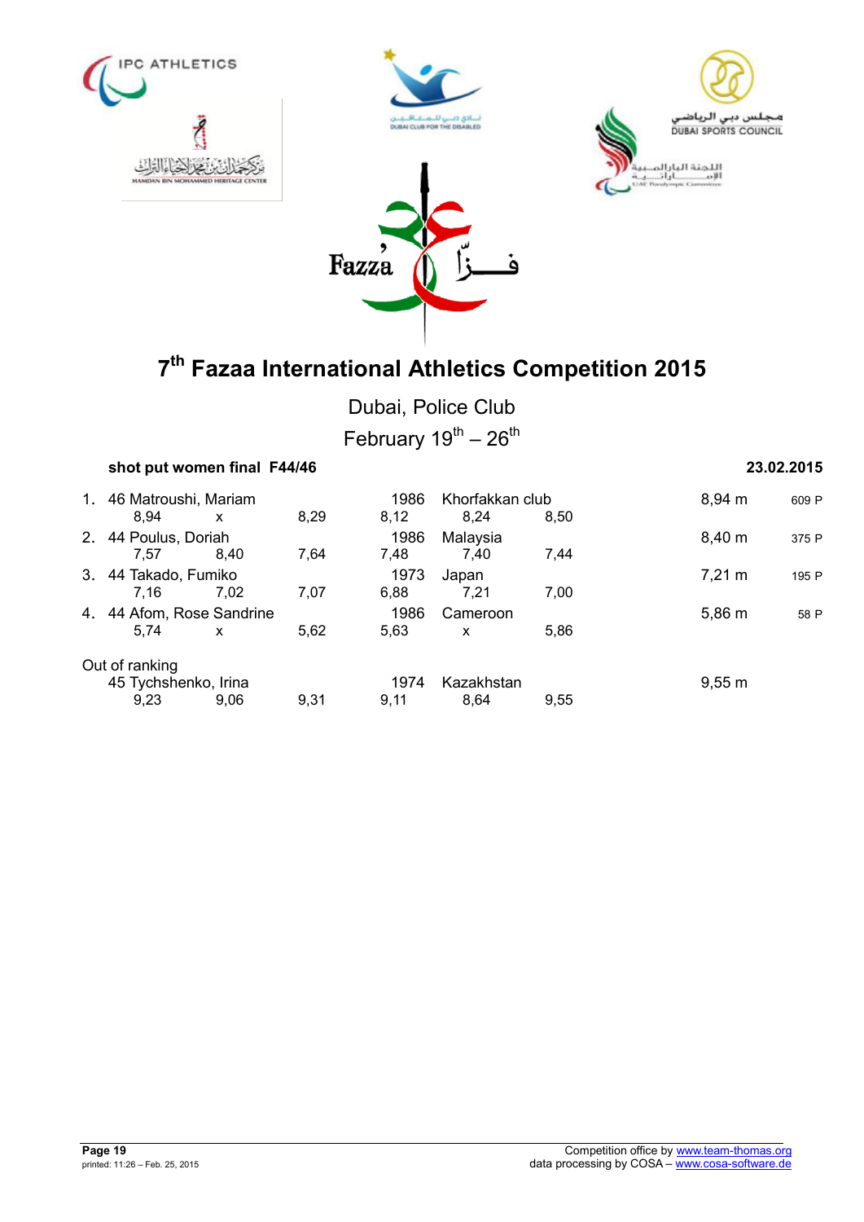# 7th Fazaa International Athletics Competition 2015

Dubai, Police Club

February 19th – 26th

**shot put women final F44/46** — **23.02.2015**

| Rank | Class | Name | Year | Country/Club | Result | Points |
|---|---|---|---|---|---|---|
| 1. | 46 | Matroushi, Mariam | 1986 | Khorfakkan club | 8,94 m | 609 P |
| | | 8,94 / x / 8,29 / 8,12 / 8,24 / 8,50 | | | | |
| 2. | 44 | Poulus, Doriah | 1986 | Malaysia | 8,40 m | 375 P |
| | | 7,57 / 8,40 / 7,64 / 7,48 / 7,40 / 7,44 | | | | |
| 3. | 44 | Takado, Fumiko | 1973 | Japan | 7,21 m | 195 P |
| | | 7,16 / 7,02 / 7,07 / 6,88 / 7,21 / 7,00 | | | | |
| 4. | 44 | Afom, Rose Sandrine | 1986 | Cameroon | 5,86 m | 58 P |
| | | 5,74 / x / 5,62 / 5,63 / x / 5,86 | | | | |

Out of ranking

| Class | Name | Year | Country/Club | Result |
|---|---|---|---|---|
| 45 | Tychshenko, Irina | 1974 | Kazakhstan | 9,55 m |
| | 9,23 / 9,06 / 9,31 / 9,11 / 8,64 / 9,55 | | | |

Competition office by www.team-thomas.org
data processing by COSA – www.cosa-software.de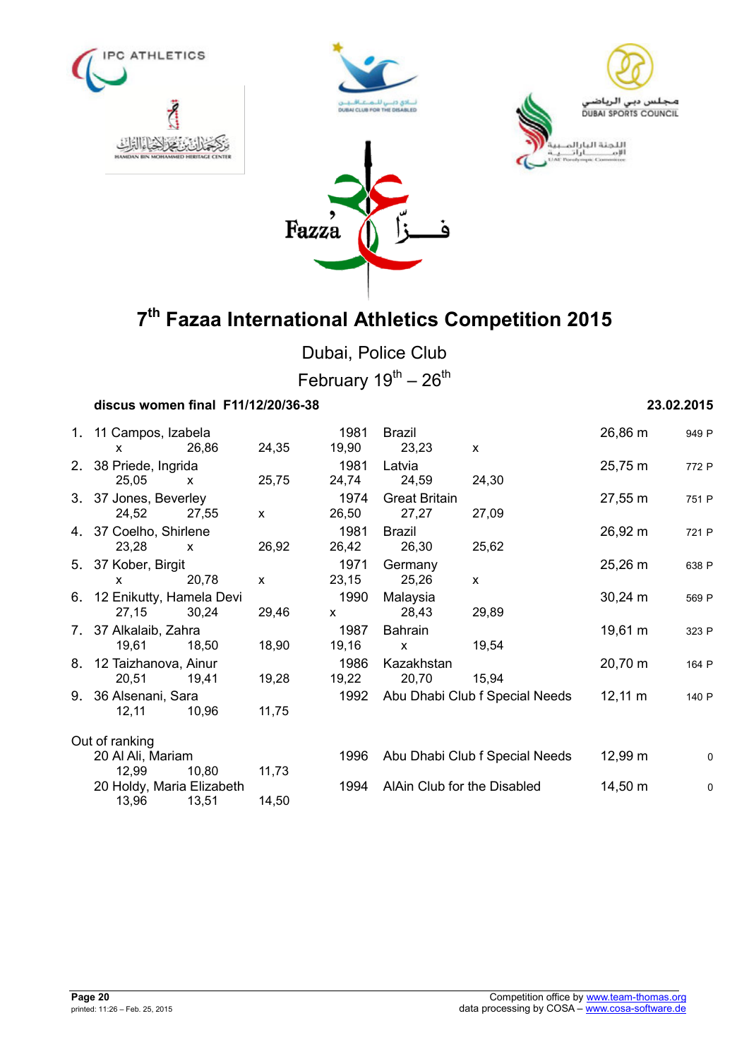# 7th Fazaa International Athletics Competition 2015

Dubai, Police Club

February 19th – 26th

**discus women final F11/12/20/36-38** **23.02.2015**

| Rank | Class | Name | Year | Nation | Result | Points |
|---|---|---|---|---|---|---|
| 1. | 11 | Campos, Izabela | 1981 | Brazil | 26,86 m | 949 P |
| | | x 26,86 24,35 19,90 23,23 x | | | | |
| 2. | 38 | Priede, Ingrida | 1981 | Latvia | 25,75 m | 772 P |
| | | 25,05 x 25,75 24,74 24,59 24,30 | | | | |
| 3. | 37 | Jones, Beverley | 1974 | Great Britain | 27,55 m | 751 P |
| | | 24,52 27,55 x 26,50 27,27 27,09 | | | | |
| 4. | 37 | Coelho, Shirlene | 1981 | Brazil | 26,92 m | 721 P |
| | | 23,28 x 26,92 26,42 26,30 25,62 | | | | |
| 5. | 37 | Kober, Birgit | 1971 | Germany | 25,26 m | 638 P |
| | | x 20,78 x 23,15 25,26 x | | | | |
| 6. | 12 | Enikutty, Hamela Devi | 1990 | Malaysia | 30,24 m | 569 P |
| | | 27,15 30,24 29,46 x 28,43 29,89 | | | | |
| 7. | 37 | Alkalaib, Zahra | 1987 | Bahrain | 19,61 m | 323 P |
| | | 19,61 18,50 18,90 19,16 x 19,54 | | | | |
| 8. | 12 | Taizhanova, Ainur | 1986 | Kazakhstan | 20,70 m | 164 P |
| | | 20,51 19,41 19,28 19,22 20,70 15,94 | | | | |
| 9. | 36 | Alsenani, Sara | 1992 | Abu Dhabi Club f Special Needs | 12,11 m | 140 P |
| | | 12,11 10,96 11,75 | | | | |

Out of ranking

| Class | Name | Year | Nation | Result | Points |
|---|---|---|---|---|---|
| 20 | Al Ali, Mariam | 1996 | Abu Dhabi Club f Special Needs | 12,99 m | 0 |
| | 12,99 10,80 11,73 | | | | |
| 20 | Holdy, Maria Elizabeth | 1994 | AlAin Club for the Disabled | 14,50 m | 0 |
| | 13,96 13,51 14,50 | | | | |

**Page 20**
printed: 11:26 – Feb. 25, 2015

Competition office by www.team-thomas.org
data processing by COSA – www.cosa-software.de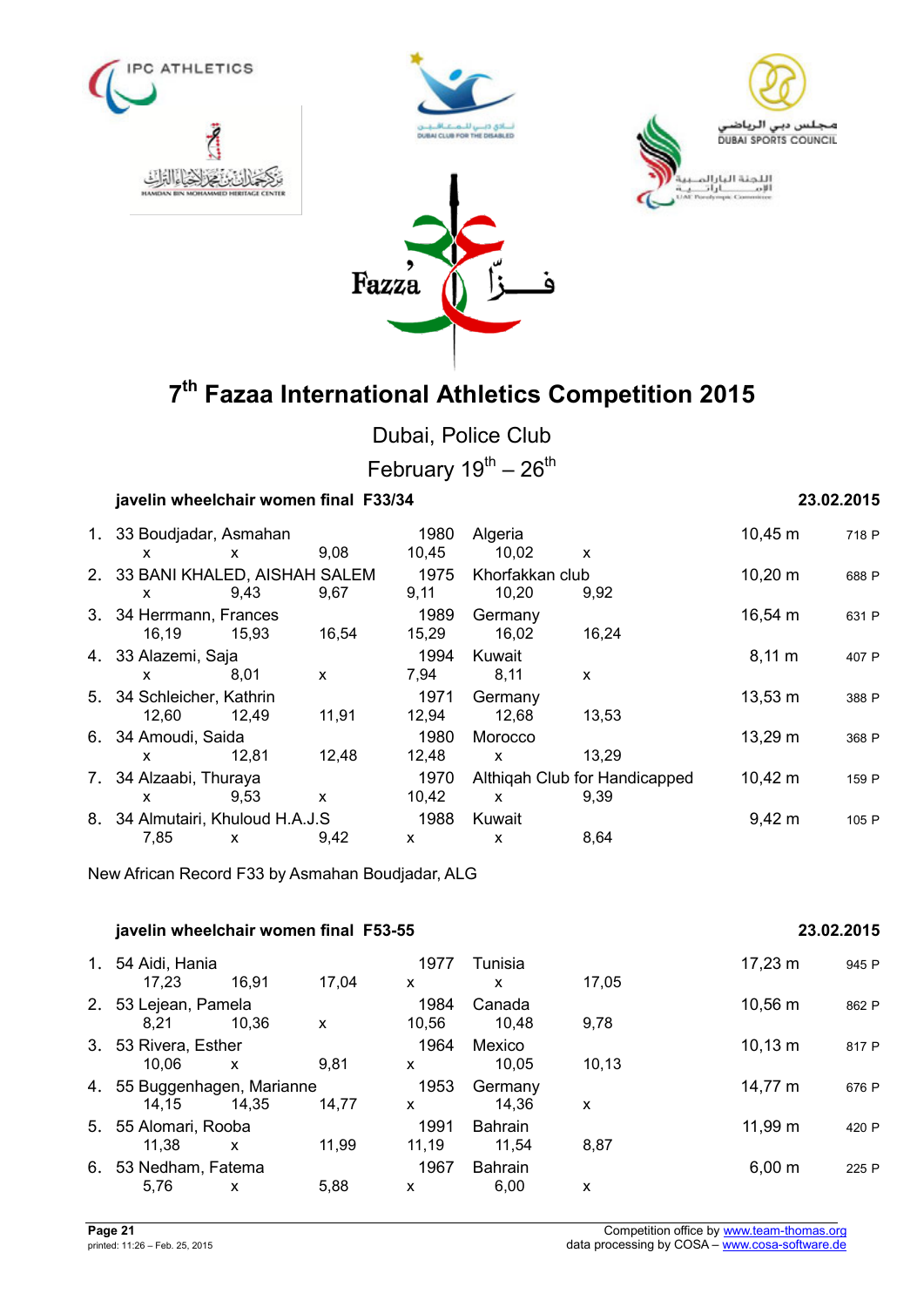# 7th Fazaa International Athletics Competition 2015

Dubai, Police Club

February 19th – 26th

### javelin wheelchair women final F33/34 — 23.02.2015

| Rank | Class | Name | Born | Country/Club | Result | Points |
|---|---|---|---|---|---|---|
| 1. | 33 | Boudjadar, Asmahan | 1980 | Algeria | 10,45 m | 718 P |
| | | x · x · 9,08 · 10,45 · 10,02 · x | | | | |
| 2. | 33 | BANI KHALED, AISHAH SALEM | 1975 | Khorfakkan club | 10,20 m | 688 P |
| | | x · 9,43 · 9,67 · 9,11 · 10,20 · 9,92 | | | | |
| 3. | 34 | Herrmann, Frances | 1989 | Germany | 16,54 m | 631 P |
| | | 16,19 · 15,93 · 16,54 · 15,29 · 16,02 · 16,24 | | | | |
| 4. | 33 | Alazemi, Saja | 1994 | Kuwait | 8,11 m | 407 P |
| | | x · 8,01 · x · 7,94 · 8,11 · x | | | | |
| 5. | 34 | Schleicher, Kathrin | 1971 | Germany | 13,53 m | 388 P |
| | | 12,60 · 12,49 · 11,91 · 12,94 · 12,68 · 13,53 | | | | |
| 6. | 34 | Amoudi, Saida | 1980 | Morocco | 13,29 m | 368 P |
| | | x · 12,81 · 12,48 · 12,48 · x · 13,29 | | | | |
| 7. | 34 | Alzaabi, Thuraya | 1970 | Althiqah Club for Handicapped | 10,42 m | 159 P |
| | | x · 9,53 · x · 10,42 · x · 9,39 | | | | |
| 8. | 34 | Almutairi, Khuloud H.A.J.S | 1988 | Kuwait | 9,42 m | 105 P |
| | | 7,85 · x · 9,42 · x · x · 8,64 | | | | |

New African Record F33 by Asmahan Boudjadar, ALG

### javelin wheelchair women final F53-55 — 23.02.2015

| Rank | Class | Name | Born | Country/Club | Result | Points |
|---|---|---|---|---|---|---|
| 1. | 54 | Aidi, Hania | 1977 | Tunisia | 17,23 m | 945 P |
| | | 17,23 · 16,91 · 17,04 · x · x · 17,05 | | | | |
| 2. | 53 | Lejean, Pamela | 1984 | Canada | 10,56 m | 862 P |
| | | 8,21 · 10,36 · x · 10,56 · 10,48 · 9,78 | | | | |
| 3. | 53 | Rivera, Esther | 1964 | Mexico | 10,13 m | 817 P |
| | | 10,06 · x · 9,81 · x · 10,05 · 10,13 | | | | |
| 4. | 55 | Buggenhagen, Marianne | 1953 | Germany | 14,77 m | 676 P |
| | | 14,15 · 14,35 · 14,77 · x · 14,36 · x | | | | |
| 5. | 55 | Alomari, Rooba | 1991 | Bahrain | 11,99 m | 420 P |
| | | 11,38 · x · 11,99 · 11,19 · 11,54 · 8,87 | | | | |
| 6. | 53 | Nedham, Fatema | 1967 | Bahrain | 6,00 m | 225 P |
| | | 5,76 · x · 5,88 · x · 6,00 · x | | | | |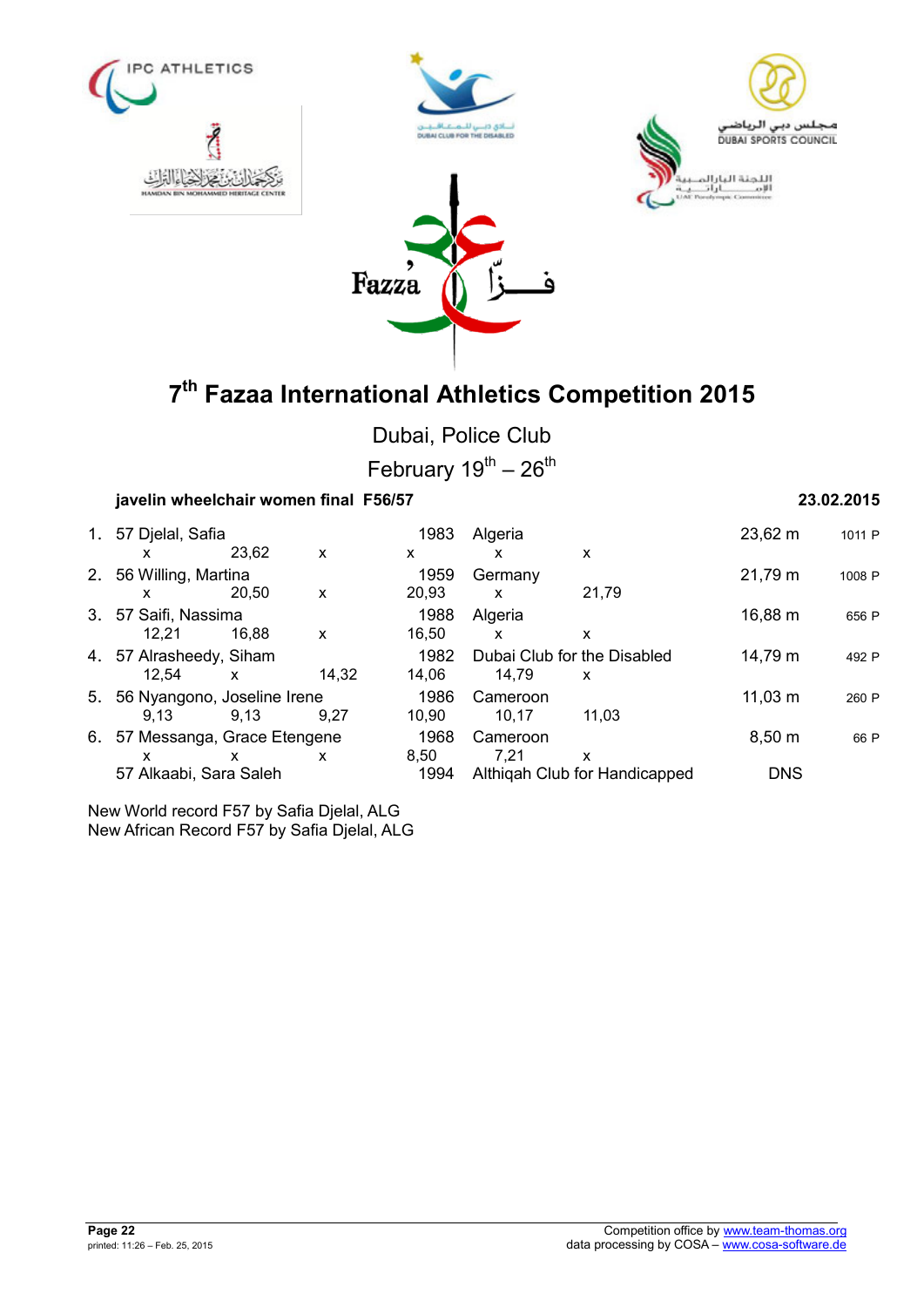# 7th Fazaa International Athletics Competition 2015

Dubai, Police Club

February 19th – 26th

**javelin wheelchair women final F56/57** **23.02.2015**

| Rank | Class | Name | Year | Country/Club | Result | Points |
|---|---|---|---|---|---|---|
| 1. | 57 | Djelal, Safia | 1983 | Algeria | 23,62 m | 1011 P |
| | | x / 23,62 / x / x / x / x | | | | |
| 2. | 56 | Willing, Martina | 1959 | Germany | 21,79 m | 1008 P |
| | | x / 20,50 / x / 20,93 / x / 21,79 | | | | |
| 3. | 57 | Saifi, Nassima | 1988 | Algeria | 16,88 m | 656 P |
| | | 12,21 / 16,88 / x / 16,50 / x / x | | | | |
| 4. | 57 | Alrasheedy, Siham | 1982 | Dubai Club for the Disabled | 14,79 m | 492 P |
| | | 12,54 / x / 14,32 / 14,06 / 14,79 / x | | | | |
| 5. | 56 | Nyangono, Joseline Irene | 1986 | Cameroon | 11,03 m | 260 P |
| | | 9,13 / 9,13 / 9,27 / 10,90 / 10,17 / 11,03 | | | | |
| 6. | 57 | Messanga, Grace Etengene | 1968 | Cameroon | 8,50 m | 66 P |
| | | x / x / x / 8,50 / 7,21 / x | | | | |
| | 57 | Alkaabi, Sara Saleh | 1994 | Althiqah Club for Handicapped | DNS | |

New World record F57 by Safia Djelal, ALG

New African Record F57 by Safia Djelal, ALG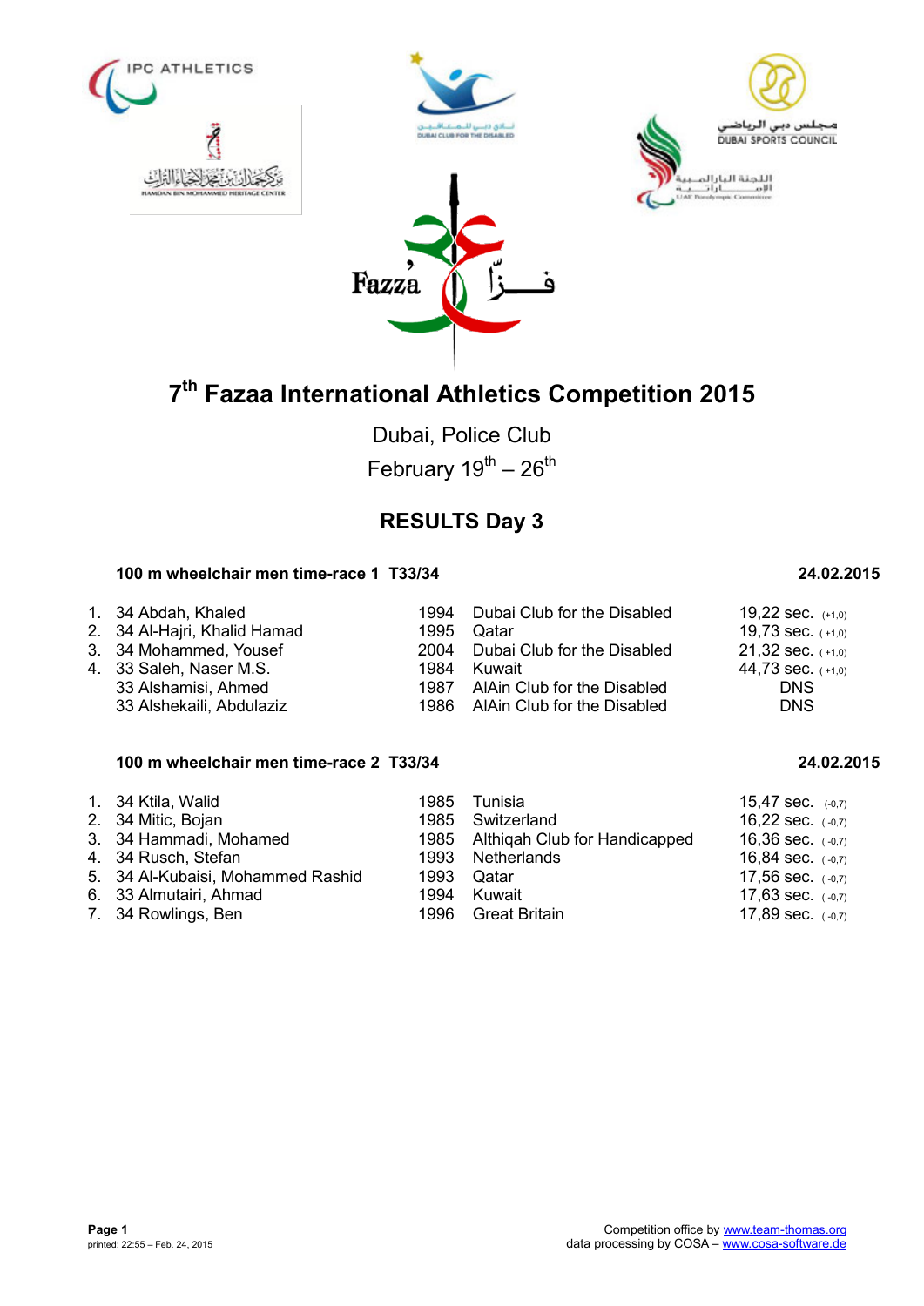# 7th Fazaa International Athletics Competition 2015

Dubai, Police Club

February 19th – 26th

## RESULTS Day 3

### 100 m wheelchair men time-race 1 T33/34 — 24.02.2015

| Rank | Class | Name | Year | Team | Result |
|---|---|---|---|---|---|
| 1. | 34 | Abdah, Khaled | 1994 | Dubai Club for the Disabled | 19,22 sec. (+1,0) |
| 2. | 34 | Al-Hajri, Khalid Hamad | 1995 | Qatar | 19,73 sec. (+1,0) |
| 3. | 34 | Mohammed, Yousef | 2004 | Dubai Club for the Disabled | 21,32 sec. (+1,0) |
| 4. | 33 | Saleh, Naser M.S. | 1984 | Kuwait | 44,73 sec. (+1,0) |
| | 33 | Alshamisi, Ahmed | 1987 | AlAin Club for the Disabled | DNS |
| | 33 | Alshekaili, Abdulaziz | 1986 | AlAin Club for the Disabled | DNS |

### 100 m wheelchair men time-race 2 T33/34 — 24.02.2015

| Rank | Class | Name | Year | Team | Result |
|---|---|---|---|---|---|
| 1. | 34 | Ktila, Walid | 1985 | Tunisia | 15,47 sec. (-0,7) |
| 2. | 34 | Mitic, Bojan | 1985 | Switzerland | 16,22 sec. (-0,7) |
| 3. | 34 | Hammadi, Mohamed | 1985 | Althiqah Club for Handicapped | 16,36 sec. (-0,7) |
| 4. | 34 | Rusch, Stefan | 1993 | Netherlands | 16,84 sec. (-0,7) |
| 5. | 34 | Al-Kubaisi, Mohammed Rashid | 1993 | Qatar | 17,56 sec. (-0,7) |
| 6. | 33 | Almutairi, Ahmad | 1994 | Kuwait | 17,63 sec. (-0,7) |
| 7. | 34 | Rowlings, Ben | 1996 | Great Britain | 17,89 sec. (-0,7) |

Competition office by www.team-thomas.org
data processing by COSA – www.cosa-software.de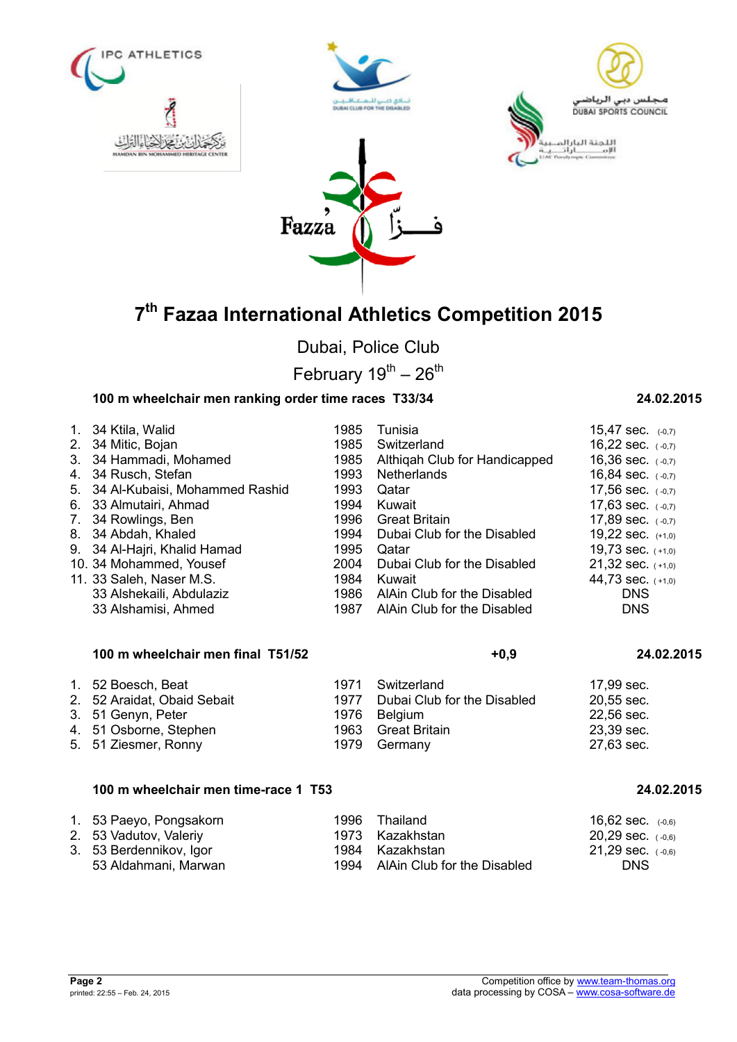# 7th Fazaa International Athletics Competition 2015

Dubai, Police Club

February 19th – 26th

### 100 m wheelchair men ranking order time races T33/34 — 24.02.2015

| Rank | Class | Name | Year | Country/Club | Result | Wind |
|---|---|---|---|---|---|---|
| 1. | 34 | Ktila, Walid | 1985 | Tunisia | 15,47 sec. | (-0,7) |
| 2. | 34 | Mitic, Bojan | 1985 | Switzerland | 16,22 sec. | (-0,7) |
| 3. | 34 | Hammadi, Mohamed | 1985 | Althiqah Club for Handicapped | 16,36 sec. | (-0,7) |
| 4. | 34 | Rusch, Stefan | 1993 | Netherlands | 16,84 sec. | (-0,7) |
| 5. | 34 | Al-Kubaisi, Mohammed Rashid | 1993 | Qatar | 17,56 sec. | (-0,7) |
| 6. | 33 | Almutairi, Ahmad | 1994 | Kuwait | 17,63 sec. | (-0,7) |
| 7. | 34 | Rowlings, Ben | 1996 | Great Britain | 17,89 sec. | (-0,7) |
| 8. | 34 | Abdah, Khaled | 1994 | Dubai Club for the Disabled | 19,22 sec. | (+1,0) |
| 9. | 34 | Al-Hajri, Khalid Hamad | 1995 | Qatar | 19,73 sec. | (+1,0) |
| 10. | 34 | Mohammed, Yousef | 2004 | Dubai Club for the Disabled | 21,32 sec. | (+1,0) |
| 11. | 33 | Saleh, Naser M.S. | 1984 | Kuwait | 44,73 sec. | (+1,0) |
| | 33 | Alshekaili, Abdulaziz | 1986 | AlAin Club for the Disabled | DNS | |
| | 33 | Alshamisi, Ahmed | 1987 | AlAin Club for the Disabled | DNS | |

### 100 m wheelchair men final T51/52 — +0,9 — 24.02.2015

| Rank | Class | Name | Year | Country/Club | Result |
|---|---|---|---|---|---|
| 1. | 52 | Boesch, Beat | 1971 | Switzerland | 17,99 sec. |
| 2. | 52 | Araidat, Obaid Sebait | 1977 | Dubai Club for the Disabled | 20,55 sec. |
| 3. | 51 | Genyn, Peter | 1976 | Belgium | 22,56 sec. |
| 4. | 51 | Osborne, Stephen | 1963 | Great Britain | 23,39 sec. |
| 5. | 51 | Ziesmer, Ronny | 1979 | Germany | 27,63 sec. |

### 100 m wheelchair men time-race 1 T53 — 24.02.2015

| Rank | Class | Name | Year | Country/Club | Result | Wind |
|---|---|---|---|---|---|---|
| 1. | 53 | Paeyo, Pongsakorn | 1996 | Thailand | 16,62 sec. | (-0,6) |
| 2. | 53 | Vadutov, Valeriy | 1973 | Kazakhstan | 20,29 sec. | (-0,6) |
| 3. | 53 | Berdennikov, Igor | 1984 | Kazakhstan | 21,29 sec. | (-0,6) |
| | 53 | Aldahmani, Marwan | 1994 | AlAin Club for the Disabled | DNS | |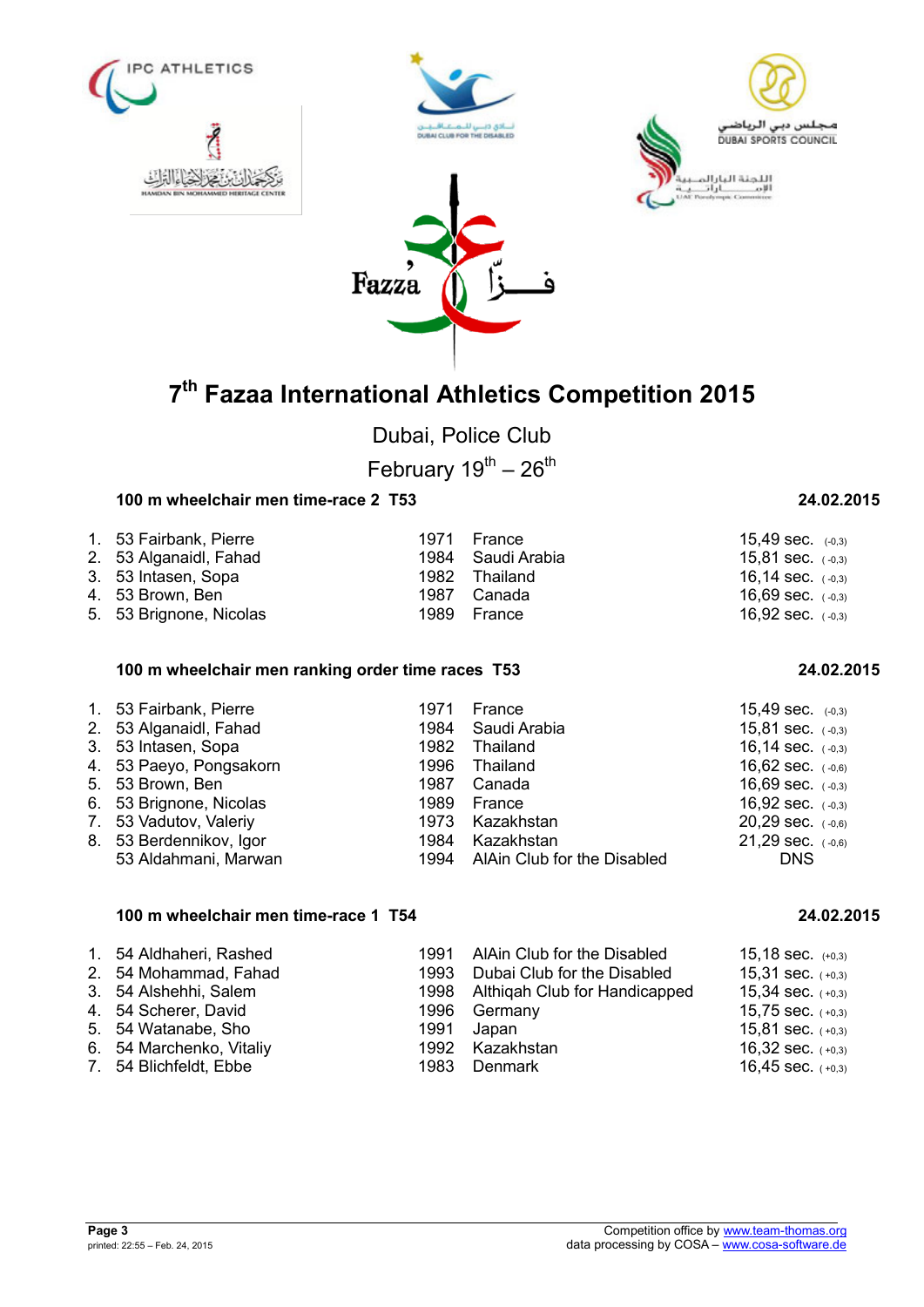# 7th Fazaa International Athletics Competition 2015

Dubai, Police Club

February 19th – 26th

### 100 m wheelchair men time-race 2 T53 — 24.02.2015

| | | | | | |
|---|---|---|---|---|---|
| 1. | 53 Fairbank, Pierre | 1971 | France | 15,49 sec. | (-0,3) |
| 2. | 53 Alganaidl, Fahad | 1984 | Saudi Arabia | 15,81 sec. | (-0,3) |
| 3. | 53 Intasen, Sopa | 1982 | Thailand | 16,14 sec. | (-0,3) |
| 4. | 53 Brown, Ben | 1987 | Canada | 16,69 sec. | (-0,3) |
| 5. | 53 Brignone, Nicolas | 1989 | France | 16,92 sec. | (-0,3) |

### 100 m wheelchair men ranking order time races T53 — 24.02.2015

| | | | | | |
|---|---|---|---|---|---|
| 1. | 53 Fairbank, Pierre | 1971 | France | 15,49 sec. | (-0,3) |
| 2. | 53 Alganaidl, Fahad | 1984 | Saudi Arabia | 15,81 sec. | (-0,3) |
| 3. | 53 Intasen, Sopa | 1982 | Thailand | 16,14 sec. | (-0,3) |
| 4. | 53 Paeyo, Pongsakorn | 1996 | Thailand | 16,62 sec. | (-0,6) |
| 5. | 53 Brown, Ben | 1987 | Canada | 16,69 sec. | (-0,3) |
| 6. | 53 Brignone, Nicolas | 1989 | France | 16,92 sec. | (-0,3) |
| 7. | 53 Vadutov, Valeriy | 1973 | Kazakhstan | 20,29 sec. | (-0,6) |
| 8. | 53 Berdennikov, Igor | 1984 | Kazakhstan | 21,29 sec. | (-0,6) |
| | 53 Aldahmani, Marwan | 1994 | AlAin Club for the Disabled | DNS | |

### 100 m wheelchair men time-race 1 T54 — 24.02.2015

| | | | | | |
|---|---|---|---|---|---|
| 1. | 54 Aldhaheri, Rashed | 1991 | AlAin Club for the Disabled | 15,18 sec. | (+0,3) |
| 2. | 54 Mohammad, Fahad | 1993 | Dubai Club for the Disabled | 15,31 sec. | (+0,3) |
| 3. | 54 Alshehhi, Salem | 1998 | Althiqah Club for Handicapped | 15,34 sec. | (+0,3) |
| 4. | 54 Scherer, David | 1996 | Germany | 15,75 sec. | (+0,3) |
| 5. | 54 Watanabe, Sho | 1991 | Japan | 15,81 sec. | (+0,3) |
| 6. | 54 Marchenko, Vitaliy | 1992 | Kazakhstan | 16,32 sec. | (+0,3) |
| 7. | 54 Blichfeldt, Ebbe | 1983 | Denmark | 16,45 sec. | (+0,3) |

Competition office by www.team-thomas.org
data processing by COSA – www.cosa-software.de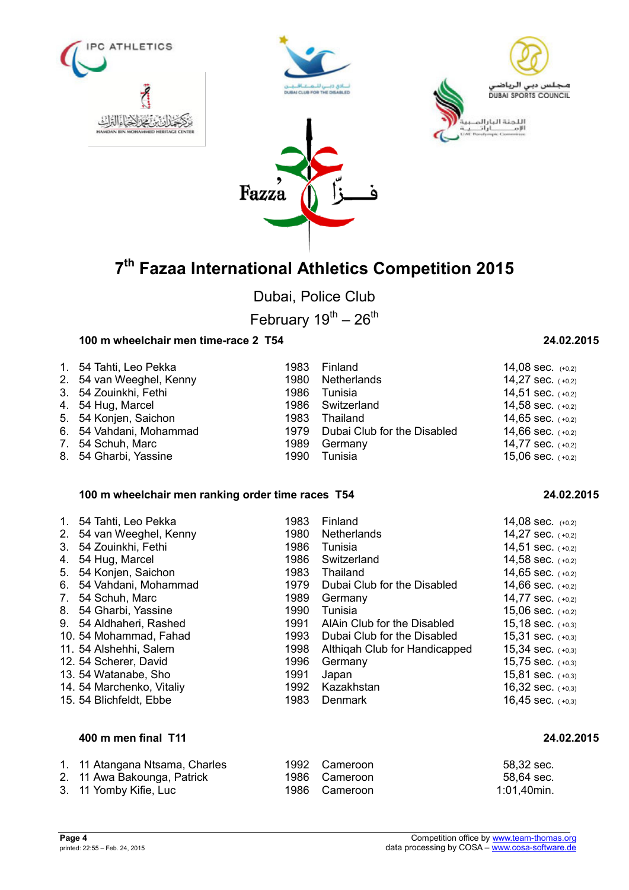# 7th Fazaa International Athletics Competition 2015

Dubai, Police Club

February 19th – 26th

### 100 m wheelchair men time-race 2 T54 — 24.02.2015

| | | | | |
|---|---|---|---|---|
| 1. | 54 Tahti, Leo Pekka | 1983 | Finland | 14,08 sec. (+0,2) |
| 2. | 54 van Weeghel, Kenny | 1980 | Netherlands | 14,27 sec. (+0,2) |
| 3. | 54 Zouinkhi, Fethi | 1986 | Tunisia | 14,51 sec. (+0,2) |
| 4. | 54 Hug, Marcel | 1986 | Switzerland | 14,58 sec. (+0,2) |
| 5. | 54 Konjen, Saichon | 1983 | Thailand | 14,65 sec. (+0,2) |
| 6. | 54 Vahdani, Mohammad | 1979 | Dubai Club for the Disabled | 14,66 sec. (+0,2) |
| 7. | 54 Schuh, Marc | 1989 | Germany | 14,77 sec. (+0,2) |
| 8. | 54 Gharbi, Yassine | 1990 | Tunisia | 15,06 sec. (+0,2) |

### 100 m wheelchair men ranking order time races T54 — 24.02.2015

| | | | | |
|---|---|---|---|---|
| 1. | 54 Tahti, Leo Pekka | 1983 | Finland | 14,08 sec. (+0,2) |
| 2. | 54 van Weeghel, Kenny | 1980 | Netherlands | 14,27 sec. (+0,2) |
| 3. | 54 Zouinkhi, Fethi | 1986 | Tunisia | 14,51 sec. (+0,2) |
| 4. | 54 Hug, Marcel | 1986 | Switzerland | 14,58 sec. (+0,2) |
| 5. | 54 Konjen, Saichon | 1983 | Thailand | 14,65 sec. (+0,2) |
| 6. | 54 Vahdani, Mohammad | 1979 | Dubai Club for the Disabled | 14,66 sec. (+0,2) |
| 7. | 54 Schuh, Marc | 1989 | Germany | 14,77 sec. (+0,2) |
| 8. | 54 Gharbi, Yassine | 1990 | Tunisia | 15,06 sec. (+0,2) |
| 9. | 54 Aldhaheri, Rashed | 1991 | AlAin Club for the Disabled | 15,18 sec. (+0,3) |
| 10. | 54 Mohammad, Fahad | 1993 | Dubai Club for the Disabled | 15,31 sec. (+0,3) |
| 11. | 54 Alshehhi, Salem | 1998 | Althiqah Club for Handicapped | 15,34 sec. (+0,3) |
| 12. | 54 Scherer, David | 1996 | Germany | 15,75 sec. (+0,3) |
| 13. | 54 Watanabe, Sho | 1991 | Japan | 15,81 sec. (+0,3) |
| 14. | 54 Marchenko, Vitaliy | 1992 | Kazakhstan | 16,32 sec. (+0,3) |
| 15. | 54 Blichfeldt, Ebbe | 1983 | Denmark | 16,45 sec. (+0,3) |

### 400 m men final T11 — 24.02.2015

| | | | | |
|---|---|---|---|---|
| 1. | 11 Atangana Ntsama, Charles | 1992 | Cameroon | 58,32 sec. |
| 2. | 11 Awa Bakounga, Patrick | 1986 | Cameroon | 58,64 sec. |
| 3. | 11 Yomby Kifie, Luc | 1986 | Cameroon | 1:01,40min. |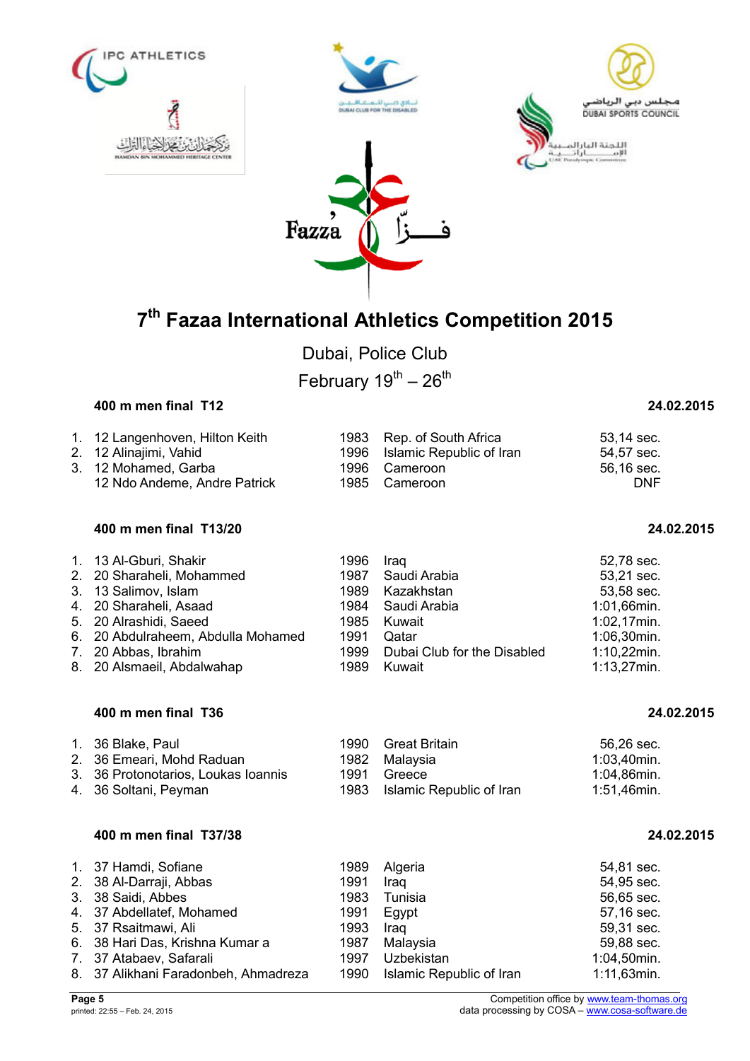# 7th Fazaa International Athletics Competition 2015

Dubai, Police Club

February 19th – 26th

### 400 m men final T12

24.02.2015

| Rank | Class | Name | Year | Country | Result |
|---|---|---|---|---|---|
| 1. | 12 | Langenhoven, Hilton Keith | 1983 | Rep. of South Africa | 53,14 sec. |
| 2. | 12 | Alinajimi, Vahid | 1996 | Islamic Republic of Iran | 54,57 sec. |
| 3. | 12 | Mohamed, Garba | 1996 | Cameroon | 56,16 sec. |
| | 12 | Ndo Andeme, Andre Patrick | 1985 | Cameroon | DNF |

### 400 m men final T13/20

24.02.2015

| Rank | Class | Name | Year | Country | Result |
|---|---|---|---|---|---|
| 1. | 13 | Al-Gburi, Shakir | 1996 | Iraq | 52,78 sec. |
| 2. | 20 | Sharaheli, Mohammed | 1987 | Saudi Arabia | 53,21 sec. |
| 3. | 13 | Salimov, Islam | 1989 | Kazakhstan | 53,58 sec. |
| 4. | 20 | Sharaheli, Asaad | 1984 | Saudi Arabia | 1:01,66min. |
| 5. | 20 | Alrashidi, Saeed | 1985 | Kuwait | 1:02,17min. |
| 6. | 20 | Abdulraheem, Abdulla Mohamed | 1991 | Qatar | 1:06,30min. |
| 7. | 20 | Abbas, Ibrahim | 1999 | Dubai Club for the Disabled | 1:10,22min. |
| 8. | 20 | Alsmaeil, Abdalwahap | 1989 | Kuwait | 1:13,27min. |

### 400 m men final T36

24.02.2015

| Rank | Class | Name | Year | Country | Result |
|---|---|---|---|---|---|
| 1. | 36 | Blake, Paul | 1990 | Great Britain | 56,26 sec. |
| 2. | 36 | Emeari, Mohd Raduan | 1982 | Malaysia | 1:03,40min. |
| 3. | 36 | Protonotarios, Loukas Ioannis | 1991 | Greece | 1:04,86min. |
| 4. | 36 | Soltani, Peyman | 1983 | Islamic Republic of Iran | 1:51,46min. |

### 400 m men final T37/38

24.02.2015

| Rank | Class | Name | Year | Country | Result |
|---|---|---|---|---|---|
| 1. | 37 | Hamdi, Sofiane | 1989 | Algeria | 54,81 sec. |
| 2. | 38 | Al-Darraji, Abbas | 1991 | Iraq | 54,95 sec. |
| 3. | 38 | Saidi, Abbes | 1983 | Tunisia | 56,65 sec. |
| 4. | 37 | Abdellatef, Mohamed | 1991 | Egypt | 57,16 sec. |
| 5. | 37 | Rsaitmawi, Ali | 1993 | Iraq | 59,31 sec. |
| 6. | 38 | Hari Das, Krishna Kumar a | 1987 | Malaysia | 59,88 sec. |
| 7. | 37 | Atabaev, Safarali | 1997 | Uzbekistan | 1:04,50min. |
| 8. | 37 | Alikhani Faradonbeh, Ahmadreza | 1990 | Islamic Republic of Iran | 1:11,63min. |

Competition office by www.team-thomas.org
data processing by COSA – www.cosa-software.de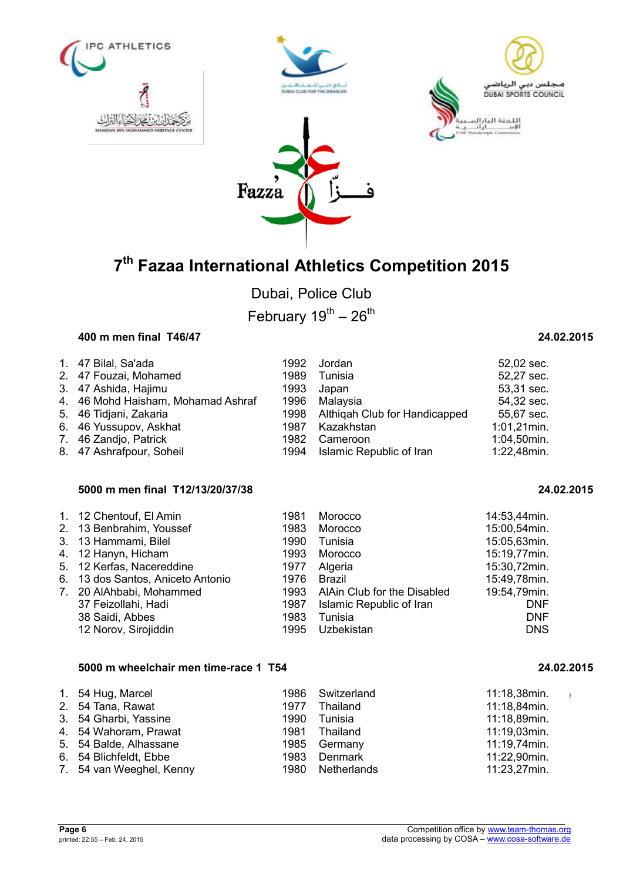# 7th Fazaa International Athletics Competition 2015

Dubai, Police Club

February 19th – 26th

### 400 m men final T46/47

24.02.2015

| | | | | |
|---|---|---|---|---|
| 1. | 47 Bilal, Sa'ada | 1992 | Jordan | 52,02 sec. |
| 2. | 47 Fouzai, Mohamed | 1989 | Tunisia | 52,27 sec. |
| 3. | 47 Ashida, Hajimu | 1993 | Japan | 53,31 sec. |
| 4. | 46 Mohd Haisham, Mohamad Ashraf | 1996 | Malaysia | 54,32 sec. |
| 5. | 46 Tidjani, Zakaria | 1998 | Althiqah Club for Handicapped | 55,67 sec. |
| 6. | 46 Yussupov, Askhat | 1987 | Kazakhstan | 1:01,21min. |
| 7. | 46 Zandjo, Patrick | 1982 | Cameroon | 1:04,50min. |
| 8. | 47 Ashrafpour, Soheil | 1994 | Islamic Republic of Iran | 1:22,48min. |

### 5000 m men final T12/13/20/37/38

24.02.2015

| | | | | |
|---|---|---|---|---|
| 1. | 12 Chentouf, El Amin | 1981 | Morocco | 14:53,44min. |
| 2. | 13 Benbrahim, Youssef | 1983 | Morocco | 15:00,54min. |
| 3. | 13 Hammami, Bilel | 1990 | Tunisia | 15:05,63min. |
| 4. | 12 Hanyn, Hicham | 1993 | Morocco | 15:19,77min. |
| 5. | 12 Kerfas, Nacereddine | 1977 | Algeria | 15:30,72min. |
| 6. | 13 dos Santos, Aniceto Antonio | 1976 | Brazil | 15:49,78min. |
| 7. | 20 AlAhbabi, Mohammed | 1993 | AlAin Club for the Disabled | 19:54,79min. |
| | 37 Feizollahi, Hadi | 1987 | Islamic Republic of Iran | DNF |
| | 38 Saidi, Abbes | 1983 | Tunisia | DNF |
| | 12 Norov, Sirojiddin | 1995 | Uzbekistan | DNS |

### 5000 m wheelchair men time-race 1 T54

24.02.2015

| | | | | |
|---|---|---|---|---|
| 1. | 54 Hug, Marcel | 1986 | Switzerland | 11:18,38min. |
| 2. | 54 Tana, Rawat | 1977 | Thailand | 11:18,84min. |
| 3. | 54 Gharbi, Yassine | 1990 | Tunisia | 11:18,89min. |
| 4. | 54 Wahoram, Prawat | 1981 | Thailand | 11:19,03min. |
| 5. | 54 Balde, Alhassane | 1985 | Germany | 11:19,74min. |
| 6. | 54 Blichfeldt, Ebbe | 1983 | Denmark | 11:22,90min. |
| 7. | 54 van Weeghel, Kenny | 1980 | Netherlands | 11:23,27min. |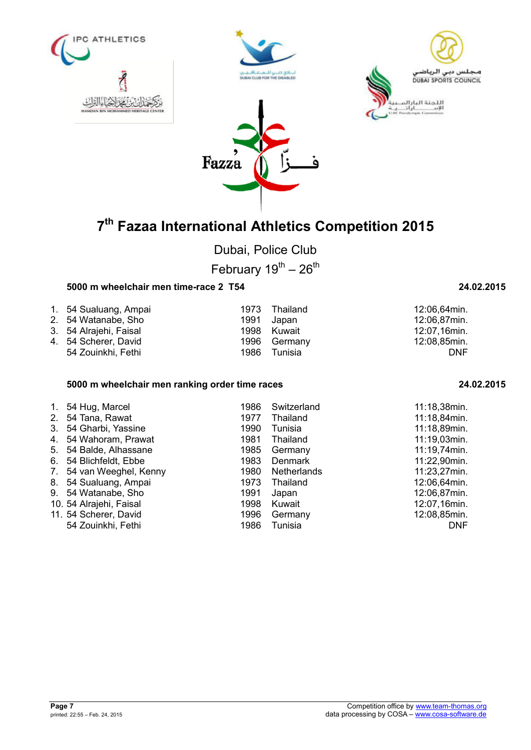# 7th Fazaa International Athletics Competition 2015

Dubai, Police Club

February 19th – 26th

### 5000 m wheelchair men time-race 2 T54 — 24.02.2015

| Rank | Class | Name | Year | Country | Result |
|---|---|---|---|---|---|
| 1. | 54 | Sualuang, Ampai | 1973 | Thailand | 12:06,64min. |
| 2. | 54 | Watanabe, Sho | 1991 | Japan | 12:06,87min. |
| 3. | 54 | Alrajehi, Faisal | 1998 | Kuwait | 12:07,16min. |
| 4. | 54 | Scherer, David | 1996 | Germany | 12:08,85min. |
| | 54 | Zouinkhi, Fethi | 1986 | Tunisia | DNF |

### 5000 m wheelchair men ranking order time races — 24.02.2015

| Rank | Class | Name | Year | Country | Result |
|---|---|---|---|---|---|
| 1. | 54 | Hug, Marcel | 1986 | Switzerland | 11:18,38min. |
| 2. | 54 | Tana, Rawat | 1977 | Thailand | 11:18,84min. |
| 3. | 54 | Gharbi, Yassine | 1990 | Tunisia | 11:18,89min. |
| 4. | 54 | Wahoram, Prawat | 1981 | Thailand | 11:19,03min. |
| 5. | 54 | Balde, Alhassane | 1985 | Germany | 11:19,74min. |
| 6. | 54 | Blichfeldt, Ebbe | 1983 | Denmark | 11:22,90min. |
| 7. | 54 | van Weeghel, Kenny | 1980 | Netherlands | 11:23,27min. |
| 8. | 54 | Sualuang, Ampai | 1973 | Thailand | 12:06,64min. |
| 9. | 54 | Watanabe, Sho | 1991 | Japan | 12:06,87min. |
| 10. | 54 | Alrajehi, Faisal | 1998 | Kuwait | 12:07,16min. |
| 11. | 54 | Scherer, David | 1996 | Germany | 12:08,85min. |
| | 54 | Zouinkhi, Fethi | 1986 | Tunisia | DNF |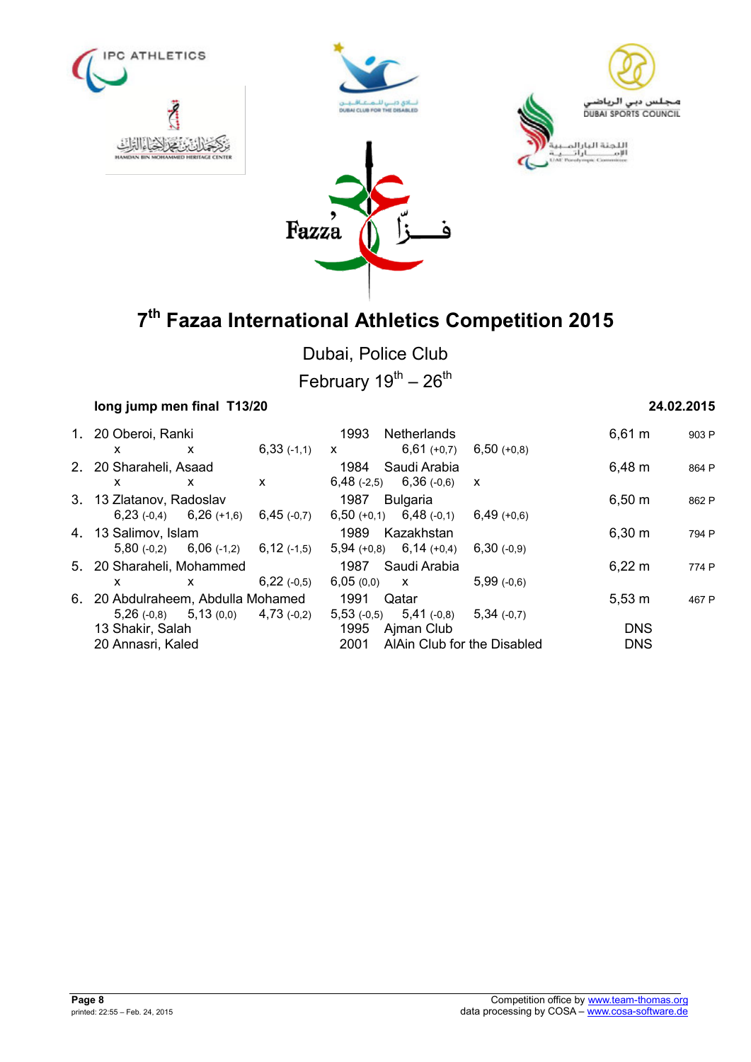# 7th Fazaa International Athletics Competition 2015

Dubai, Police Club

February 19th – 26th

**long jump men final T13/20** **24.02.2015**

| Rank | Class / Name | | | Year | Country | | Result | Points |
|---|---|---|---|---|---|---|---|---|
| 1. | 20 Oberoi, Ranki | | | 1993 | Netherlands | | 6,61 m | 903 P |
| | x | x | 6,33 (-1,1) | x | 6,61 (+0,7) | 6,50 (+0,8) | | |
| 2. | 20 Sharaheli, Asaad | | | 1984 | Saudi Arabia | | 6,48 m | 864 P |
| | x | x | x | 6,48 (-2,5) | 6,36 (-0,6) | x | | |
| 3. | 13 Zlatanov, Radoslav | | | 1987 | Bulgaria | | 6,50 m | 862 P |
| | 6,23 (-0,4) | 6,26 (+1,6) | 6,45 (-0,7) | 6,50 (+0,1) | 6,48 (-0,1) | 6,49 (+0,6) | | |
| 4. | 13 Salimov, Islam | | | 1989 | Kazakhstan | | 6,30 m | 794 P |
| | 5,80 (-0,2) | 6,06 (-1,2) | 6,12 (-1,5) | 5,94 (+0,8) | 6,14 (+0,4) | 6,30 (-0,9) | | |
| 5. | 20 Sharaheli, Mohammed | | | 1987 | Saudi Arabia | | 6,22 m | 774 P |
| | x | x | 6,22 (-0,5) | 6,05 (0,0) | x | 5,99 (-0,6) | | |
| 6. | 20 Abdulraheem, Abdulla Mohamed | | | 1991 | Qatar | | 5,53 m | 467 P |
| | 5,26 (-0,8) | 5,13 (0,0) | 4,73 (-0,2) | 5,53 (-0,5) | 5,41 (-0,8) | 5,34 (-0,7) | | |
| | 13 Shakir, Salah | | | 1995 | Ajman Club | | DNS | |
| | 20 Annasri, Kaled | | | 2001 | AlAin Club for the Disabled | | DNS | |

Competition office by www.team-thomas.org
data processing by COSA – www.cosa-software.de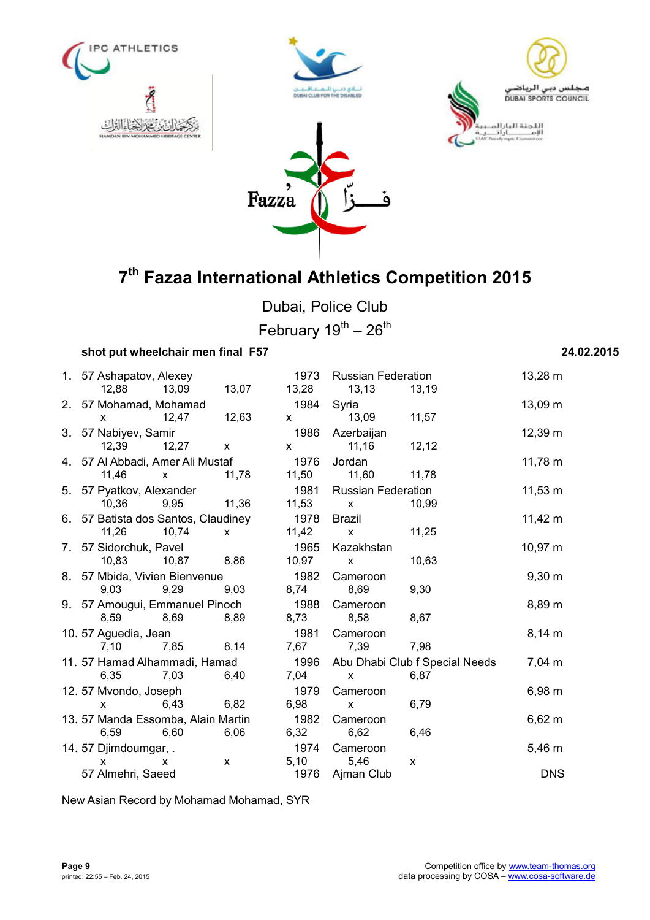# 7th Fazaa International Athletics Competition 2015

Dubai, Police Club

February 19th – 26th

**shot put wheelchair men final F57** **24.02.2015**

| Rank | Class | Name | Year | Country | Result |
|---|---|---|---|---|---|
| 1. | 57 | Ashapatov, Alexey | 1973 | Russian Federation | 13,28 m |
| | | 12,88 13,09 13,07 | 13,28 | 13,13 13,19 | |
| 2. | 57 | Mohamad, Mohamad | 1984 | Syria | 13,09 m |
| | | x 12,47 12,63 | x | 13,09 11,57 | |
| 3. | 57 | Nabiyev, Samir | 1986 | Azerbaijan | 12,39 m |
| | | 12,39 12,27 x | x | 11,16 12,12 | |
| 4. | 57 | Al Abbadi, Amer Ali Mustaf | 1976 | Jordan | 11,78 m |
| | | 11,46 x 11,78 | 11,50 | 11,60 11,78 | |
| 5. | 57 | Pyatkov, Alexander | 1981 | Russian Federation | 11,53 m |
| | | 10,36 9,95 11,36 | 11,53 | x 10,99 | |
| 6. | 57 | Batista dos Santos, Claudiney | 1978 | Brazil | 11,42 m |
| | | 11,26 10,74 x | 11,42 | x 11,25 | |
| 7. | 57 | Sidorchuk, Pavel | 1965 | Kazakhstan | 10,97 m |
| | | 10,83 10,87 8,86 | 10,97 | x 10,63 | |
| 8. | 57 | Mbida, Vivien Bienvenue | 1982 | Cameroon | 9,30 m |
| | | 9,03 9,29 9,03 | 8,74 | 8,69 9,30 | |
| 9. | 57 | Amougui, Emmanuel Pinoch | 1988 | Cameroon | 8,89 m |
| | | 8,59 8,69 8,89 | 8,73 | 8,58 8,67 | |
| 10. | 57 | Aguedia, Jean | 1981 | Cameroon | 8,14 m |
| | | 7,10 7,85 8,14 | 7,67 | 7,39 7,98 | |
| 11. | 57 | Hamad Alhammadi, Hamad | 1996 | Abu Dhabi Club f Special Needs | 7,04 m |
| | | 6,35 7,03 6,40 | 7,04 | x 6,87 | |
| 12. | 57 | Mvondo, Joseph | 1979 | Cameroon | 6,98 m |
| | | x 6,43 6,82 | 6,98 | x 6,79 | |
| 13. | 57 | Manda Essomba, Alain Martin | 1982 | Cameroon | 6,62 m |
| | | 6,59 6,60 6,06 | 6,32 | 6,62 6,46 | |
| 14. | 57 | Djimdoumgar, . | 1974 | Cameroon | 5,46 m |
| | | x x x | 5,10 | 5,46 x | |
| | 57 | Almehri, Saeed | 1976 | Ajman Club | DNS |

New Asian Record by Mohamad Mohamad, SYR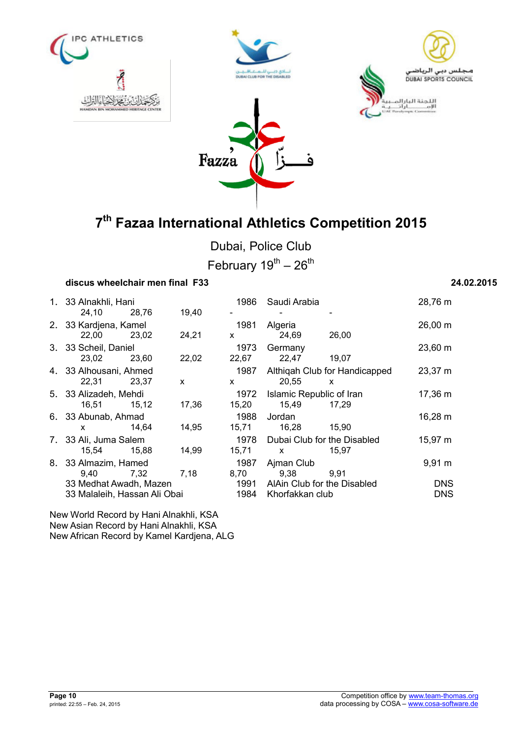# 7th Fazaa International Athletics Competition 2015

Dubai, Police Club

February 19th – 26th

**discus wheelchair men final F33** **24.02.2015**

| Rank | Class | Name | Year | Country/Club | Result |
|---|---|---|---|---|---|
| 1. | 33 | Alnakhli, Hani | 1986 | Saudi Arabia | 28,76 m |
| | | 24,10 28,76 19,40 | - | - - | |
| 2. | 33 | Kardjena, Kamel | 1981 | Algeria | 26,00 m |
| | | 22,00 23,02 24,21 | x | 24,69 26,00 | |
| 3. | 33 | Scheil, Daniel | 1973 | Germany | 23,60 m |
| | | 23,02 23,60 22,02 | 22,67 | 22,47 19,07 | |
| 4. | 33 | Alhousani, Ahmed | 1987 | Althiqah Club for Handicapped | 23,37 m |
| | | 22,31 23,37 x | x | 20,55 x | |
| 5. | 33 | Alizadeh, Mehdi | 1972 | Islamic Republic of Iran | 17,36 m |
| | | 16,51 15,12 17,36 | 15,20 | 15,49 17,29 | |
| 6. | 33 | Abunab, Ahmad | 1988 | Jordan | 16,28 m |
| | | x 14,64 14,95 | 15,71 | 16,28 15,90 | |
| 7. | 33 | Ali, Juma Salem | 1978 | Dubai Club for the Disabled | 15,97 m |
| | | 15,54 15,88 14,99 | 15,71 | x 15,97 | |
| 8. | 33 | Almazim, Hamed | 1987 | Ajman Club | 9,91 m |
| | | 9,40 7,32 7,18 | 8,70 | 9,38 9,91 | |
| | 33 | Medhat Awadh, Mazen | 1991 | AlAin Club for the Disabled | DNS |
| | 33 | Malaleih, Hassan Ali Obai | 1984 | Khorfakkan club | DNS |

New World Record by Hani Alnakhli, KSA
New Asian Record by Hani Alnakhli, KSA
New African Record by Kamel Kardjena, ALG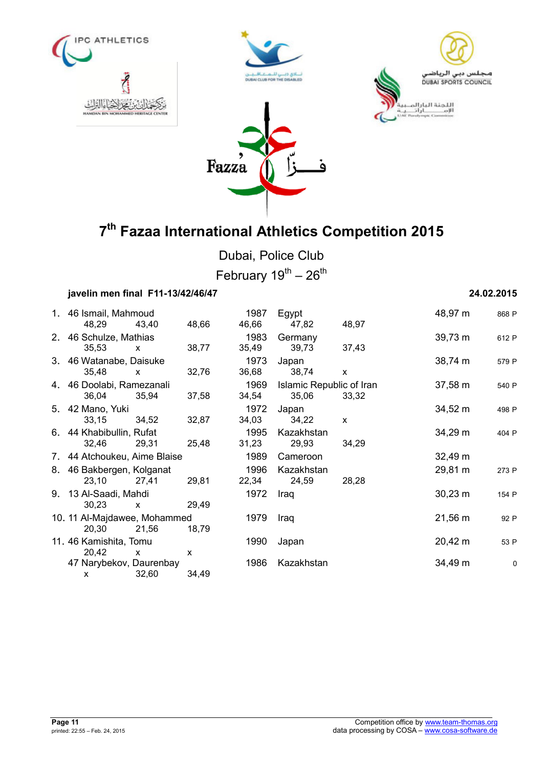# 7th Fazaa International Athletics Competition 2015

Dubai, Police Club

February 19th – 26th

**javelin men final F11-13/42/46/47** **24.02.2015**

| Rank | Class | Name | Year | Country | Result | Points |
|---|---|---|---|---|---|---|
| 1. | 46 | Ismail, Mahmoud | 1987 | Egypt | 48,97 m | 868 P |
| | | 48,29 / 43,40 / 48,66 / 46,66 / 47,82 / 48,97 | | | | |
| 2. | 46 | Schulze, Mathias | 1983 | Germany | 39,73 m | 612 P |
| | | 35,53 / x / 38,77 / 35,49 / 39,73 / 37,43 | | | | |
| 3. | 46 | Watanabe, Daisuke | 1973 | Japan | 38,74 m | 579 P |
| | | 35,48 / x / 32,76 / 36,68 / 38,74 / x | | | | |
| 4. | 46 | Doolabi, Ramezanali | 1969 | Islamic Republic of Iran | 37,58 m | 540 P |
| | | 36,04 / 35,94 / 37,58 / 34,54 / 35,06 / 33,32 | | | | |
| 5. | 42 | Mano, Yuki | 1972 | Japan | 34,52 m | 498 P |
| | | 33,15 / 34,52 / 32,87 / 34,03 / 34,22 / x | | | | |
| 6. | 44 | Khabibullin, Rufat | 1995 | Kazakhstan | 34,29 m | 404 P |
| | | 32,46 / 29,31 / 25,48 / 31,23 / 29,93 / 34,29 | | | | |
| 7. | 44 | Atchoukeu, Aime Blaise | 1989 | Cameroon | 32,49 m | |
| 8. | 46 | Bakbergen, Kolganat | 1996 | Kazakhstan | 29,81 m | 273 P |
| | | 23,10 / 27,41 / 29,81 / 22,34 / 24,59 / 28,28 | | | | |
| 9. | 13 | Al-Saadi, Mahdi | 1972 | Iraq | 30,23 m | 154 P |
| | | 30,23 / x / 29,49 | | | | |
| 10. | 11 | Al-Majdawee, Mohammed | 1979 | Iraq | 21,56 m | 92 P |
| | | 20,30 / 21,56 / 18,79 | | | | |
| 11. | 46 | Kamishita, Tomu | 1990 | Japan | 20,42 m | 53 P |
| | | 20,42 / x / x | | | | |
| | 47 | Narybekov, Daurenbay | 1986 | Kazakhstan | 34,49 m | 0 |
| | | x / 32,60 / 34,49 | | | | |

Competition office by www.team-thomas.org
data processing by COSA – www.cosa-software.de

printed: 22:55 – Feb. 24, 2015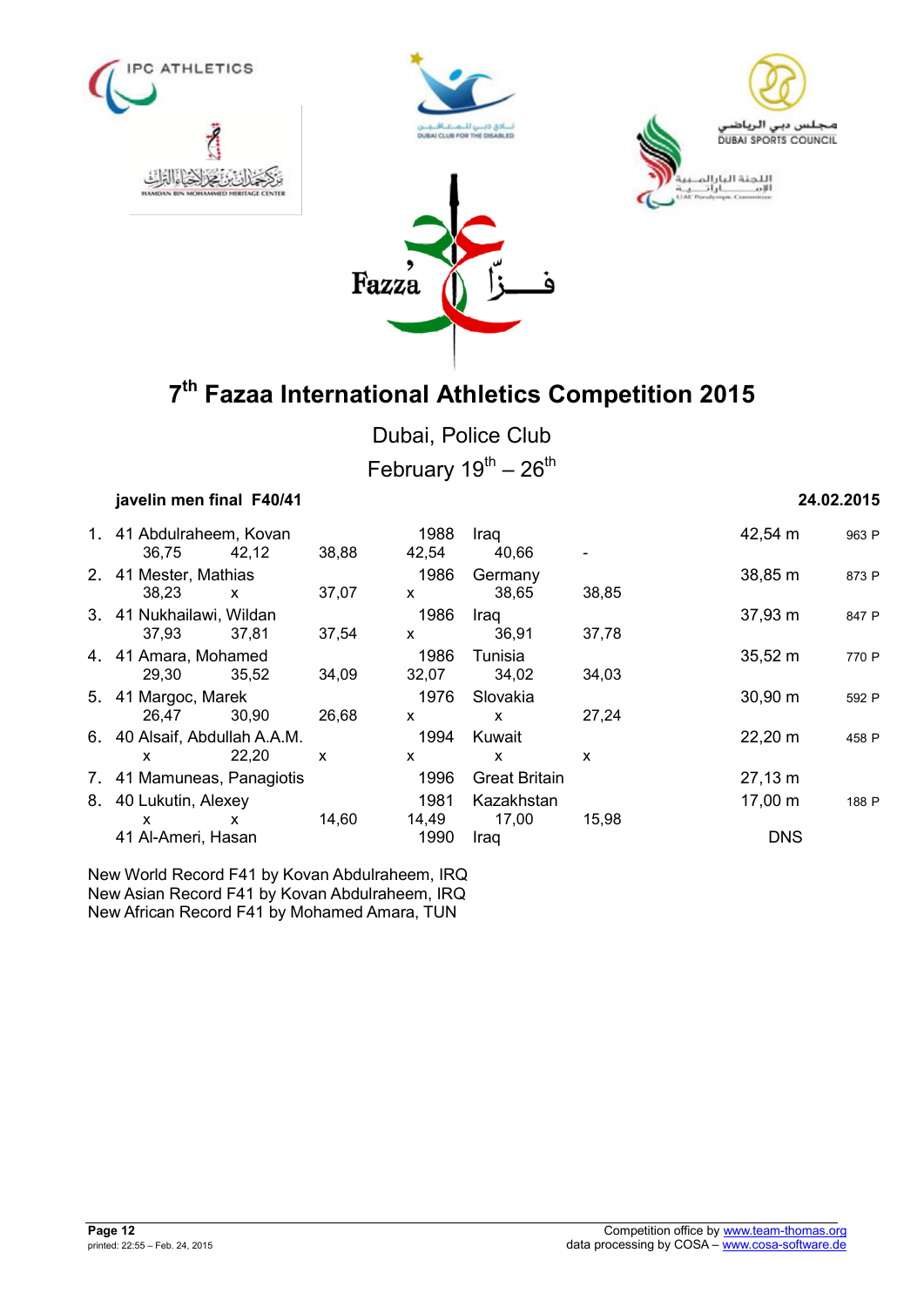# 7th Fazaa International Athletics Competition 2015

Dubai, Police Club

February 19th – 26th

**javelin men final F40/41** **24.02.2015**

| Rank | Class | Name | | | Year | Country | | Result | Points |
|---|---|---|---|---|---|---|---|---|---|
| 1. | 41 | Abdulraheem, Kovan | | | 1988 | Iraq | | 42,54 m | 963 P |
| | | 36,75 | 42,12 | 38,88 | 42,54 | 40,66 | - | | |
| 2. | 41 | Mester, Mathias | | | 1986 | Germany | | 38,85 m | 873 P |
| | | 38,23 | x | 37,07 | x | 38,65 | 38,85 | | |
| 3. | 41 | Nukhailawi, Wildan | | | 1986 | Iraq | | 37,93 m | 847 P |
| | | 37,93 | 37,81 | 37,54 | x | 36,91 | 37,78 | | |
| 4. | 41 | Amara, Mohamed | | | 1986 | Tunisia | | 35,52 m | 770 P |
| | | 29,30 | 35,52 | 34,09 | 32,07 | 34,02 | 34,03 | | |
| 5. | 41 | Margoc, Marek | | | 1976 | Slovakia | | 30,90 m | 592 P |
| | | 26,47 | 30,90 | 26,68 | x | x | 27,24 | | |
| 6. | 40 | Alsaif, Abdullah A.A.M. | | | 1994 | Kuwait | | 22,20 m | 458 P |
| | | x | 22,20 | x | x | x | x | | |
| 7. | 41 | Mamuneas, Panagiotis | | | 1996 | Great Britain | | 27,13 m | |
| 8. | 40 | Lukutin, Alexey | | | 1981 | Kazakhstan | | 17,00 m | 188 P |
| | | x | x | 14,60 | 14,49 | 17,00 | 15,98 | | |
| | 41 | Al-Ameri, Hasan | | | 1990 | Iraq | | DNS | |

New World Record F41 by Kovan Abdulraheem, IRQ
New Asian Record F41 by Kovan Abdulraheem, IRQ
New African Record F41 by Mohamed Amara, TUN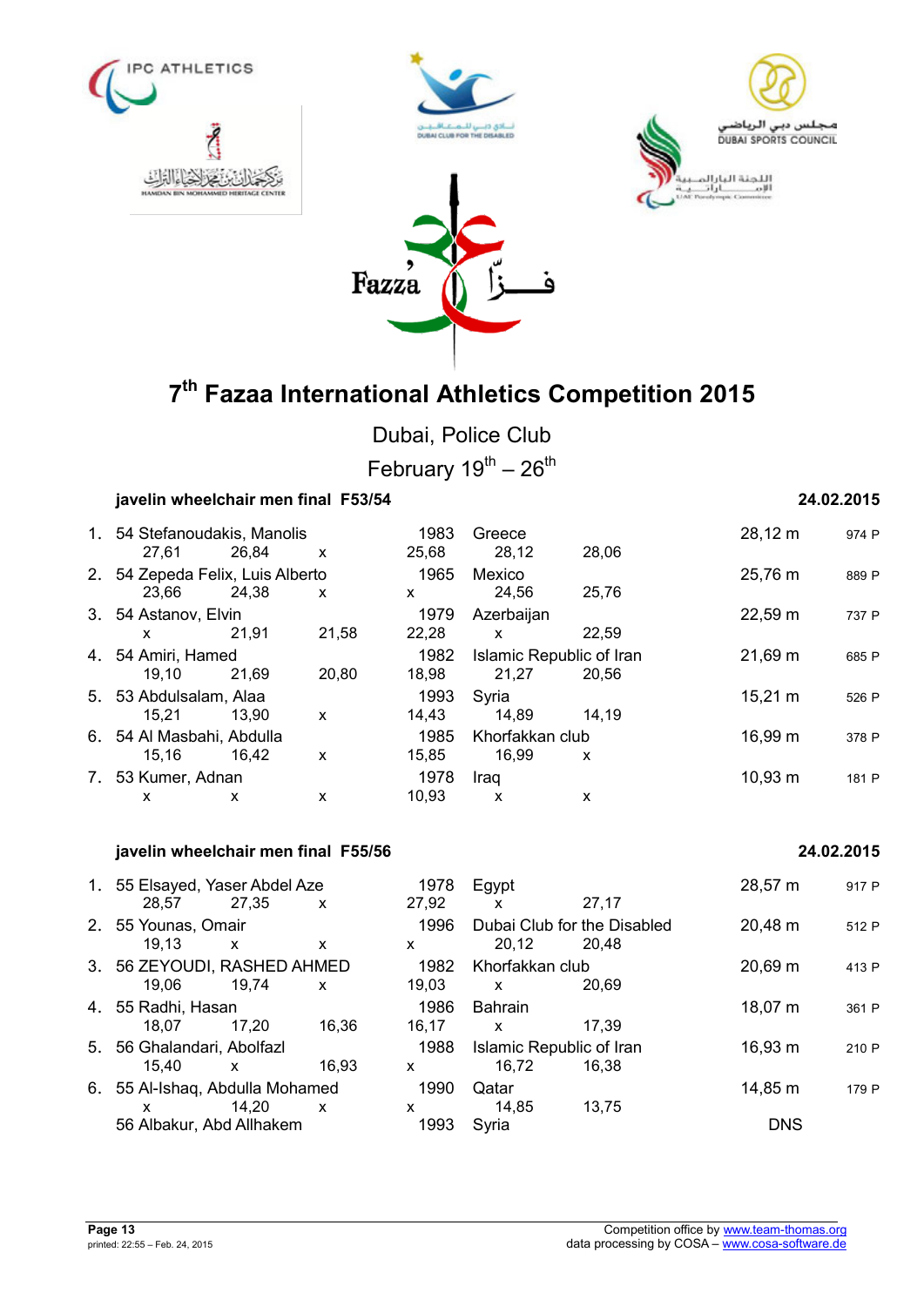# 7th Fazaa International Athletics Competition 2015

Dubai, Police Club

February 19th – 26th

### javelin wheelchair men final F53/54 — 24.02.2015

| Rank | Class | Name | Year | Country | Result | Points |
|---|---|---|---|---|---|---|
| 1. | 54 | Stefanoudakis, Manolis | 1983 | Greece | 28,12 m | 974 P |
| | | 27,61 26,84 x | 25,68 | 28,12 28,06 | | |
| 2. | 54 | Zepeda Felix, Luis Alberto | 1965 | Mexico | 25,76 m | 889 P |
| | | 23,66 24,38 x | x | 24,56 25,76 | | |
| 3. | 54 | Astanov, Elvin | 1979 | Azerbaijan | 22,59 m | 737 P |
| | | x 21,91 21,58 | 22,28 | x 22,59 | | |
| 4. | 54 | Amiri, Hamed | 1982 | Islamic Republic of Iran | 21,69 m | 685 P |
| | | 19,10 21,69 20,80 | 18,98 | 21,27 20,56 | | |
| 5. | 53 | Abdulsalam, Alaa | 1993 | Syria | 15,21 m | 526 P |
| | | 15,21 13,90 x | 14,43 | 14,89 14,19 | | |
| 6. | 54 | Al Masbahi, Abdulla | 1985 | Khorfakkan club | 16,99 m | 378 P |
| | | 15,16 16,42 x | 15,85 | 16,99 x | | |
| 7. | 53 | Kumer, Adnan | 1978 | Iraq | 10,93 m | 181 P |
| | | x x x | 10,93 | x x | | |

### javelin wheelchair men final F55/56 — 24.02.2015

| Rank | Class | Name | Year | Country | Result | Points |
|---|---|---|---|---|---|---|
| 1. | 55 | Elsayed, Yaser Abdel Aze | 1978 | Egypt | 28,57 m | 917 P |
| | | 28,57 27,35 x | 27,92 | x 27,17 | | |
| 2. | 55 | Younas, Omair | 1996 | Dubai Club for the Disabled | 20,48 m | 512 P |
| | | 19,13 x x | x | 20,12 20,48 | | |
| 3. | 56 | ZEYOUDI, RASHED AHMED | 1982 | Khorfakkan club | 20,69 m | 413 P |
| | | 19,06 19,74 x | 19,03 | x 20,69 | | |
| 4. | 55 | Radhi, Hasan | 1986 | Bahrain | 18,07 m | 361 P |
| | | 18,07 17,20 16,36 | 16,17 | x 17,39 | | |
| 5. | 56 | Ghalandari, Abolfazl | 1988 | Islamic Republic of Iran | 16,93 m | 210 P |
| | | 15,40 x 16,93 | x | 16,72 16,38 | | |
| 6. | 55 | Al-Ishaq, Abdulla Mohamed | 1990 | Qatar | 14,85 m | 179 P |
| | | x 14,20 x | x | 14,85 13,75 | | |
| | 56 | Albakur, Abd Allhakem | 1993 | Syria | DNS | |

Competition office by www.team-thomas.org
data processing by COSA – www.cosa-software.de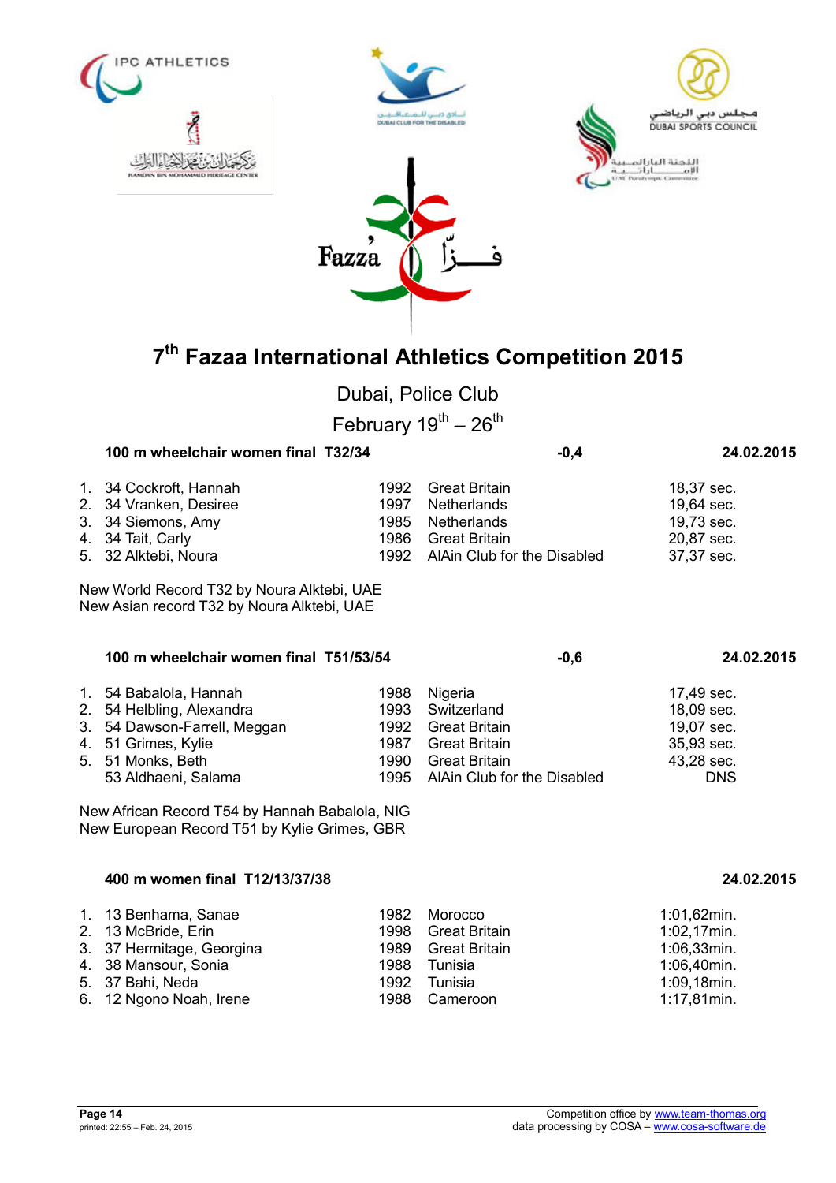# 7th Fazaa International Athletics Competition 2015

Dubai, Police Club

February 19th – 26th

### 100 m wheelchair women final T32/34 — -0,4 — 24.02.2015

| | | | | |
|---|---|---|---|---|
| 1. | 34 Cockroft, Hannah | 1992 | Great Britain | 18,37 sec. |
| 2. | 34 Vranken, Desiree | 1997 | Netherlands | 19,64 sec. |
| 3. | 34 Siemons, Amy | 1985 | Netherlands | 19,73 sec. |
| 4. | 34 Tait, Carly | 1986 | Great Britain | 20,87 sec. |
| 5. | 32 Alktebi, Noura | 1992 | AlAin Club for the Disabled | 37,37 sec. |

New World Record T32 by Noura Alktebi, UAE
New Asian record T32 by Noura Alktebi, UAE

### 100 m wheelchair women final T51/53/54 — -0,6 — 24.02.2015

| | | | | |
|---|---|---|---|---|
| 1. | 54 Babalola, Hannah | 1988 | Nigeria | 17,49 sec. |
| 2. | 54 Helbling, Alexandra | 1993 | Switzerland | 18,09 sec. |
| 3. | 54 Dawson-Farrell, Meggan | 1992 | Great Britain | 19,07 sec. |
| 4. | 51 Grimes, Kylie | 1987 | Great Britain | 35,93 sec. |
| 5. | 51 Monks, Beth | 1990 | Great Britain | 43,28 sec. |
| | 53 Aldhaeni, Salama | 1995 | AlAin Club for the Disabled | DNS |

New African Record T54 by Hannah Babalola, NIG
New European Record T51 by Kylie Grimes, GBR

### 400 m women final T12/13/37/38 — 24.02.2015

| | | | | |
|---|---|---|---|---|
| 1. | 13 Benhama, Sanae | 1982 | Morocco | 1:01,62min. |
| 2. | 13 McBride, Erin | 1998 | Great Britain | 1:02,17min. |
| 3. | 37 Hermitage, Georgina | 1989 | Great Britain | 1:06,33min. |
| 4. | 38 Mansour, Sonia | 1988 | Tunisia | 1:06,40min. |
| 5. | 37 Bahi, Neda | 1992 | Tunisia | 1:09,18min. |
| 6. | 12 Ngono Noah, Irene | 1988 | Cameroon | 1:17,81min. |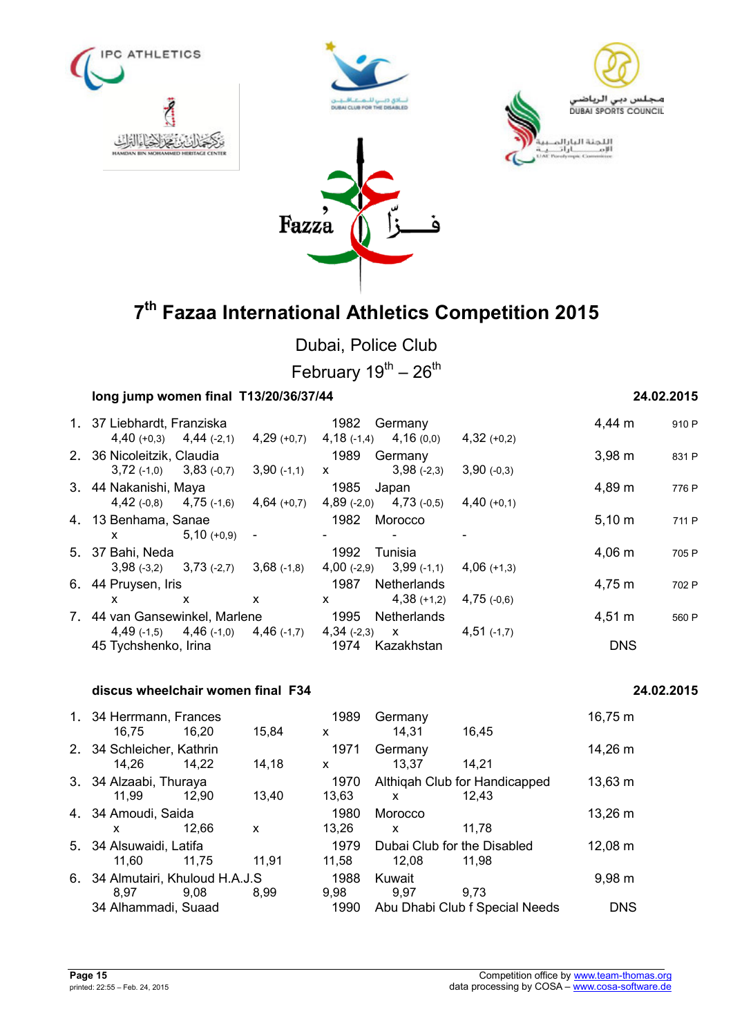# 7th Fazaa International Athletics Competition 2015

Dubai, Police Club

February 19th – 26th

## long jump women final T13/20/36/37/44

24.02.2015

| Rank | Class / Name | Year | Country | Result | Points |
|---|---|---|---|---|---|
| 1. | 37 Liebhardt, Franziska | 1982 | Germany | 4,44 m | 910 P |
| | 4,40 (+0,3) · 4,44 (-2,1) · 4,29 (+0,7) · 4,18 (-1,4) · 4,16 (0,0) · 4,32 (+0,2) | | | | |
| 2. | 36 Nicoleitzik, Claudia | 1989 | Germany | 3,98 m | 831 P |
| | 3,72 (-1,0) · 3,83 (-0,7) · 3,90 (-1,1) · x · 3,98 (-2,3) · 3,90 (-0,3) | | | | |
| 3. | 44 Nakanishi, Maya | 1985 | Japan | 4,89 m | 776 P |
| | 4,42 (-0,8) · 4,75 (-1,6) · 4,64 (+0,7) · 4,89 (-2,0) · 4,73 (-0,5) · 4,40 (+0,1) | | | | |
| 4. | 13 Benhama, Sanae | 1982 | Morocco | 5,10 m | 711 P |
| | x · 5,10 (+0,9) · - · - · - · - | | | | |
| 5. | 37 Bahi, Neda | 1992 | Tunisia | 4,06 m | 705 P |
| | 3,98 (-3,2) · 3,73 (-2,7) · 3,68 (-1,8) · 4,00 (-2,9) · 3,99 (-1,1) · 4,06 (+1,3) | | | | |
| 6. | 44 Pruysen, Iris | 1987 | Netherlands | 4,75 m | 702 P |
| | x · x · x · x · 4,38 (+1,2) · 4,75 (-0,6) | | | | |
| 7. | 44 van Gansewinkel, Marlene | 1995 | Netherlands | 4,51 m | 560 P |
| | 4,49 (-1,5) · 4,46 (-1,0) · 4,46 (-1,7) · 4,34 (-2,3) · x · 4,51 (-1,7) | | | | |
| | 45 Tychshenko, Irina | 1974 | Kazakhstan | DNS | |

## discus wheelchair women final F34

24.02.2015

| Rank | Class / Name | Year | Country | Result |
|---|---|---|---|---|
| 1. | 34 Herrmann, Frances | 1989 | Germany | 16,75 m |
| | 16,75 · 16,20 · 15,84 · x · 14,31 · 16,45 | | | |
| 2. | 34 Schleicher, Kathrin | 1971 | Germany | 14,26 m |
| | 14,26 · 14,22 · 14,18 · x · 13,37 · 14,21 | | | |
| 3. | 34 Alzaabi, Thuraya | 1970 | Althiqah Club for Handicapped | 13,63 m |
| | 11,99 · 12,90 · 13,40 · 13,63 · x · 12,43 | | | |
| 4. | 34 Amoudi, Saida | 1980 | Morocco | 13,26 m |
| | x · 12,66 · x · 13,26 · x · 11,78 | | | |
| 5. | 34 Alsuwaidi, Latifa | 1979 | Dubai Club for the Disabled | 12,08 m |
| | 11,60 · 11,75 · 11,91 · 11,58 · 12,08 · 11,98 | | | |
| 6. | 34 Almutairi, Khuloud H.A.J.S | 1988 | Kuwait | 9,98 m |
| | 8,97 · 9,08 · 8,99 · 9,98 · 9,97 · 9,73 | | | |
| | 34 Alhammadi, Suaad | 1990 | Abu Dhabi Club f Special Needs | DNS |

Competition office by www.team-thomas.org
data processing by COSA – www.cosa-software.de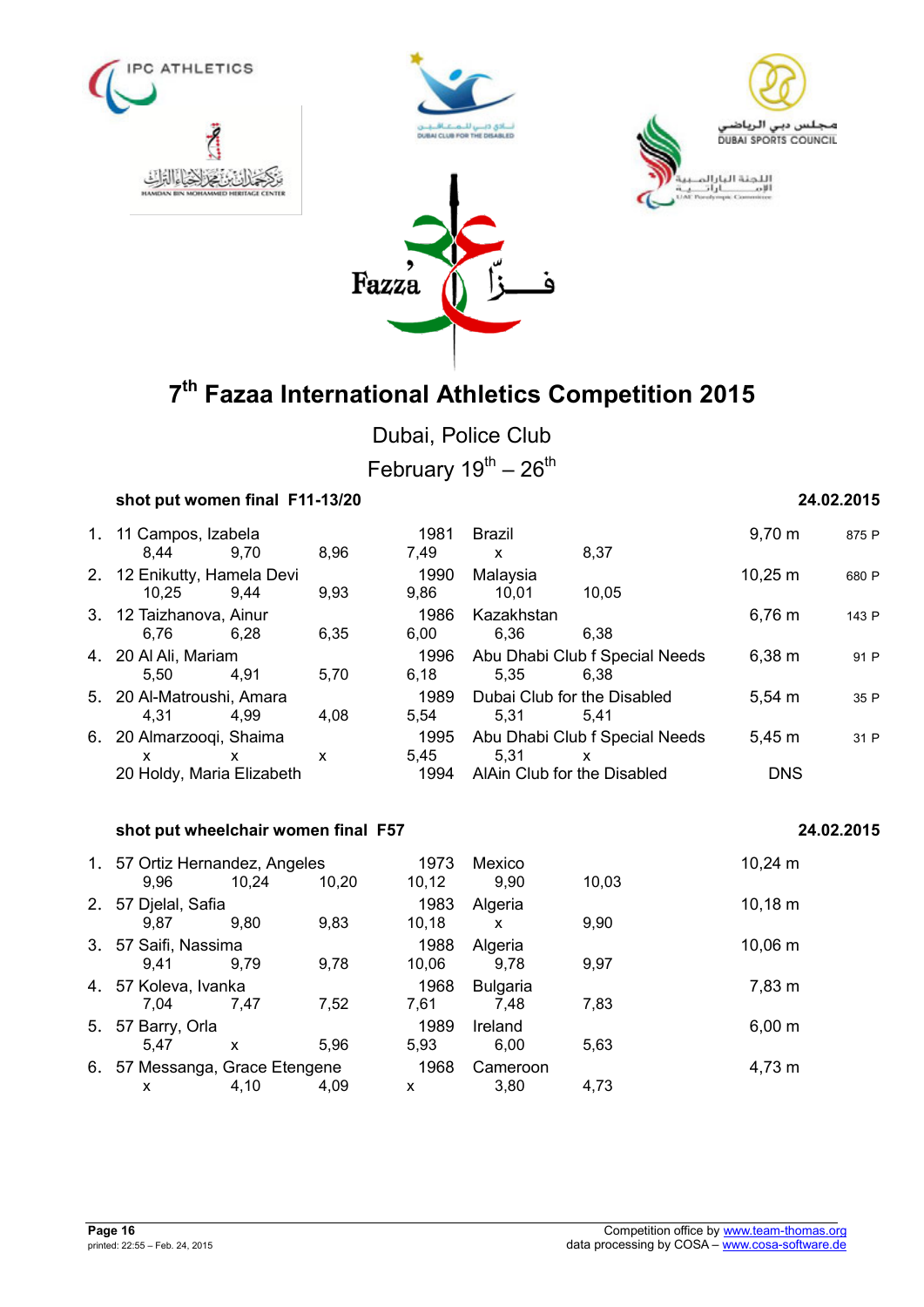# 7th Fazaa International Athletics Competition 2015

Dubai, Police Club

February 19th – 26th

### shot put women final F11-13/20 — 24.02.2015

| Rank | Class | Name | Year | Country/Club | Result | Points |
|---|---|---|---|---|---|---|
| 1. | 11 | Campos, Izabela | 1981 | Brazil | 9,70 m | 875 P |
| | | 8,44 / 9,70 / 8,96 / 7,49 / x / 8,37 | | | | |
| 2. | 12 | Enikutty, Hamela Devi | 1990 | Malaysia | 10,25 m | 680 P |
| | | 10,25 / 9,44 / 9,93 / 9,86 / 10,01 / 10,05 | | | | |
| 3. | 12 | Taizhanova, Ainur | 1986 | Kazakhstan | 6,76 m | 143 P |
| | | 6,76 / 6,28 / 6,35 / 6,00 / 6,36 / 6,38 | | | | |
| 4. | 20 | Al Ali, Mariam | 1996 | Abu Dhabi Club f Special Needs | 6,38 m | 91 P |
| | | 5,50 / 4,91 / 5,70 / 6,18 / 5,35 / 6,38 | | | | |
| 5. | 20 | Al-Matroushi, Amara | 1989 | Dubai Club for the Disabled | 5,54 m | 35 P |
| | | 4,31 / 4,99 / 4,08 / 5,54 / 5,31 / 5,41 | | | | |
| 6. | 20 | Almarzooqi, Shaima | 1995 | Abu Dhabi Club f Special Needs | 5,45 m | 31 P |
| | | x / x / x / 5,45 / 5,31 / x | | | | |
| | 20 | Holdy, Maria Elizabeth | 1994 | AlAin Club for the Disabled | DNS | |

### shot put wheelchair women final F57 — 24.02.2015

| Rank | Class | Name | Year | Country | Result |
|---|---|---|---|---|---|
| 1. | 57 | Ortiz Hernandez, Angeles | 1973 | Mexico | 10,24 m |
| | | 9,96 / 10,24 / 10,20 / 10,12 / 9,90 / 10,03 | | | |
| 2. | 57 | Djelal, Safia | 1983 | Algeria | 10,18 m |
| | | 9,87 / 9,80 / 9,83 / 10,18 / x / 9,90 | | | |
| 3. | 57 | Saifi, Nassima | 1988 | Algeria | 10,06 m |
| | | 9,41 / 9,79 / 9,78 / 10,06 / 9,78 / 9,97 | | | |
| 4. | 57 | Koleva, Ivanka | 1968 | Bulgaria | 7,83 m |
| | | 7,04 / 7,47 / 7,52 / 7,61 / 7,48 / 7,83 | | | |
| 5. | 57 | Barry, Orla | 1989 | Ireland | 6,00 m |
| | | 5,47 / x / 5,96 / 5,93 / 6,00 / 5,63 | | | |
| 6. | 57 | Messanga, Grace Etengene | 1968 | Cameroon | 4,73 m |
| | | x / 4,10 / 4,09 / x / 3,80 / 4,73 | | | |

printed: 22:55 – Feb. 24, 2015

Competition office by www.team-thomas.org
data processing by COSA – www.cosa-software.de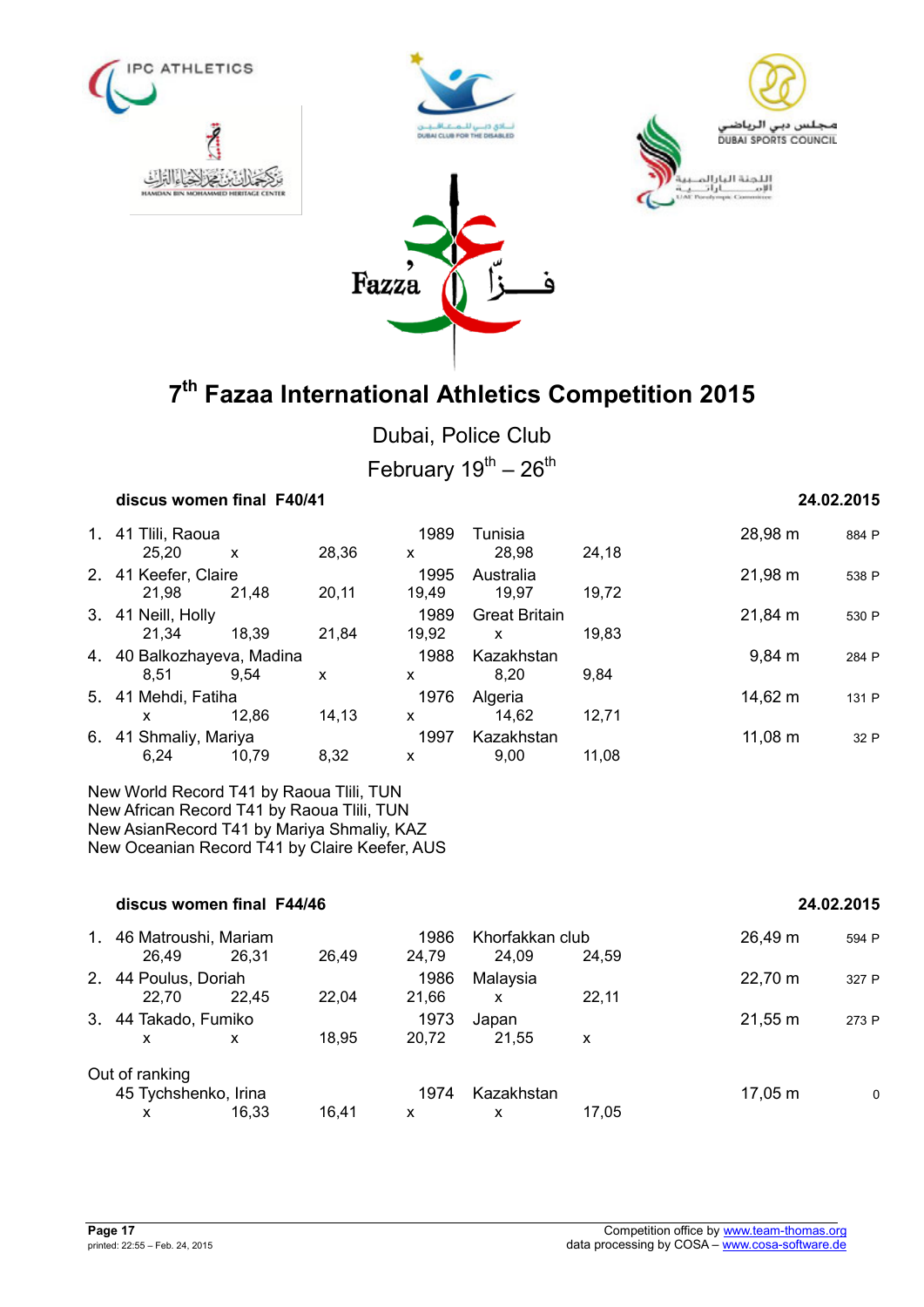# 7th Fazaa International Athletics Competition 2015

Dubai, Police Club

February 19th – 26th

## discus women final F40/41

24.02.2015

| Rank | Class | Name | Year | Country | Result | Points |
|---|---|---|---|---|---|---|
| 1. | 41 | Tlili, Raoua | 1989 | Tunisia | 28,98 m | 884 P |
| | | 25,20 · x · 28,36 · x · 28,98 · 24,18 | | | | |
| 2. | 41 | Keefer, Claire | 1995 | Australia | 21,98 m | 538 P |
| | | 21,98 · 21,48 · 20,11 · 19,49 · 19,97 · 19,72 | | | | |
| 3. | 41 | Neill, Holly | 1989 | Great Britain | 21,84 m | 530 P |
| | | 21,34 · 18,39 · 21,84 · 19,92 · x · 19,83 | | | | |
| 4. | 40 | Balkozhayeva, Madina | 1988 | Kazakhstan | 9,84 m | 284 P |
| | | 8,51 · 9,54 · x · x · 8,20 · 9,84 | | | | |
| 5. | 41 | Mehdi, Fatiha | 1976 | Algeria | 14,62 m | 131 P |
| | | x · 12,86 · 14,13 · x · 14,62 · 12,71 | | | | |
| 6. | 41 | Shmaliy, Mariya | 1997 | Kazakhstan | 11,08 m | 32 P |
| | | 6,24 · 10,79 · 8,32 · x · 9,00 · 11,08 | | | | |

New World Record T41 by Raoua Tlili, TUN
New African Record T41 by Raoua Tlili, TUN
New AsianRecord T41 by Mariya Shmaliy, KAZ
New Oceanian Record T41 by Claire Keefer, AUS

## discus women final F44/46

24.02.2015

| Rank | Class | Name | Year | Country | Result | Points |
|---|---|---|---|---|---|---|
| 1. | 46 | Matroushi, Mariam | 1986 | Khorfakkan club | 26,49 m | 594 P |
| | | 26,49 · 26,31 · 26,49 · 24,79 · 24,09 · 24,59 | | | | |
| 2. | 44 | Poulus, Doriah | 1986 | Malaysia | 22,70 m | 327 P |
| | | 22,70 · 22,45 · 22,04 · 21,66 · x · 22,11 | | | | |
| 3. | 44 | Takado, Fumiko | 1973 | Japan | 21,55 m | 273 P |
| | | x · x · 18,95 · 20,72 · 21,55 · x | | | | |
| Out of ranking | | | | | | |
| | 45 | Tychshenko, Irina | 1974 | Kazakhstan | 17,05 m | 0 |
| | | x · 16,33 · 16,41 · x · x · 17,05 | | | | |

Competition office by www.team-thomas.org
data processing by COSA – www.cosa-software.de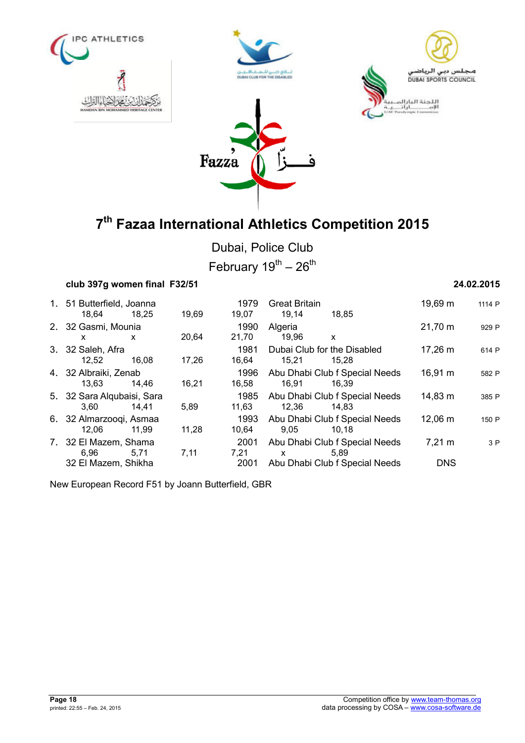# 7th Fazaa International Athletics Competition 2015

Dubai, Police Club

February 19th – 26th

**club 397g women final F32/51** **24.02.2015**

| Rank | Class / Name | | | Year / Attempt 4 | Nation / Club | | Result | Points |
|---|---|---|---|---|---|---|---|---|
| 1. | 51 Butterfield, Joanna | | | 1979 | Great Britain | | 19,69 m | 1114 P |
| | 18,64 | 18,25 | 19,69 | 19,07 | 19,14 | 18,85 | | |
| 2. | 32 Gasmi, Mounia | | | 1990 | Algeria | | 21,70 m | 929 P |
| | x | x | 20,64 | 21,70 | 19,96 | x | | |
| 3. | 32 Saleh, Afra | | | 1981 | Dubai Club for the Disabled | | 17,26 m | 614 P |
| | 12,52 | 16,08 | 17,26 | 16,64 | 15,21 | 15,28 | | |
| 4. | 32 Albraiki, Zenab | | | 1996 | Abu Dhabi Club f Special Needs | | 16,91 m | 582 P |
| | 13,63 | 14,46 | 16,21 | 16,58 | 16,91 | 16,39 | | |
| 5. | 32 Sara Alqubaisi, Sara | | | 1985 | Abu Dhabi Club f Special Needs | | 14,83 m | 385 P |
| | 3,60 | 14,41 | 5,89 | 11,63 | 12,36 | 14,83 | | |
| 6. | 32 Almarzooqi, Asmaa | | | 1993 | Abu Dhabi Club f Special Needs | | 12,06 m | 150 P |
| | 12,06 | 11,99 | 11,28 | 10,64 | 9,05 | 10,18 | | |
| 7. | 32 El Mazem, Shama | | | 2001 | Abu Dhabi Club f Special Needs | | 7,21 m | 3 P |
| | 6,96 | 5,71 | 7,11 | 7,21 | x | 5,89 | | |
| | 32 El Mazem, Shikha | | | 2001 | Abu Dhabi Club f Special Needs | | DNS | |

New European Record F51 by Joann Butterfield, GBR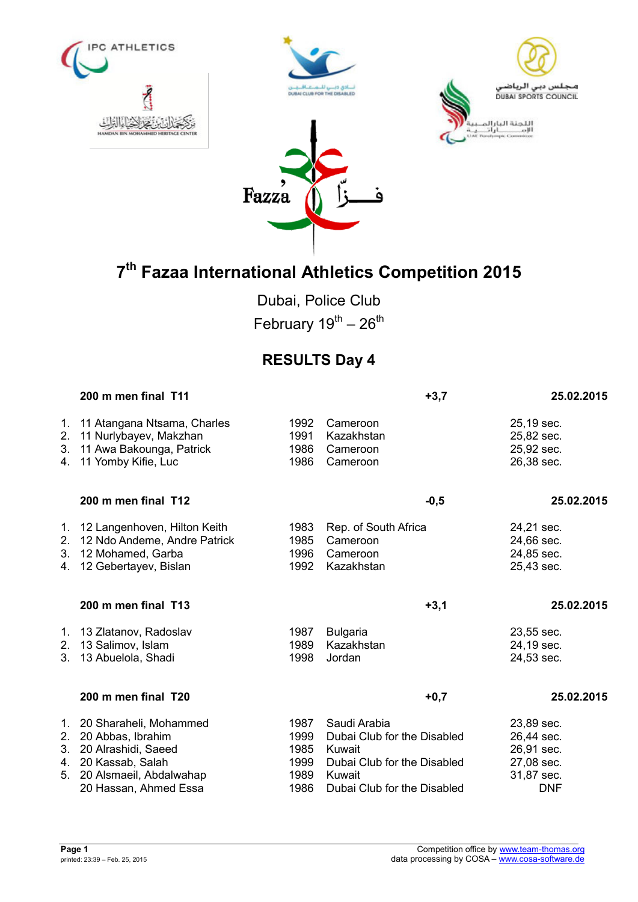# 7th Fazaa International Athletics Competition 2015

Dubai, Police Club

February 19th – 26th

## RESULTS Day 4

### 200 m men final T11 — +3,7 — 25.02.2015

| | | | | |
|---|---|---|---|---|
| 1. | 11 Atangana Ntsama, Charles | 1992 | Cameroon | 25,19 sec. |
| 2. | 11 Nurlybayev, Makzhan | 1991 | Kazakhstan | 25,82 sec. |
| 3. | 11 Awa Bakounga, Patrick | 1986 | Cameroon | 25,92 sec. |
| 4. | 11 Yomby Kifie, Luc | 1986 | Cameroon | 26,38 sec. |

### 200 m men final T12 — -0,5 — 25.02.2015

| | | | | |
|---|---|---|---|---|
| 1. | 12 Langenhoven, Hilton Keith | 1983 | Rep. of South Africa | 24,21 sec. |
| 2. | 12 Ndo Andeme, Andre Patrick | 1985 | Cameroon | 24,66 sec. |
| 3. | 12 Mohamed, Garba | 1996 | Cameroon | 24,85 sec. |
| 4. | 12 Gebertayev, Bislan | 1992 | Kazakhstan | 25,43 sec. |

### 200 m men final T13 — +3,1 — 25.02.2015

| | | | | |
|---|---|---|---|---|
| 1. | 13 Zlatanov, Radoslav | 1987 | Bulgaria | 23,55 sec. |
| 2. | 13 Salimov, Islam | 1989 | Kazakhstan | 24,19 sec. |
| 3. | 13 Abuelola, Shadi | 1998 | Jordan | 24,53 sec. |

### 200 m men final T20 — +0,7 — 25.02.2015

| | | | | |
|---|---|---|---|---|
| 1. | 20 Sharaheli, Mohammed | 1987 | Saudi Arabia | 23,89 sec. |
| 2. | 20 Abbas, Ibrahim | 1999 | Dubai Club for the Disabled | 26,44 sec. |
| 3. | 20 Alrashidi, Saeed | 1985 | Kuwait | 26,91 sec. |
| 4. | 20 Kassab, Salah | 1999 | Dubai Club for the Disabled | 27,08 sec. |
| 5. | 20 Alsmaeil, Abdalwahap | 1989 | Kuwait | 31,87 sec. |
| | 20 Hassan, Ahmed Essa | 1986 | Dubai Club for the Disabled | DNF |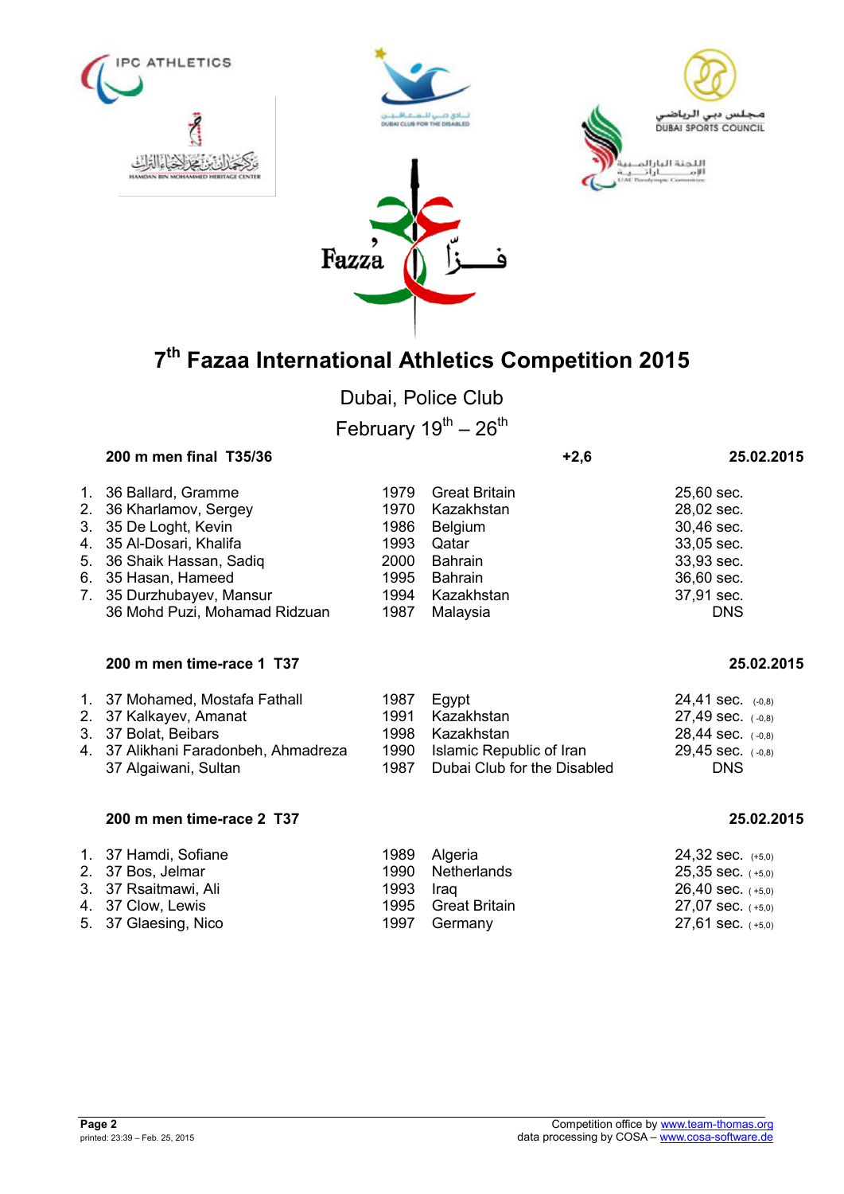# 7th Fazaa International Athletics Competition 2015

Dubai, Police Club

February 19th – 26th

**200 m men final T35/36** **+2,6** **25.02.2015**

| | | | | |
|---|---|---|---|---|
| 1. | 36 Ballard, Gramme | 1979 | Great Britain | 25,60 sec. |
| 2. | 36 Kharlamov, Sergey | 1970 | Kazakhstan | 28,02 sec. |
| 3. | 35 De Loght, Kevin | 1986 | Belgium | 30,46 sec. |
| 4. | 35 Al-Dosari, Khalifa | 1993 | Qatar | 33,05 sec. |
| 5. | 36 Shaik Hassan, Sadiq | 2000 | Bahrain | 33,93 sec. |
| 6. | 35 Hasan, Hameed | 1995 | Bahrain | 36,60 sec. |
| 7. | 35 Durzhubayev, Mansur | 1994 | Kazakhstan | 37,91 sec. |
| | 36 Mohd Puzi, Mohamad Ridzuan | 1987 | Malaysia | DNS |

**200 m men time-race 1 T37** **25.02.2015**

| | | | | |
|---|---|---|---|---|
| 1. | 37 Mohamed, Mostafa Fathall | 1987 | Egypt | 24,41 sec. (-0,8) |
| 2. | 37 Kalkayev, Amanat | 1991 | Kazakhstan | 27,49 sec. (-0,8) |
| 3. | 37 Bolat, Beibars | 1998 | Kazakhstan | 28,44 sec. (-0,8) |
| 4. | 37 Alikhani Faradonbeh, Ahmadreza | 1990 | Islamic Republic of Iran | 29,45 sec. (-0,8) |
| | 37 Algaiwani, Sultan | 1987 | Dubai Club for the Disabled | DNS |

**200 m men time-race 2 T37** **25.02.2015**

| | | | | |
|---|---|---|---|---|
| 1. | 37 Hamdi, Sofiane | 1989 | Algeria | 24,32 sec. (+5,0) |
| 2. | 37 Bos, Jelmar | 1990 | Netherlands | 25,35 sec. (+5,0) |
| 3. | 37 Rsaitmawi, Ali | 1993 | Iraq | 26,40 sec. (+5,0) |
| 4. | 37 Clow, Lewis | 1995 | Great Britain | 27,07 sec. (+5,0) |
| 5. | 37 Glaesing, Nico | 1997 | Germany | 27,61 sec. (+5,0) |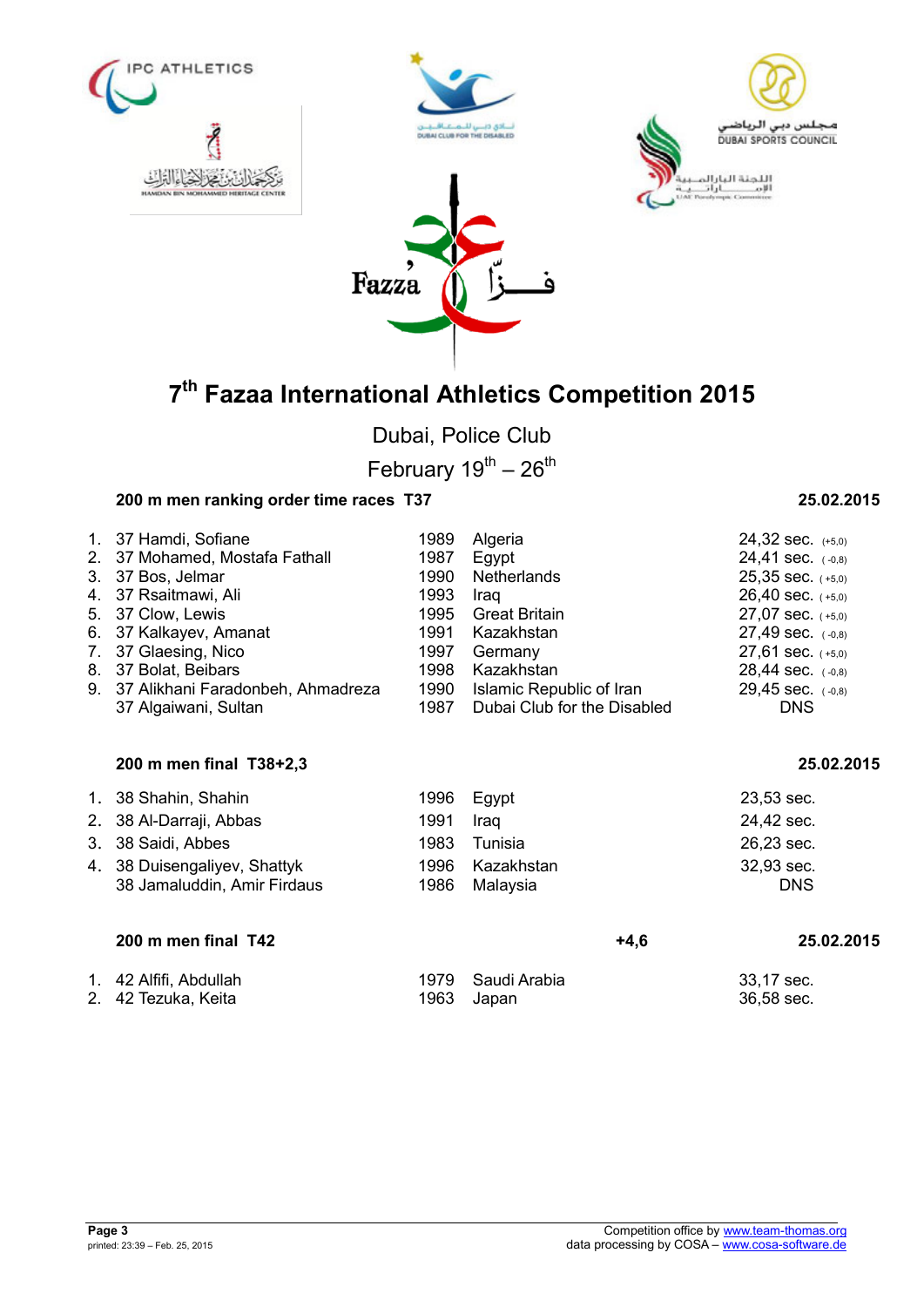# 7th Fazaa International Athletics Competition 2015

Dubai, Police Club

February 19th – 26th

**200 m men ranking order time races T37** — **25.02.2015**

| Rank | Class | Name | Year | Country | Result | Wind |
|---|---|---|---|---|---|---|
| 1. | 37 | Hamdi, Sofiane | 1989 | Algeria | 24,32 sec. | (+5,0) |
| 2. | 37 | Mohamed, Mostafa Fathall | 1987 | Egypt | 24,41 sec. | (-0,8) |
| 3. | 37 | Bos, Jelmar | 1990 | Netherlands | 25,35 sec. | (+5,0) |
| 4. | 37 | Rsaitmawi, Ali | 1993 | Iraq | 26,40 sec. | (+5,0) |
| 5. | 37 | Clow, Lewis | 1995 | Great Britain | 27,07 sec. | (+5,0) |
| 6. | 37 | Kalkayev, Amanat | 1991 | Kazakhstan | 27,49 sec. | (-0,8) |
| 7. | 37 | Glaesing, Nico | 1997 | Germany | 27,61 sec. | (+5,0) |
| 8. | 37 | Bolat, Beibars | 1998 | Kazakhstan | 28,44 sec. | (-0,8) |
| 9. | 37 | Alikhani Faradonbeh, Ahmadreza | 1990 | Islamic Republic of Iran | 29,45 sec. | (-0,8) |
| | 37 | Algaiwani, Sultan | 1987 | Dubai Club for the Disabled | DNS | |

**200 m men final T38+2,3** — **25.02.2015**

| Rank | Class | Name | Year | Country | Result |
|---|---|---|---|---|---|
| 1. | 38 | Shahin, Shahin | 1996 | Egypt | 23,53 sec. |
| 2. | 38 | Al-Darraji, Abbas | 1991 | Iraq | 24,42 sec. |
| 3. | 38 | Saidi, Abbes | 1983 | Tunisia | 26,23 sec. |
| 4. | 38 | Duisengaliyev, Shattyk | 1996 | Kazakhstan | 32,93 sec. |
| | 38 | Jamaluddin, Amir Firdaus | 1986 | Malaysia | DNS |

**200 m men final T42** — +4,6 — **25.02.2015**

| Rank | Class | Name | Year | Country | Result |
|---|---|---|---|---|---|
| 1. | 42 | Alfifi, Abdullah | 1979 | Saudi Arabia | 33,17 sec. |
| 2. | 42 | Tezuka, Keita | 1963 | Japan | 36,58 sec. |

Competition office by www.team-thomas.org
data processing by COSA – www.cosa-software.de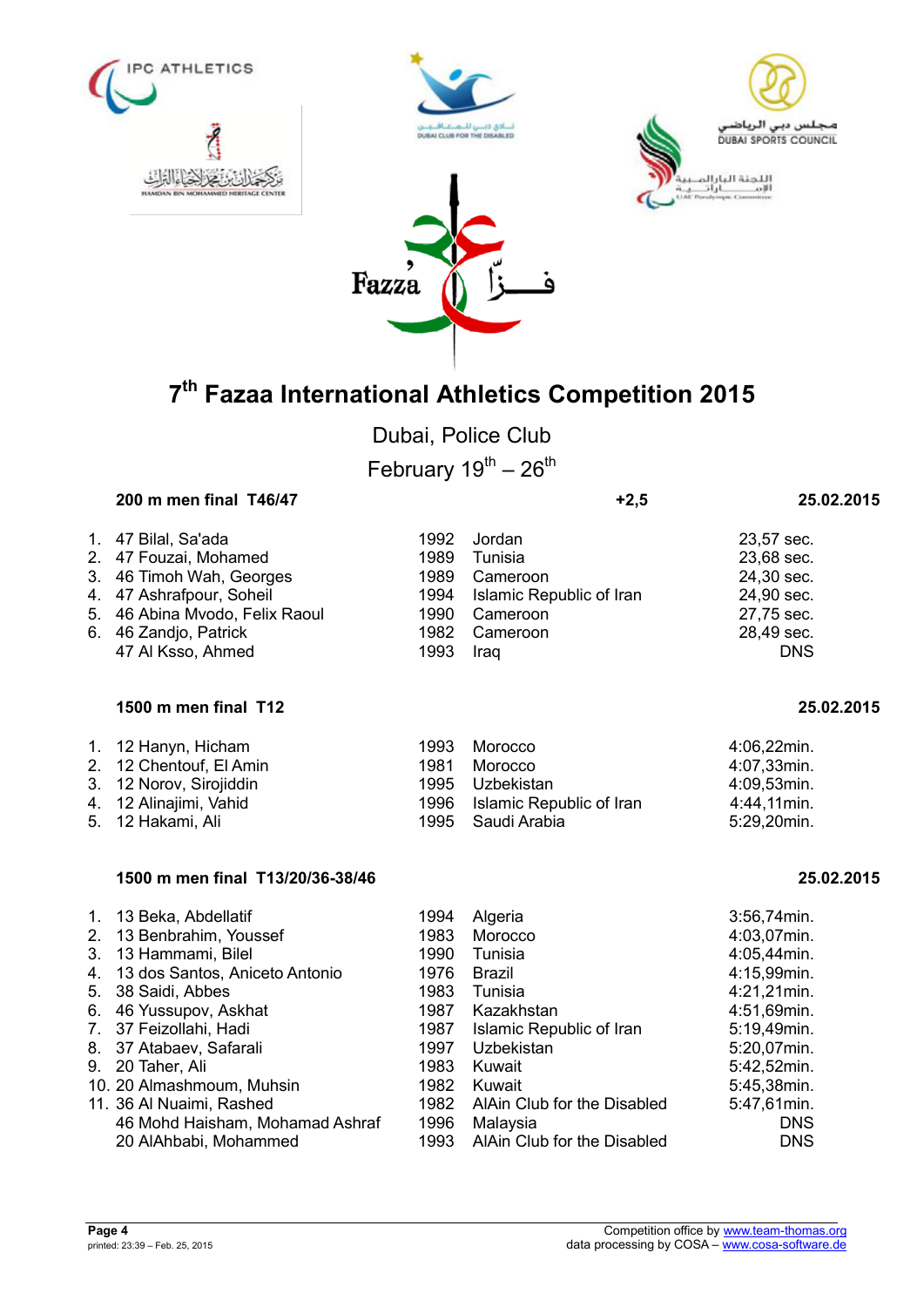# 7th Fazaa International Athletics Competition 2015

Dubai, Police Club

February 19th – 26th

**200 m men final T46/47** **+2,5** **25.02.2015**

| | | | | |
|---|---|---|---|---|
| 1. | 47 Bilal, Sa'ada | 1992 | Jordan | 23,57 sec. |
| 2. | 47 Fouzai, Mohamed | 1989 | Tunisia | 23,68 sec. |
| 3. | 46 Timoh Wah, Georges | 1989 | Cameroon | 24,30 sec. |
| 4. | 47 Ashrafpour, Soheil | 1994 | Islamic Republic of Iran | 24,90 sec. |
| 5. | 46 Abina Mvodo, Felix Raoul | 1990 | Cameroon | 27,75 sec. |
| 6. | 46 Zandjo, Patrick | 1982 | Cameroon | 28,49 sec. |
| | 47 Al Ksso, Ahmed | 1993 | Iraq | DNS |

**1500 m men final T12** **25.02.2015**

| | | | | |
|---|---|---|---|---|
| 1. | 12 Hanyn, Hicham | 1993 | Morocco | 4:06,22min. |
| 2. | 12 Chentouf, El Amin | 1981 | Morocco | 4:07,33min. |
| 3. | 12 Norov, Sirojiddin | 1995 | Uzbekistan | 4:09,53min. |
| 4. | 12 Alinajimi, Vahid | 1996 | Islamic Republic of Iran | 4:44,11min. |
| 5. | 12 Hakami, Ali | 1995 | Saudi Arabia | 5:29,20min. |

**1500 m men final T13/20/36-38/46** **25.02.2015**

| | | | | |
|---|---|---|---|---|
| 1. | 13 Beka, Abdellatif | 1994 | Algeria | 3:56,74min. |
| 2. | 13 Benbrahim, Youssef | 1983 | Morocco | 4:03,07min. |
| 3. | 13 Hammami, Bilel | 1990 | Tunisia | 4:05,44min. |
| 4. | 13 dos Santos, Aniceto Antonio | 1976 | Brazil | 4:15,99min. |
| 5. | 38 Saidi, Abbes | 1983 | Tunisia | 4:21,21min. |
| 6. | 46 Yussupov, Askhat | 1987 | Kazakhstan | 4:51,69min. |
| 7. | 37 Feizollahi, Hadi | 1987 | Islamic Republic of Iran | 5:19,49min. |
| 8. | 37 Atabaev, Safarali | 1997 | Uzbekistan | 5:20,07min. |
| 9. | 20 Taher, Ali | 1983 | Kuwait | 5:42,52min. |
| 10. | 20 Almashmoum, Muhsin | 1982 | Kuwait | 5:45,38min. |
| 11. | 36 Al Nuaimi, Rashed | 1982 | AlAin Club for the Disabled | 5:47,61min. |
| | 46 Mohd Haisham, Mohamad Ashraf | 1996 | Malaysia | DNS |
| | 20 AlAhbabi, Mohammed | 1993 | AlAin Club for the Disabled | DNS |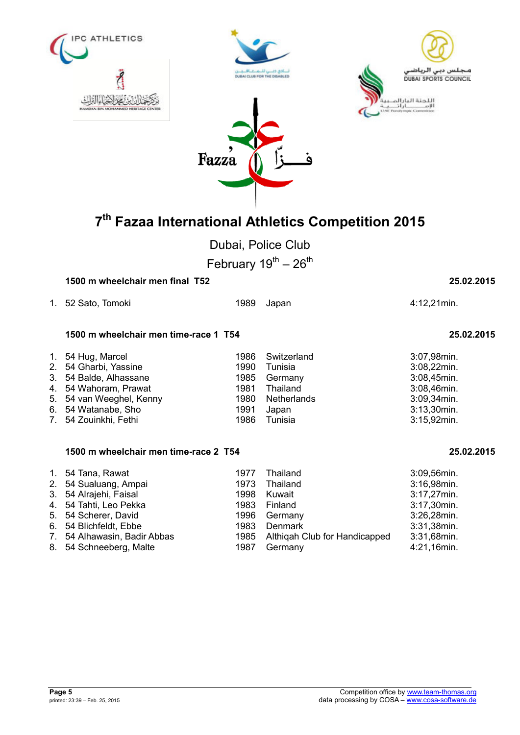# 7th Fazaa International Athletics Competition 2015

Dubai, Police Club

February 19th – 26th

### 1500 m wheelchair men final T52 — 25.02.2015

| Rank | Name | Year | Country | Time |
|---|---|---|---|---|
| 1. | 52 Sato, Tomoki | 1989 | Japan | 4:12,21min. |

### 1500 m wheelchair men time-race 1 T54 — 25.02.2015

| Rank | Name | Year | Country | Time |
|---|---|---|---|---|
| 1. | 54 Hug, Marcel | 1986 | Switzerland | 3:07,98min. |
| 2. | 54 Gharbi, Yassine | 1990 | Tunisia | 3:08,22min. |
| 3. | 54 Balde, Alhassane | 1985 | Germany | 3:08,45min. |
| 4. | 54 Wahoram, Prawat | 1981 | Thailand | 3:08,46min. |
| 5. | 54 van Weeghel, Kenny | 1980 | Netherlands | 3:09,34min. |
| 6. | 54 Watanabe, Sho | 1991 | Japan | 3:13,30min. |
| 7. | 54 Zouinkhi, Fethi | 1986 | Tunisia | 3:15,92min. |

### 1500 m wheelchair men time-race 2 T54 — 25.02.2015

| Rank | Name | Year | Country | Time |
|---|---|---|---|---|
| 1. | 54 Tana, Rawat | 1977 | Thailand | 3:09,56min. |
| 2. | 54 Sualuang, Ampai | 1973 | Thailand | 3:16,98min. |
| 3. | 54 Alrajehi, Faisal | 1998 | Kuwait | 3:17,27min. |
| 4. | 54 Tahti, Leo Pekka | 1983 | Finland | 3:17,30min. |
| 5. | 54 Scherer, David | 1996 | Germany | 3:26,28min. |
| 6. | 54 Blichfeldt, Ebbe | 1983 | Denmark | 3:31,38min. |
| 7. | 54 Alhawasin, Badir Abbas | 1985 | Althiqah Club for Handicapped | 3:31,68min. |
| 8. | 54 Schneeberg, Malte | 1987 | Germany | 4:21,16min. |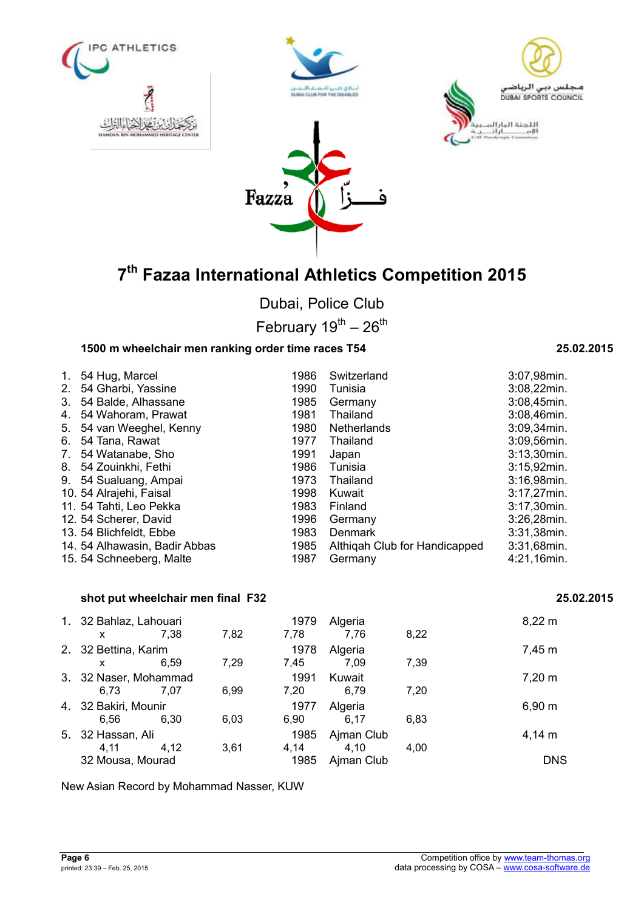# 7th Fazaa International Athletics Competition 2015

Dubai, Police Club

February 19th – 26th

**1500 m wheelchair men ranking order time races T54** **25.02.2015**

| Rank | Class | Name | Year | Country | Result |
|---|---|---|---|---|---|
| 1. | 54 | Hug, Marcel | 1986 | Switzerland | 3:07,98min. |
| 2. | 54 | Gharbi, Yassine | 1990 | Tunisia | 3:08,22min. |
| 3. | 54 | Balde, Alhassane | 1985 | Germany | 3:08,45min. |
| 4. | 54 | Wahoram, Prawat | 1981 | Thailand | 3:08,46min. |
| 5. | 54 | van Weeghel, Kenny | 1980 | Netherlands | 3:09,34min. |
| 6. | 54 | Tana, Rawat | 1977 | Thailand | 3:09,56min. |
| 7. | 54 | Watanabe, Sho | 1991 | Japan | 3:13,30min. |
| 8. | 54 | Zouinkhi, Fethi | 1986 | Tunisia | 3:15,92min. |
| 9. | 54 | Sualuang, Ampai | 1973 | Thailand | 3:16,98min. |
| 10. | 54 | Alrajehi, Faisal | 1998 | Kuwait | 3:17,27min. |
| 11. | 54 | Tahti, Leo Pekka | 1983 | Finland | 3:17,30min. |
| 12. | 54 | Scherer, David | 1996 | Germany | 3:26,28min. |
| 13. | 54 | Blichfeldt, Ebbe | 1983 | Denmark | 3:31,38min. |
| 14. | 54 | Alhawasin, Badir Abbas | 1985 | Althiqah Club for Handicapped | 3:31,68min. |
| 15. | 54 | Schneeberg, Malte | 1987 | Germany | 4:21,16min. |

**shot put wheelchair men final F32** **25.02.2015**

| Rank | Class | Name | Year | Country | Attempt 1 | Attempt 2 | Attempt 3 | Attempt 4 | Attempt 5 | Attempt 6 | Result |
|---|---|---|---|---|---|---|---|---|---|---|---|
| 1. | 32 | Bahlaz, Lahouari | 1979 | Algeria | x | 7,38 | 7,82 | 7,78 | 7,76 | 8,22 | 8,22 m |
| 2. | 32 | Bettina, Karim | 1978 | Algeria | x | 6,59 | 7,29 | 7,45 | 7,09 | 7,39 | 7,45 m |
| 3. | 32 | Naser, Mohammad | 1991 | Kuwait | 6,73 | 7,07 | 6,99 | 7,20 | 6,79 | 7,20 | 7,20 m |
| 4. | 32 | Bakiri, Mounir | 1977 | Algeria | 6,56 | 6,30 | 6,03 | 6,90 | 6,17 | 6,83 | 6,90 m |
| 5. | 32 | Hassan, Ali | 1985 | Ajman Club | 4,11 | 4,12 | 3,61 | 4,14 | 4,10 | 4,00 | 4,14 m |
| | 32 | Mousa, Mourad | 1985 | Ajman Club | | | | | | | DNS |

New Asian Record by Mohammad Nasser, KUW

Competition office by www.team-thomas.org
data processing by COSA – www.cosa-software.de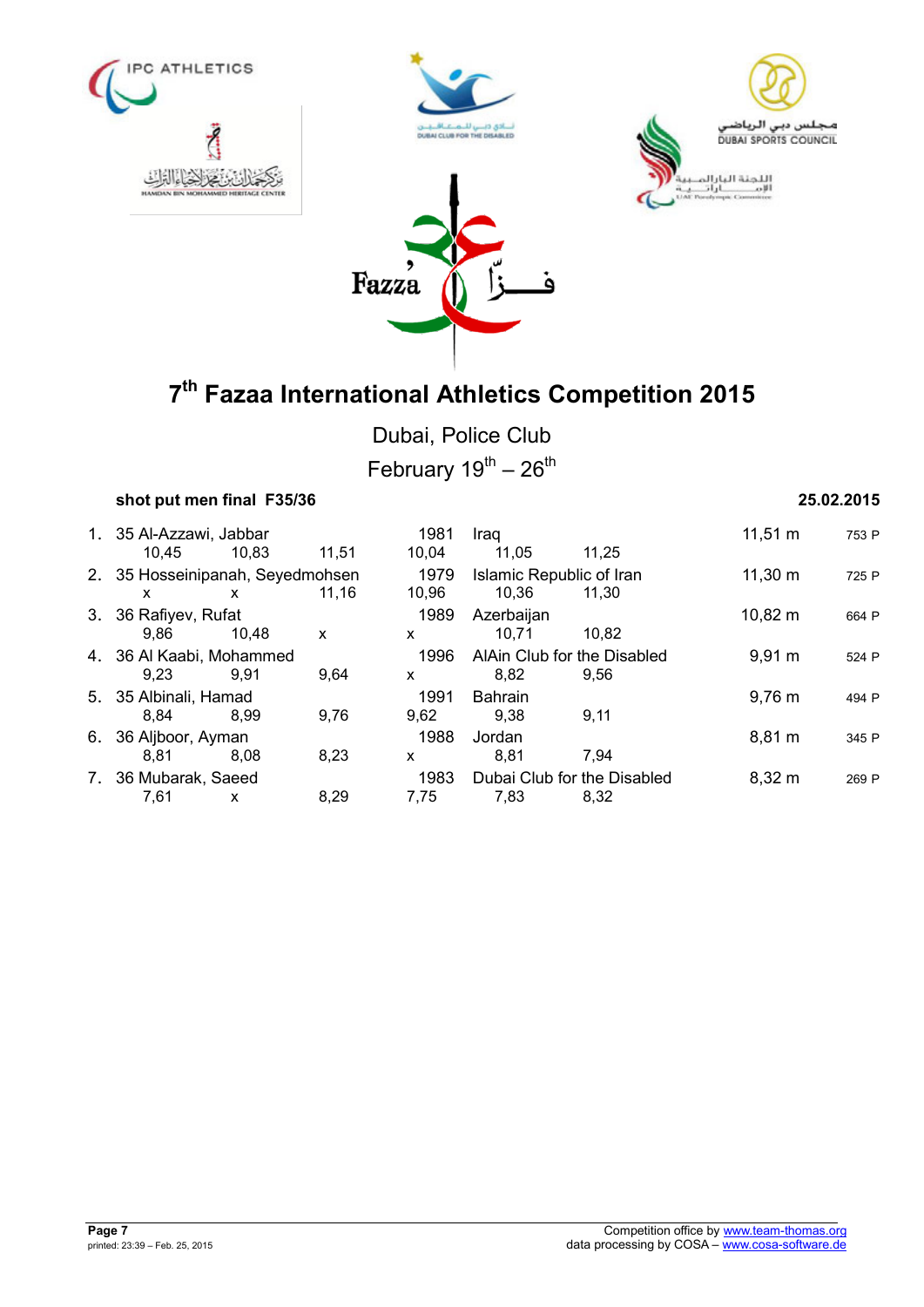# 7th Fazaa International Athletics Competition 2015

Dubai, Police Club

February 19th – 26th

**shot put men final F35/36** **25.02.2015**

| Rank | Class | Name | Year | Country/Club | Result | Points |
|---|---|---|---|---|---|---|
| 1. | 35 | Al-Azzawi, Jabbar | 1981 | Iraq | 11,51 m | 753 P |
| | | 10,45 – 10,83 – 11,51 – 10,04 – 11,05 – 11,25 | | | | |
| 2. | 35 | Hosseinipanah, Seyedmohsen | 1979 | Islamic Republic of Iran | 11,30 m | 725 P |
| | | x – x – 11,16 – 10,96 – 10,36 – 11,30 | | | | |
| 3. | 36 | Rafiyev, Rufat | 1989 | Azerbaijan | 10,82 m | 664 P |
| | | 9,86 – 10,48 – x – x – 10,71 – 10,82 | | | | |
| 4. | 36 | Al Kaabi, Mohammed | 1996 | AlAin Club for the Disabled | 9,91 m | 524 P |
| | | 9,23 – 9,91 – 9,64 – x – 8,82 – 9,56 | | | | |
| 5. | 35 | Albinali, Hamad | 1991 | Bahrain | 9,76 m | 494 P |
| | | 8,84 – 8,99 – 9,76 – 9,62 – 9,38 – 9,11 | | | | |
| 6. | 36 | Aljboor, Ayman | 1988 | Jordan | 8,81 m | 345 P |
| | | 8,81 – 8,08 – 8,23 – x – 8,81 – 7,94 | | | | |
| 7. | 36 | Mubarak, Saeed | 1983 | Dubai Club for the Disabled | 8,32 m | 269 P |
| | | 7,61 – x – 8,29 – 7,75 – 7,83 – 8,32 | | | | |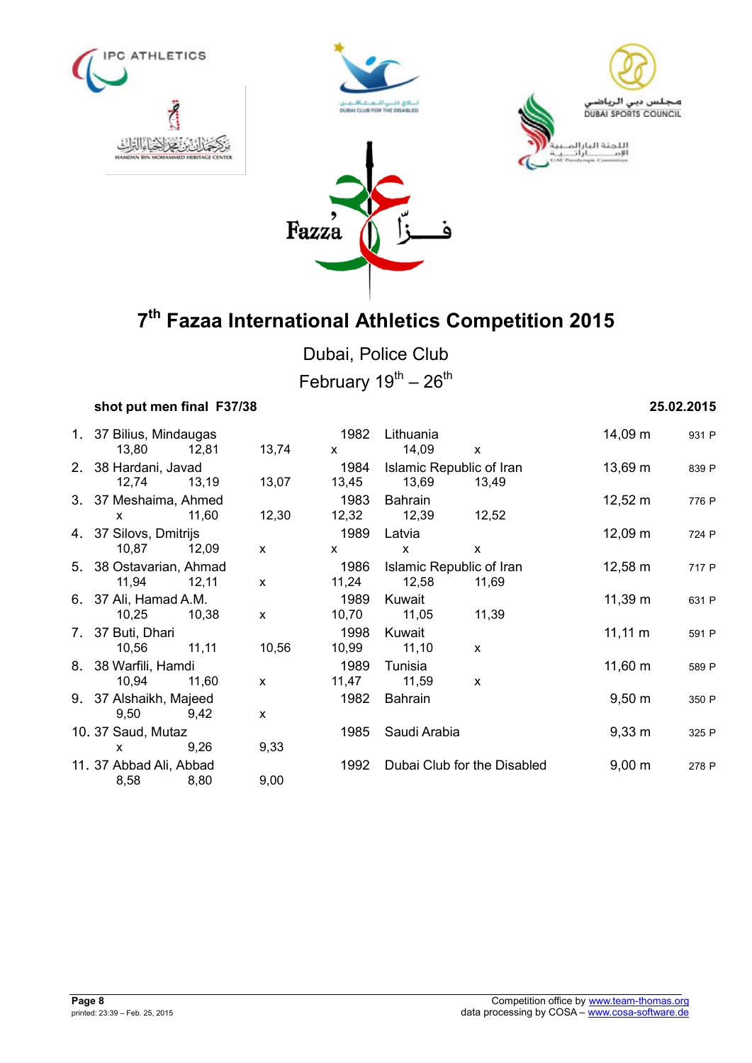# 7th Fazaa International Athletics Competition 2015

Dubai, Police Club

February 19th – 26th

**shot put men final F37/38** **25.02.2015**

| Rank | Class | Name | Year | Country | Result | Points |
|---|---|---|---|---|---|---|
| 1. | 37 | Bilius, Mindaugas | 1982 | Lithuania | 14,09 m | 931 P |
| | | 13,80 / 12,81 / 13,74 / x / 14,09 / x | | | | |
| 2. | 38 | Hardani, Javad | 1984 | Islamic Republic of Iran | 13,69 m | 839 P |
| | | 12,74 / 13,19 / 13,07 / 13,45 / 13,69 / 13,49 | | | | |
| 3. | 37 | Meshaima, Ahmed | 1983 | Bahrain | 12,52 m | 776 P |
| | | x / 11,60 / 12,30 / 12,32 / 12,39 / 12,52 | | | | |
| 4. | 37 | Silovs, Dmitrijs | 1989 | Latvia | 12,09 m | 724 P |
| | | 10,87 / 12,09 / x / x / x / x | | | | |
| 5. | 38 | Ostavarian, Ahmad | 1986 | Islamic Republic of Iran | 12,58 m | 717 P |
| | | 11,94 / 12,11 / x / 11,24 / 12,58 / 11,69 | | | | |
| 6. | 37 | Ali, Hamad A.M. | 1989 | Kuwait | 11,39 m | 631 P |
| | | 10,25 / 10,38 / x / 10,70 / 11,05 / 11,39 | | | | |
| 7. | 37 | Buti, Dhari | 1998 | Kuwait | 11,11 m | 591 P |
| | | 10,56 / 11,11 / 10,56 / 10,99 / 11,10 / x | | | | |
| 8. | 38 | Warfili, Hamdi | 1989 | Tunisia | 11,60 m | 589 P |
| | | 10,94 / 11,60 / x / 11,47 / 11,59 / x | | | | |
| 9. | 37 | Alshaikh, Majeed | 1982 | Bahrain | 9,50 m | 350 P |
| | | 9,50 / 9,42 / x | | | | |
| 10. | 37 | Saud, Mutaz | 1985 | Saudi Arabia | 9,33 m | 325 P |
| | | x / 9,26 / 9,33 | | | | |
| 11. | 37 | Abbad Ali, Abbad | 1992 | Dubai Club for the Disabled | 9,00 m | 278 P |
| | | 8,58 / 8,80 / 9,00 | | | | |

Competition office by www.team-thomas.org
data processing by COSA – www.cosa-software.de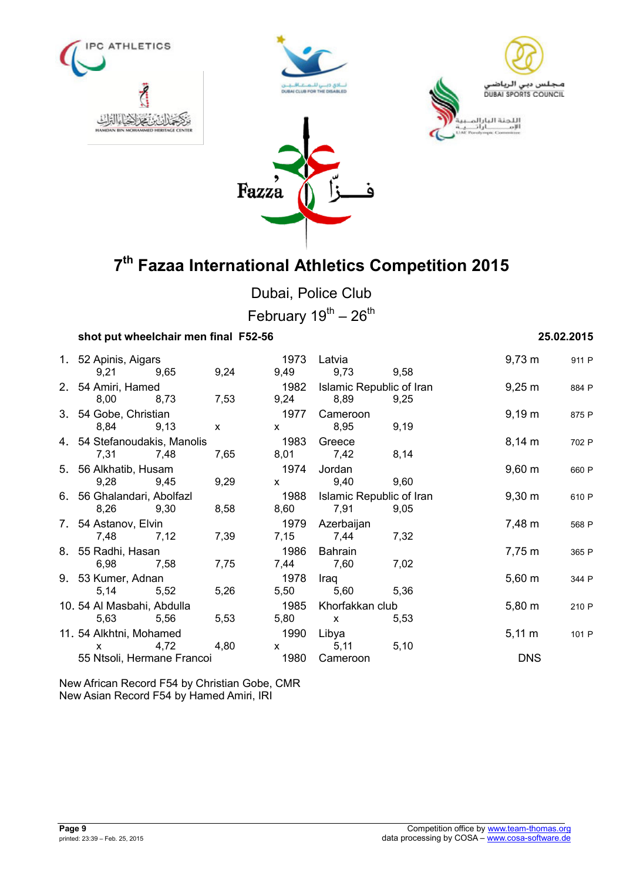# 7th Fazaa International Athletics Competition 2015

Dubai, Police Club

February 19th – 26th

**shot put wheelchair men final F52-56** **25.02.2015**

| Rank | Class | Name | Year | Country | Result | Points |
|---|---|---|---|---|---|---|
| 1. | 52 | Apinis, Aigars | 1973 | Latvia | 9,73 m | 911 P |
| | | 9,21 / 9,65 / 9,24 / 9,49 / 9,73 / 9,58 | | | | |
| 2. | 54 | Amiri, Hamed | 1982 | Islamic Republic of Iran | 9,25 m | 884 P |
| | | 8,00 / 8,73 / 7,53 / 9,24 / 8,89 / 9,25 | | | | |
| 3. | 54 | Gobe, Christian | 1977 | Cameroon | 9,19 m | 875 P |
| | | 8,84 / 9,13 / x / x / 8,95 / 9,19 | | | | |
| 4. | 54 | Stefanoudakis, Manolis | 1983 | Greece | 8,14 m | 702 P |
| | | 7,31 / 7,48 / 7,65 / 8,01 / 7,42 / 8,14 | | | | |
| 5. | 56 | Alkhatib, Husam | 1974 | Jordan | 9,60 m | 660 P |
| | | 9,28 / 9,45 / 9,29 / x / 9,40 / 9,60 | | | | |
| 6. | 56 | Ghalandari, Abolfazl | 1988 | Islamic Republic of Iran | 9,30 m | 610 P |
| | | 8,26 / 9,30 / 8,58 / 8,60 / 7,91 / 9,05 | | | | |
| 7. | 54 | Astanov, Elvin | 1979 | Azerbaijan | 7,48 m | 568 P |
| | | 7,48 / 7,12 / 7,39 / 7,15 / 7,44 / 7,32 | | | | |
| 8. | 55 | Radhi, Hasan | 1986 | Bahrain | 7,75 m | 365 P |
| | | 6,98 / 7,58 / 7,75 / 7,44 / 7,60 / 7,02 | | | | |
| 9. | 53 | Kumer, Adnan | 1978 | Iraq | 5,60 m | 344 P |
| | | 5,14 / 5,52 / 5,26 / 5,50 / 5,60 / 5,36 | | | | |
| 10. | 54 | Al Masbahi, Abdulla | 1985 | Khorfakkan club | 5,80 m | 210 P |
| | | 5,63 / 5,56 / 5,53 / 5,80 / x / 5,53 | | | | |
| 11. | 54 | Alkhtni, Mohamed | 1990 | Libya | 5,11 m | 101 P |
| | | x / 4,72 / 4,80 / x / 5,11 / 5,10 | | | | |
| | 55 | Ntsoli, Hermane Francoi | 1980 | Cameroon | DNS | |

New African Record F54 by Christian Gobe, CMR
New Asian Record F54 by Hamed Amiri, IRI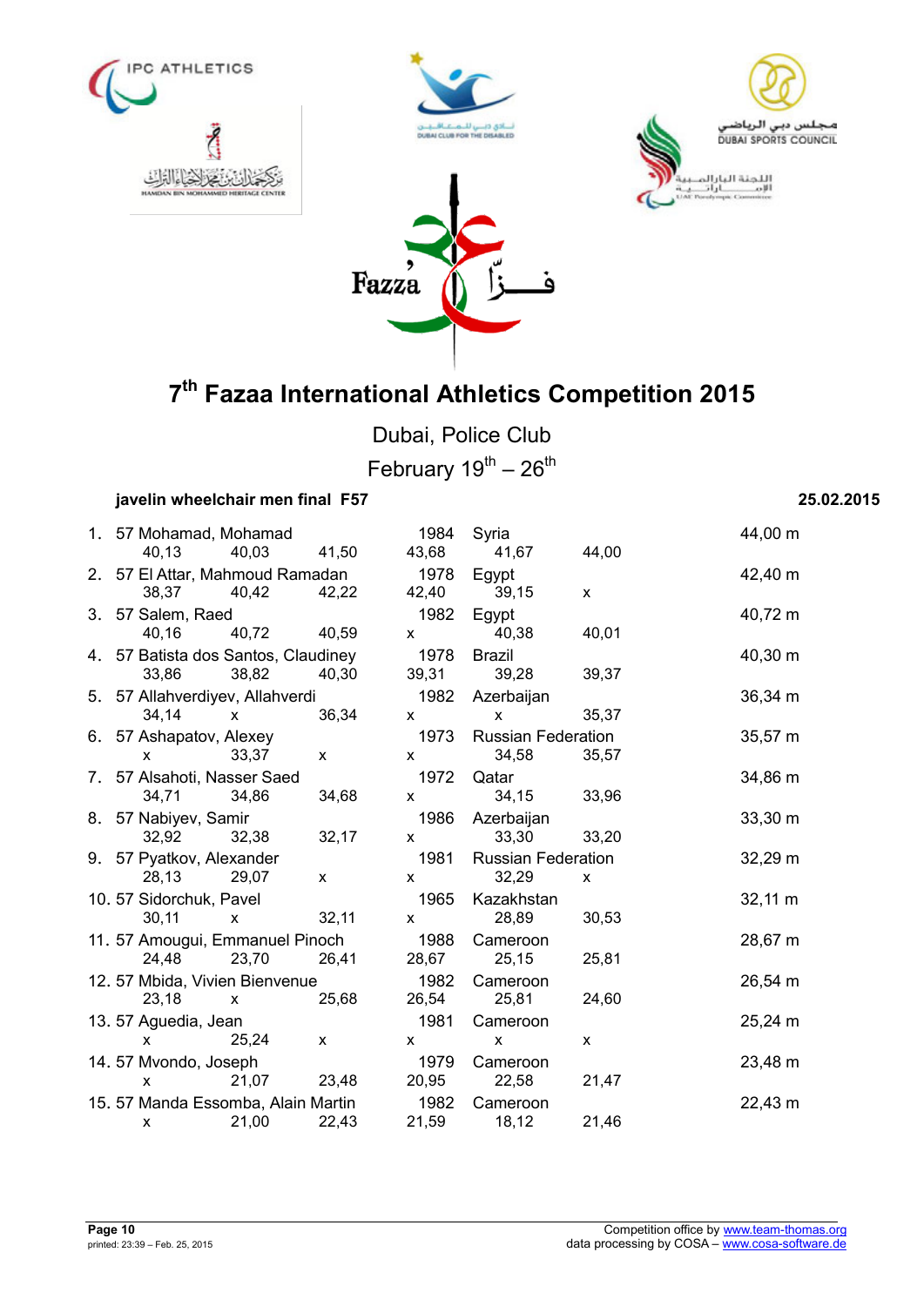# 7th Fazaa International Athletics Competition 2015

Dubai, Police Club

February 19th – 26th

**javelin wheelchair men final F57** **25.02.2015**

| Rank | Class | Name | Year | Country | Result |
|---|---|---|---|---|---|
| 1. | 57 | Mohamad, Mohamad | 1984 | Syria | 44,00 m |
| | | 40,13 / 40,03 / 41,50 / 43,68 / 41,67 / 44,00 | | | |
| 2. | 57 | El Attar, Mahmoud Ramadan | 1978 | Egypt | 42,40 m |
| | | 38,37 / 40,42 / 42,22 / 42,40 / 39,15 / x | | | |
| 3. | 57 | Salem, Raed | 1982 | Egypt | 40,72 m |
| | | 40,16 / 40,72 / 40,59 / x / 40,38 / 40,01 | | | |
| 4. | 57 | Batista dos Santos, Claudiney | 1978 | Brazil | 40,30 m |
| | | 33,86 / 38,82 / 40,30 / 39,31 / 39,28 / 39,37 | | | |
| 5. | 57 | Allahverdiyev, Allahverdi | 1982 | Azerbaijan | 36,34 m |
| | | 34,14 / x / 36,34 / x / x / 35,37 | | | |
| 6. | 57 | Ashapatov, Alexey | 1973 | Russian Federation | 35,57 m |
| | | x / 33,37 / x / x / 34,58 / 35,57 | | | |
| 7. | 57 | Alsahoti, Nasser Saed | 1972 | Qatar | 34,86 m |
| | | 34,71 / 34,86 / 34,68 / x / 34,15 / 33,96 | | | |
| 8. | 57 | Nabiyev, Samir | 1986 | Azerbaijan | 33,30 m |
| | | 32,92 / 32,38 / 32,17 / x / 33,30 / 33,20 | | | |
| 9. | 57 | Pyatkov, Alexander | 1981 | Russian Federation | 32,29 m |
| | | 28,13 / 29,07 / x / x / 32,29 / x | | | |
| 10. | 57 | Sidorchuk, Pavel | 1965 | Kazakhstan | 32,11 m |
| | | 30,11 / x / 32,11 / x / 28,89 / 30,53 | | | |
| 11. | 57 | Amougui, Emmanuel Pinoch | 1988 | Cameroon | 28,67 m |
| | | 24,48 / 23,70 / 26,41 / 28,67 / 25,15 / 25,81 | | | |
| 12. | 57 | Mbida, Vivien Bienvenue | 1982 | Cameroon | 26,54 m |
| | | 23,18 / x / 25,68 / 26,54 / 25,81 / 24,60 | | | |
| 13. | 57 | Aguedia, Jean | 1981 | Cameroon | 25,24 m |
| | | x / 25,24 / x / x / x / x | | | |
| 14. | 57 | Mvondo, Joseph | 1979 | Cameroon | 23,48 m |
| | | x / 21,07 / 23,48 / 20,95 / 22,58 / 21,47 | | | |
| 15. | 57 | Manda Essomba, Alain Martin | 1982 | Cameroon | 22,43 m |
| | | x / 21,00 / 22,43 / 21,59 / 18,12 / 21,46 | | | |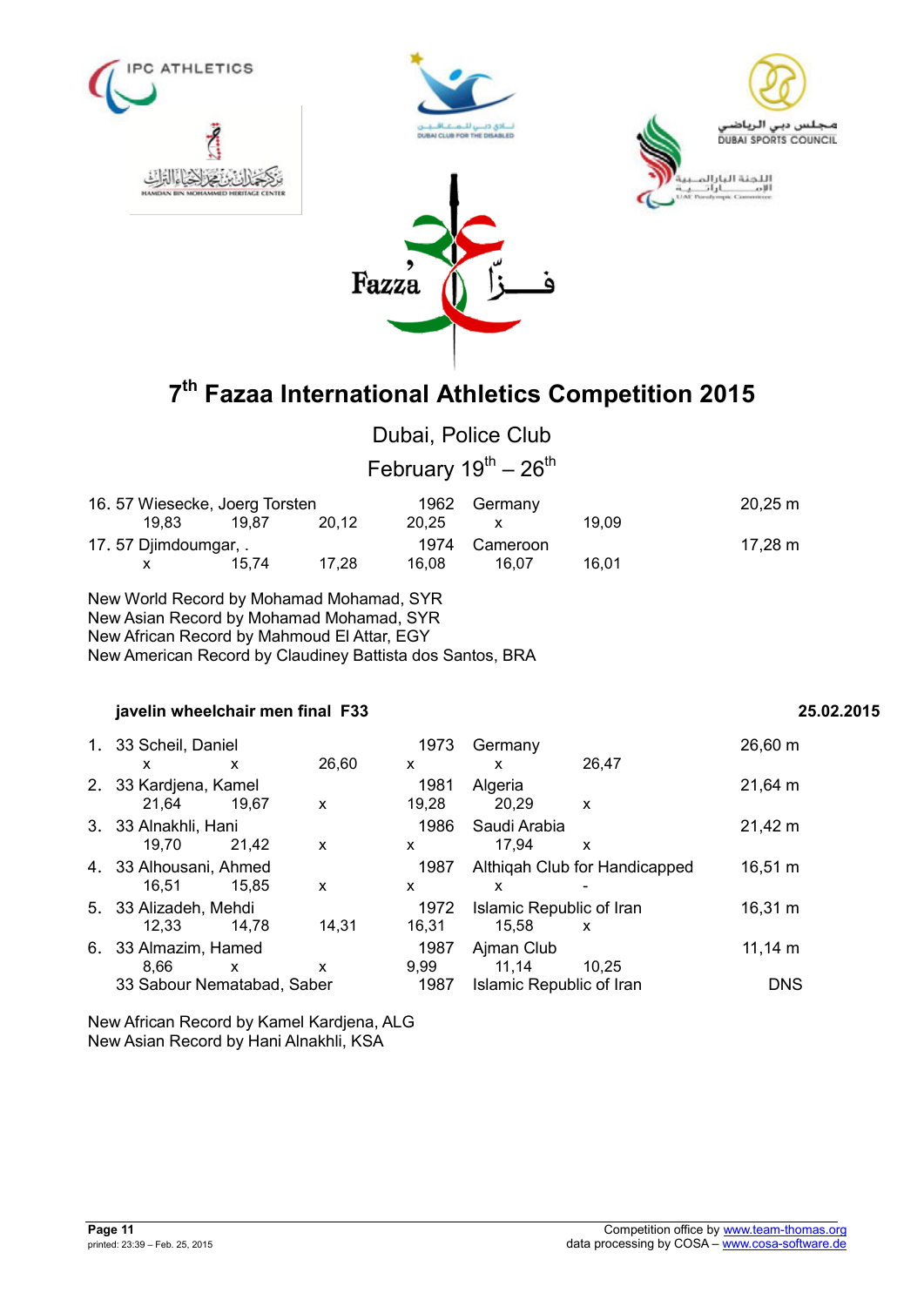# 7th Fazaa International Athletics Competition 2015

Dubai, Police Club

February 19th – 26th

| | | | | | | | |
|---|---|---|---|---|---|---|---|
| 16. 57 Wiesecke, Joerg Torsten | | | 1962 | Germany | | | 20,25 m |
| 19,83 | 19,87 | 20,12 | 20,25 | x | 19,09 | | |
| 17. 57 Djimdoumgar, . | | | 1974 | Cameroon | | | 17,28 m |
| x | 15,74 | 17,28 | 16,08 | 16,07 | 16,01 | | |

New World Record by Mohamad Mohamad, SYR
New Asian Record by Mohamad Mohamad, SYR
New African Record by Mahmoud El Attar, EGY
New American Record by Claudiney Battista dos Santos, BRA

**javelin wheelchair men final F33** **25.02.2015**

| | | | | | | | |
|---|---|---|---|---|---|---|---|
| 1. 33 Scheil, Daniel | | | 1973 | Germany | | | 26,60 m |
| x | x | 26,60 | x | x | 26,47 | | |
| 2. 33 Kardjena, Kamel | | | 1981 | Algeria | | | 21,64 m |
| 21,64 | 19,67 | x | 19,28 | 20,29 | x | | |
| 3. 33 Alnakhli, Hani | | | 1986 | Saudi Arabia | | | 21,42 m |
| 19,70 | 21,42 | x | x | 17,94 | x | | |
| 4. 33 Alhousani, Ahmed | | | 1987 | Althiqah Club for Handicapped | | | 16,51 m |
| 16,51 | 15,85 | x | x | x | - | | |
| 5. 33 Alizadeh, Mehdi | | | 1972 | Islamic Republic of Iran | | | 16,31 m |
| 12,33 | 14,78 | 14,31 | 16,31 | 15,58 | x | | |
| 6. 33 Almazim, Hamed | | | 1987 | Ajman Club | | | 11,14 m |
| 8,66 | x | x | 9,99 | 11,14 | 10,25 | | |
| 33 Sabour Nematabad, Saber | | | 1987 | Islamic Republic of Iran | | | DNS |

New African Record by Kamel Kardjena, ALG
New Asian Record by Hani Alnakhli, KSA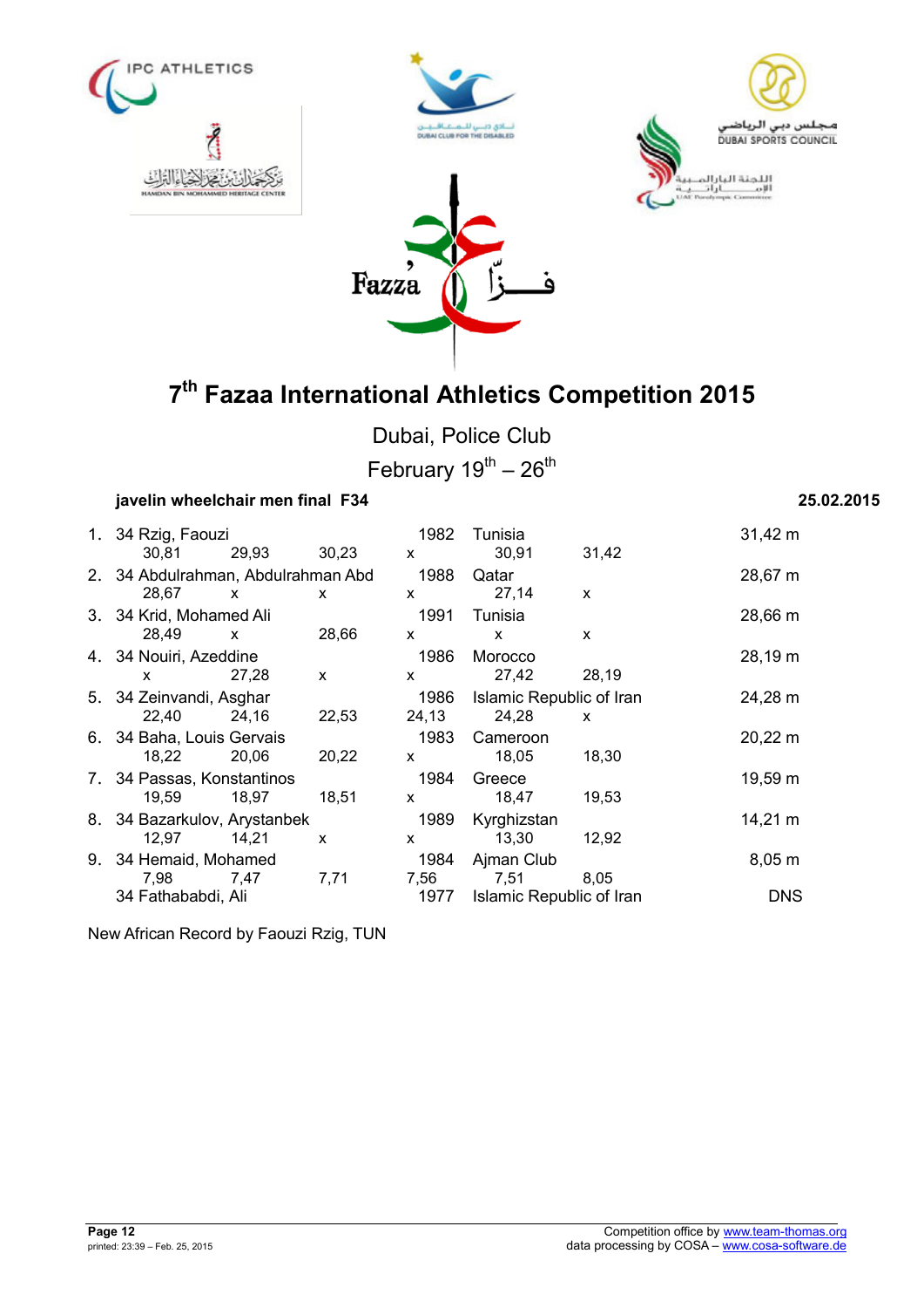# 7th Fazaa International Athletics Competition 2015

Dubai, Police Club

February 19th – 26th

**javelin wheelchair men final F34** **25.02.2015**

| Rank | Class | Name | Year | Country | Result |
|---|---|---|---|---|---|
| 1. | 34 | Rzig, Faouzi | 1982 | Tunisia | 31,42 m |
| | | 30,81 29,93 30,23 x 30,91 31,42 | | | |
| 2. | 34 | Abdulrahman, Abdulrahman Abd | 1988 | Qatar | 28,67 m |
| | | 28,67 x x x 27,14 x | | | |
| 3. | 34 | Krid, Mohamed Ali | 1991 | Tunisia | 28,66 m |
| | | 28,49 x 28,66 x x x | | | |
| 4. | 34 | Nouiri, Azeddine | 1986 | Morocco | 28,19 m |
| | | x 27,28 x x 27,42 28,19 | | | |
| 5. | 34 | Zeinvandi, Asghar | 1986 | Islamic Republic of Iran | 24,28 m |
| | | 22,40 24,16 22,53 24,13 24,28 x | | | |
| 6. | 34 | Baha, Louis Gervais | 1983 | Cameroon | 20,22 m |
| | | 18,22 20,06 20,22 x 18,05 18,30 | | | |
| 7. | 34 | Passas, Konstantinos | 1984 | Greece | 19,59 m |
| | | 19,59 18,97 18,51 x 18,47 19,53 | | | |
| 8. | 34 | Bazarkulov, Arystanbek | 1989 | Kyrghizstan | 14,21 m |
| | | 12,97 14,21 x x 13,30 12,92 | | | |
| 9. | 34 | Hemaid, Mohamed | 1984 | Ajman Club | 8,05 m |
| | | 7,98 7,47 7,71 7,56 7,51 8,05 | | | |
| | 34 | Fathababdi, Ali | 1977 | Islamic Republic of Iran | DNS |

New African Record by Faouzi Rzig, TUN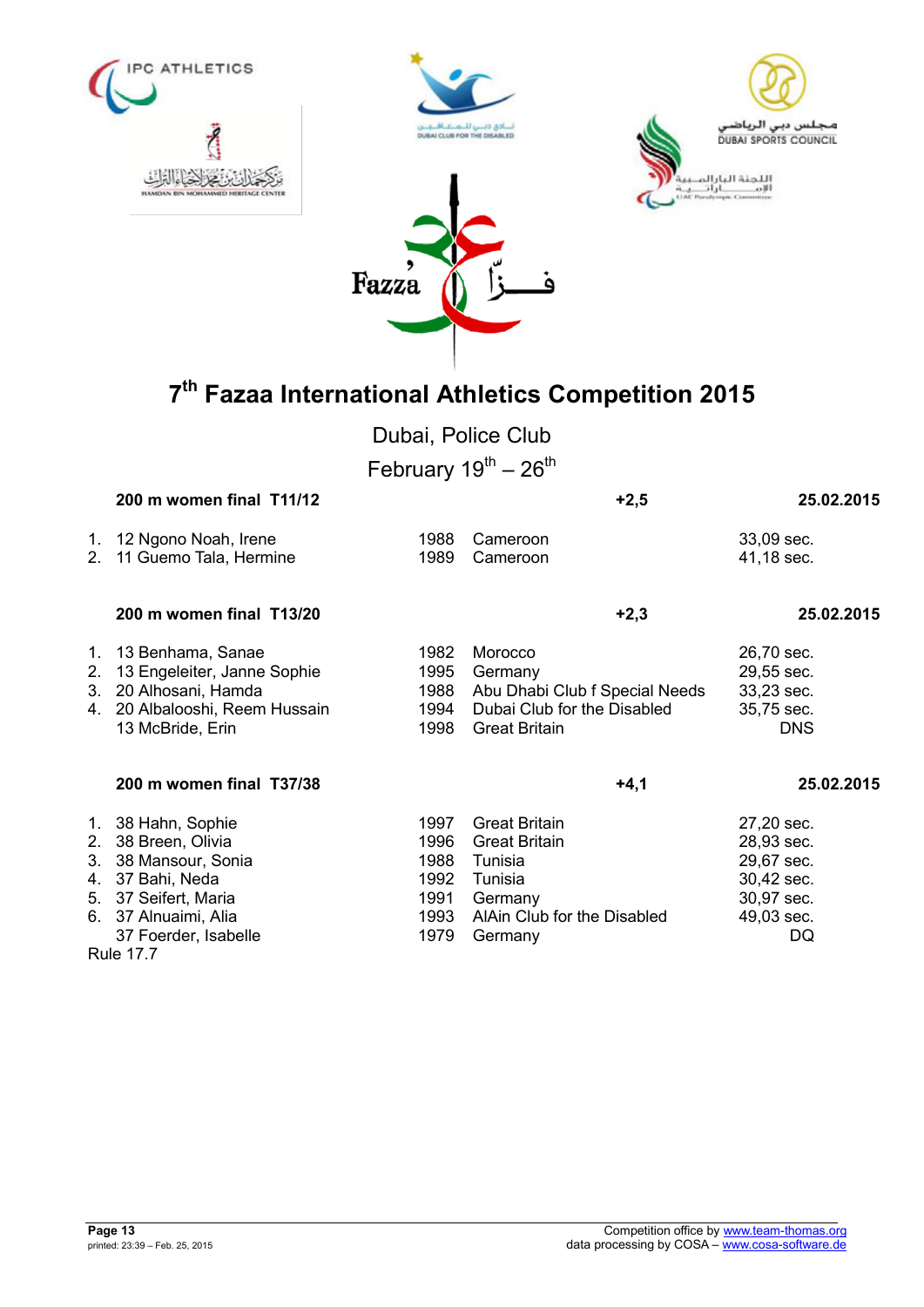# 7th Fazaa International Athletics Competition 2015

Dubai, Police Club

February 19th – 26th

**200 m women final T11/12** **+2,5** **25.02.2015**

| | Name | Year | Country | Result |
|---|---|---|---|---|
| 1. | 12 Ngono Noah, Irene | 1988 | Cameroon | 33,09 sec. |
| 2. | 11 Guemo Tala, Hermine | 1989 | Cameroon | 41,18 sec. |

**200 m women final T13/20** **+2,3** **25.02.2015**

| | Name | Year | Country | Result |
|---|---|---|---|---|
| 1. | 13 Benhama, Sanae | 1982 | Morocco | 26,70 sec. |
| 2. | 13 Engeleiter, Janne Sophie | 1995 | Germany | 29,55 sec. |
| 3. | 20 Alhosani, Hamda | 1988 | Abu Dhabi Club f Special Needs | 33,23 sec. |
| 4. | 20 Albalooshi, Reem Hussain | 1994 | Dubai Club for the Disabled | 35,75 sec. |
| | 13 McBride, Erin | 1998 | Great Britain | DNS |

**200 m women final T37/38** **+4,1** **25.02.2015**

| | Name | Year | Country | Result |
|---|---|---|---|---|
| 1. | 38 Hahn, Sophie | 1997 | Great Britain | 27,20 sec. |
| 2. | 38 Breen, Olivia | 1996 | Great Britain | 28,93 sec. |
| 3. | 38 Mansour, Sonia | 1988 | Tunisia | 29,67 sec. |
| 4. | 37 Bahi, Neda | 1992 | Tunisia | 30,42 sec. |
| 5. | 37 Seifert, Maria | 1991 | Germany | 30,97 sec. |
| 6. | 37 Alnuaimi, Alia | 1993 | AlAin Club for the Disabled | 49,03 sec. |
| | 37 Foerder, Isabelle | 1979 | Germany | DQ |

Rule 17.7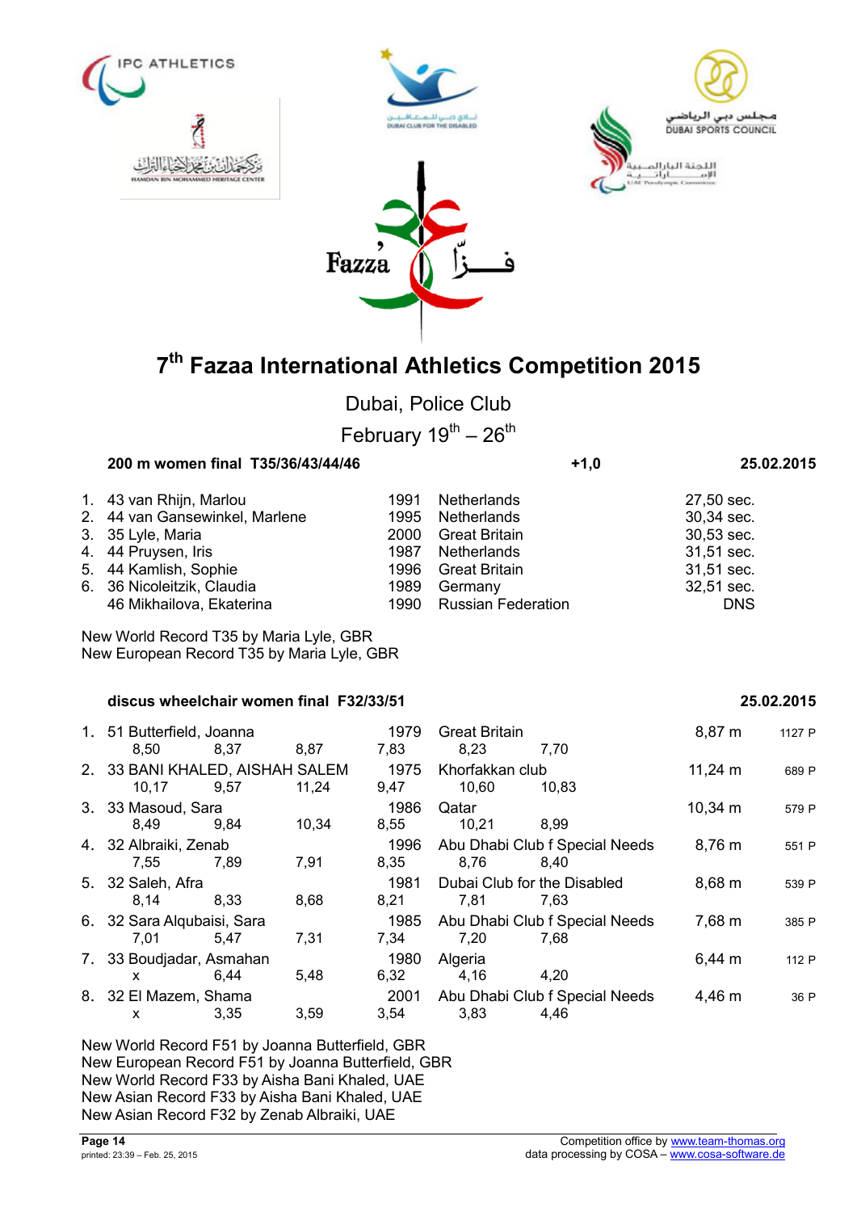# 7th Fazaa International Athletics Competition 2015

Dubai, Police Club

February 19th – 26th

### 200 m women final T35/36/43/44/46 — +1,0 — 25.02.2015

| Rank | Class | Name | Year | Country | Result |
|---|---|---|---|---|---|
| 1. | 43 | van Rhijn, Marlou | 1991 | Netherlands | 27,50 sec. |
| 2. | 44 | van Gansewinkel, Marlene | 1995 | Netherlands | 30,34 sec. |
| 3. | 35 | Lyle, Maria | 2000 | Great Britain | 30,53 sec. |
| 4. | 44 | Pruysen, Iris | 1987 | Netherlands | 31,51 sec. |
| 5. | 44 | Kamlish, Sophie | 1996 | Great Britain | 31,51 sec. |
| 6. | 36 | Nicoleitzik, Claudia | 1989 | Germany | 32,51 sec. |
| | 46 | Mikhailova, Ekaterina | 1990 | Russian Federation | DNS |

New World Record T35 by Maria Lyle, GBR
New European Record T35 by Maria Lyle, GBR

### discus wheelchair women final F32/33/51 — 25.02.2015

| Rank | Class | Name | Year | Club/Country | Result | Points |
|---|---|---|---|---|---|---|
| 1. | 51 | Butterfield, Joanna | 1979 | Great Britain | 8,87 m | 1127 P |
| | | 8,50 / 8,37 / 8,87 / 7,83 / 8,23 / 7,70 | | | | |
| 2. | 33 | BANI KHALED, AISHAH SALEM | 1975 | Khorfakkan club | 11,24 m | 689 P |
| | | 10,17 / 9,57 / 11,24 / 9,47 / 10,60 / 10,83 | | | | |
| 3. | 33 | Masoud, Sara | 1986 | Qatar | 10,34 m | 579 P |
| | | 8,49 / 9,84 / 10,34 / 8,55 / 10,21 / 8,99 | | | | |
| 4. | 32 | Albraiki, Zenab | 1996 | Abu Dhabi Club f Special Needs | 8,76 m | 551 P |
| | | 7,55 / 7,89 / 7,91 / 8,35 / 8,76 / 8,40 | | | | |
| 5. | 32 | Saleh, Afra | 1981 | Dubai Club for the Disabled | 8,68 m | 539 P |
| | | 8,14 / 8,33 / 8,68 / 8,21 / 7,81 / 7,63 | | | | |
| 6. | 32 | Sara Alqubaisi, Sara | 1985 | Abu Dhabi Club f Special Needs | 7,68 m | 385 P |
| | | 7,01 / 5,47 / 7,31 / 7,34 / 7,20 / 7,68 | | | | |
| 7. | 33 | Boudjadar, Asmahan | 1980 | Algeria | 6,44 m | 112 P |
| | | x / 6,44 / 5,48 / 6,32 / 4,16 / 4,20 | | | | |
| 8. | 32 | El Mazem, Shama | 2001 | Abu Dhabi Club f Special Needs | 4,46 m | 36 P |
| | | x / 3,35 / 3,59 / 3,54 / 3,83 / 4,46 | | | | |

New World Record F51 by Joanna Butterfield, GBR
New European Record F51 by Joanna Butterfield, GBR
New World Record F33 by Aisha Bani Khaled, UAE
New Asian Record F33 by Aisha Bani Khaled, UAE
New Asian Record F32 by Zenab Albraiki, UAE

printed: 23:39 – Feb. 25, 2015

Competition office by www.team-thomas.org
data processing by COSA – www.cosa-software.de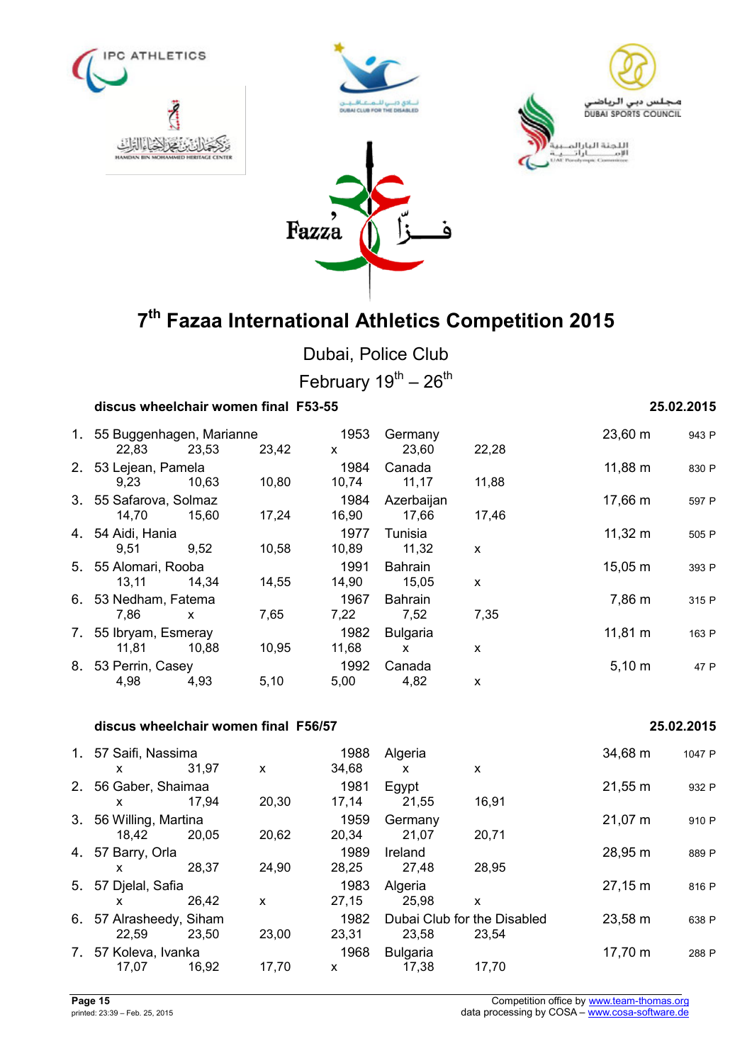# 7th Fazaa International Athletics Competition 2015

Dubai, Police Club

February 19th – 26th

## discus wheelchair women final F53-55 — 25.02.2015

| Rank | Class / Name | Year | Country | Result | Points |
|---|---|---|---|---|---|
| 1. | 55 Buggenhagen, Marianne | 1953 | Germany | 23,60 m | 943 P |
| | 22,83 / 23,53 / 23,42 / x / 23,60 / 22,28 | | | | |
| 2. | 53 Lejean, Pamela | 1984 | Canada | 11,88 m | 830 P |
| | 9,23 / 10,63 / 10,80 / 10,74 / 11,17 / 11,88 | | | | |
| 3. | 55 Safarova, Solmaz | 1984 | Azerbaijan | 17,66 m | 597 P |
| | 14,70 / 15,60 / 17,24 / 16,90 / 17,66 / 17,46 | | | | |
| 4. | 54 Aidi, Hania | 1977 | Tunisia | 11,32 m | 505 P |
| | 9,51 / 9,52 / 10,58 / 10,89 / 11,32 / x | | | | |
| 5. | 55 Alomari, Rooba | 1991 | Bahrain | 15,05 m | 393 P |
| | 13,11 / 14,34 / 14,55 / 14,90 / 15,05 / x | | | | |
| 6. | 53 Nedham, Fatema | 1967 | Bahrain | 7,86 m | 315 P |
| | 7,86 / x / 7,65 / 7,22 / 7,52 / 7,35 | | | | |
| 7. | 55 Ibryam, Esmeray | 1982 | Bulgaria | 11,81 m | 163 P |
| | 11,81 / 10,88 / 10,95 / 11,68 / x / x | | | | |
| 8. | 53 Perrin, Casey | 1992 | Canada | 5,10 m | 47 P |
| | 4,98 / 4,93 / 5,10 / 5,00 / 4,82 / x | | | | |

## discus wheelchair women final F56/57 — 25.02.2015

| Rank | Class / Name | Year | Country | Result | Points |
|---|---|---|---|---|---|
| 1. | 57 Saifi, Nassima | 1988 | Algeria | 34,68 m | 1047 P |
| | x / 31,97 / x / 34,68 / x / x | | | | |
| 2. | 56 Gaber, Shaimaa | 1981 | Egypt | 21,55 m | 932 P |
| | x / 17,94 / 20,30 / 17,14 / 21,55 / 16,91 | | | | |
| 3. | 56 Willing, Martina | 1959 | Germany | 21,07 m | 910 P |
| | 18,42 / 20,05 / 20,62 / 20,34 / 21,07 / 20,71 | | | | |
| 4. | 57 Barry, Orla | 1989 | Ireland | 28,95 m | 889 P |
| | x / 28,37 / 24,90 / 28,25 / 27,48 / 28,95 | | | | |
| 5. | 57 Djelal, Safia | 1983 | Algeria | 27,15 m | 816 P |
| | x / 26,42 / x / 27,15 / 25,98 / x | | | | |
| 6. | 57 Alrasheedy, Siham | 1982 | Dubai Club for the Disabled | 23,58 m | 638 P |
| | 22,59 / 23,50 / 23,00 / 23,31 / 23,58 / 23,54 | | | | |
| 7. | 57 Koleva, Ivanka | 1968 | Bulgaria | 17,70 m | 288 P |
| | 17,07 / 16,92 / 17,70 / x / 17,38 / 17,70 | | | | |

printed: 23:39 – Feb. 25, 2015

Competition office by www.team-thomas.org
data processing by COSA – www.cosa-software.de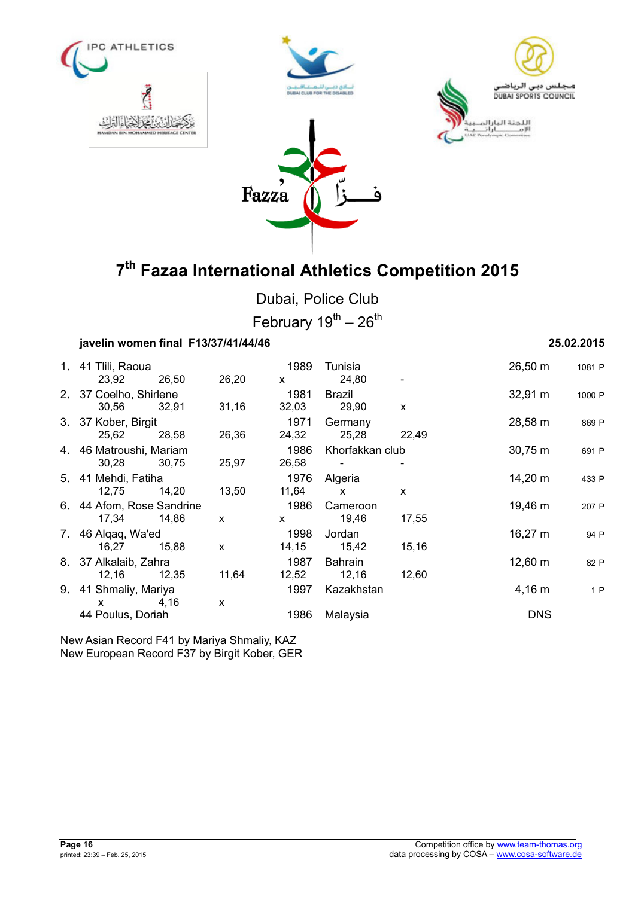# 7th Fazaa International Athletics Competition 2015

Dubai, Police Club

February 19th – 26th

**javelin women final F13/37/41/44/46** **25.02.2015**

| | | | | | | | | | |
|---|---|---|---|---|---|---|---|---|---|
| 1. | 41 Tlili, Raoua | | | 1989 | Tunisia | | | 26,50 m | 1081 P |
| | 23,92 | 26,50 | 26,20 | x | 24,80 | - | | | |
| 2. | 37 Coelho, Shirlene | | | 1981 | Brazil | | | 32,91 m | 1000 P |
| | 30,56 | 32,91 | 31,16 | 32,03 | 29,90 | x | | | |
| 3. | 37 Kober, Birgit | | | 1971 | Germany | | | 28,58 m | 869 P |
| | 25,62 | 28,58 | 26,36 | 24,32 | 25,28 | 22,49 | | | |
| 4. | 46 Matroushi, Mariam | | | 1986 | Khorfakkan club | | | 30,75 m | 691 P |
| | 30,28 | 30,75 | 25,97 | 26,58 | - | - | | | |
| 5. | 41 Mehdi, Fatiha | | | 1976 | Algeria | | | 14,20 m | 433 P |
| | 12,75 | 14,20 | 13,50 | 11,64 | x | x | | | |
| 6. | 44 Afom, Rose Sandrine | | | 1986 | Cameroon | | | 19,46 m | 207 P |
| | 17,34 | 14,86 | x | x | 19,46 | 17,55 | | | |
| 7. | 46 Alqaq, Wa'ed | | | 1998 | Jordan | | | 16,27 m | 94 P |
| | 16,27 | 15,88 | x | 14,15 | 15,42 | 15,16 | | | |
| 8. | 37 Alkalaib, Zahra | | | 1987 | Bahrain | | | 12,60 m | 82 P |
| | 12,16 | 12,35 | 11,64 | 12,52 | 12,16 | 12,60 | | | |
| 9. | 41 Shmaliy, Mariya | | | 1997 | Kazakhstan | | | 4,16 m | 1 P |
| | x | 4,16 | x | | | | | | |
| | 44 Poulus, Doriah | | | 1986 | Malaysia | | | DNS | |

New Asian Record F41 by Mariya Shmaliy, KAZ

New European Record F37 by Birgit Kober, GER

Competition office by www.team-thomas.org

data processing by COSA – www.cosa-software.de